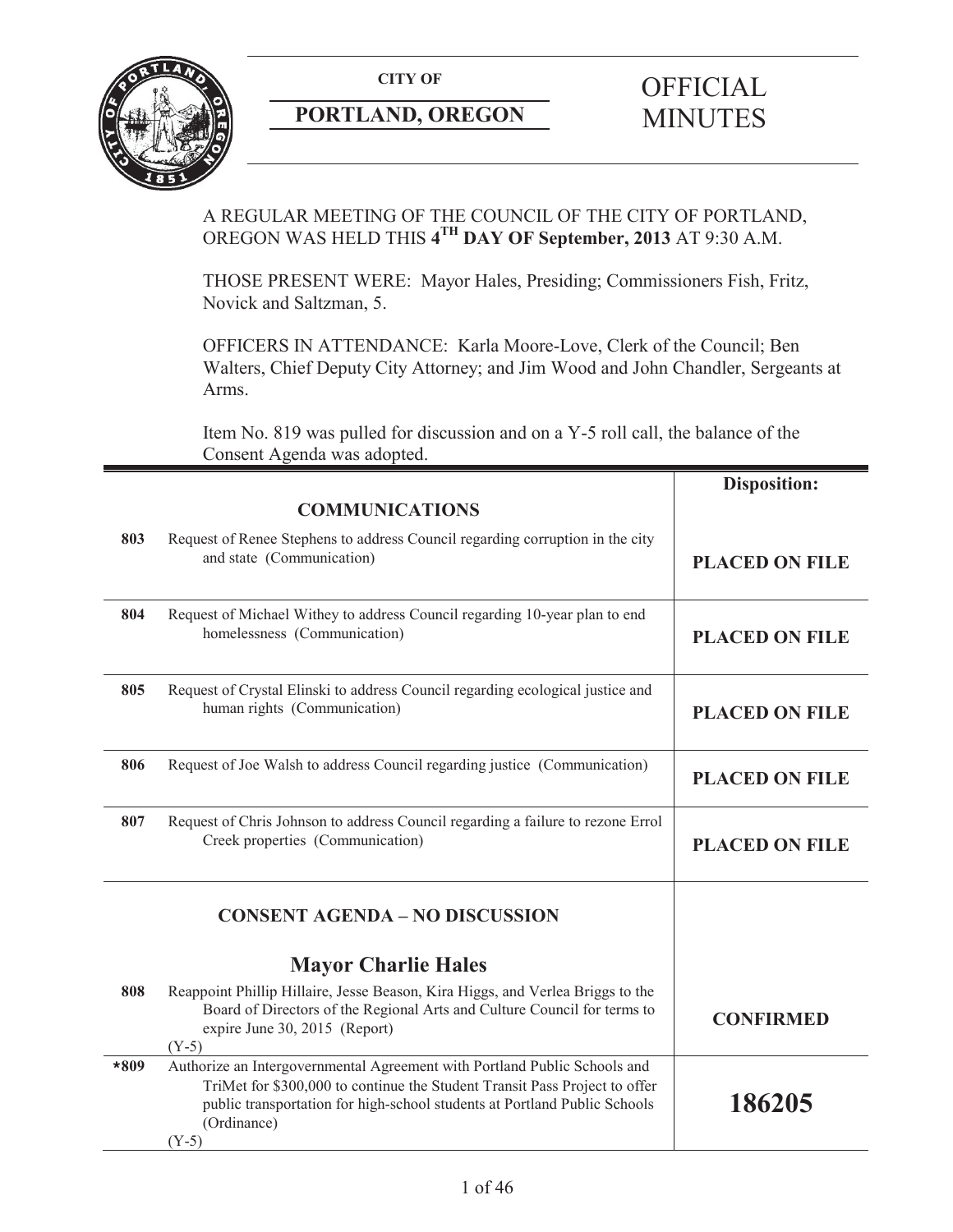**CITY OF**

**PORTLAND, OREGON**

# OFFICIAL MINUTES

A REGULAR MEETING OF THE COUNCIL OF THE CITY OF PORTLAND, OREGON WAS HELD THIS **4TH DAY OF September, 2013** AT 9:30 A.M.

THOSE PRESENT WERE: Mayor Hales, Presiding; Commissioners Fish, Fritz, Novick and Saltzman, 5.

OFFICERS IN ATTENDANCE: Karla Moore-Love, Clerk of the Council; Ben Walters, Chief Deputy City Attorney; and Jim Wood and John Chandler, Sergeants at Arms.

Item No. 819 was pulled for discussion and on a Y-5 roll call, the balance of the Consent Agenda was adopted.

| | | **Disposition:** |
|---|---|---|
| | **COMMUNICATIONS** | |
| **803** | Request of Renee Stephens to address Council regarding corruption in the city and state (Communication) | **PLACED ON FILE** |
| **804** | Request of Michael Withey to address Council regarding 10-year plan to end homelessness (Communication) | **PLACED ON FILE** |
| **805** | Request of Crystal Elinski to address Council regarding ecological justice and human rights (Communication) | **PLACED ON FILE** |
| **806** | Request of Joe Walsh to address Council regarding justice (Communication) | **PLACED ON FILE** |
| **807** | Request of Chris Johnson to address Council regarding a failure to rezone Errol Creek properties (Communication) | **PLACED ON FILE** |
| | **CONSENT AGENDA – NO DISCUSSION** | |
| | **Mayor Charlie Hales** | |
| **808** | Reappoint Phillip Hillaire, Jesse Beason, Kira Higgs, and Verlea Briggs to the Board of Directors of the Regional Arts and Culture Council for terms to expire June 30, 2015 (Report) (Y-5) | **CONFIRMED** |
| ***809** | Authorize an Intergovernmental Agreement with Portland Public Schools and TriMet for $300,000 to continue the Student Transit Pass Project to offer public transportation for high-school students at Portland Public Schools (Ordinance) (Y-5) | **186205** |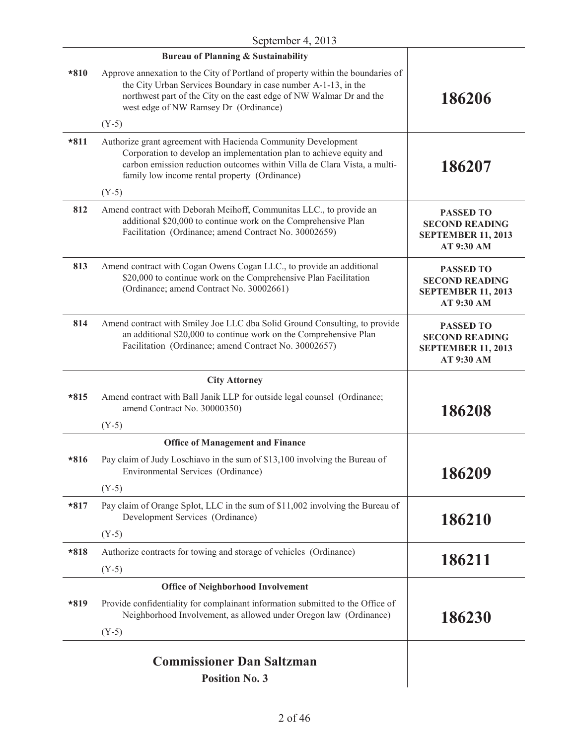September 4, 2013

| | Bureau of Planning & Sustainability | |
|---|---|---|
| *810 | Approve annexation to the City of Portland of property within the boundaries of the City Urban Services Boundary in case number A-1-13, in the northwest part of the City on the east edge of NW Walmar Dr and the west edge of NW Ramsey Dr (Ordinance)<br><br>(Y-5) | **186206** |
| *811 | Authorize grant agreement with Hacienda Community Development Corporation to develop an implementation plan to achieve equity and carbon emission reduction outcomes within Villa de Clara Vista, a multi-family low income rental property (Ordinance)<br><br>(Y-5) | **186207** |
| 812 | Amend contract with Deborah Meihoff, Communitas LLC., to provide an additional $20,000 to continue work on the Comprehensive Plan Facilitation (Ordinance; amend Contract No. 30002659) | **PASSED TO SECOND READING SEPTEMBER 11, 2013 AT 9:30 AM** |
| 813 | Amend contract with Cogan Owens Cogan LLC., to provide an additional $20,000 to continue work on the Comprehensive Plan Facilitation (Ordinance; amend Contract No. 30002661) | **PASSED TO SECOND READING SEPTEMBER 11, 2013 AT 9:30 AM** |
| 814 | Amend contract with Smiley Joe LLC dba Solid Ground Consulting, to provide an additional $20,000 to continue work on the Comprehensive Plan Facilitation (Ordinance; amend Contract No. 30002657) | **PASSED TO SECOND READING SEPTEMBER 11, 2013 AT 9:30 AM** |
| | **City Attorney** | |
| *815 | Amend contract with Ball Janik LLP for outside legal counsel (Ordinance; amend Contract No. 30000350)<br><br>(Y-5) | **186208** |
| | **Office of Management and Finance** | |
| *816 | Pay claim of Judy Loschiavo in the sum of $13,100 involving the Bureau of Environmental Services (Ordinance)<br><br>(Y-5) | **186209** |
| *817 | Pay claim of Orange Splot, LLC in the sum of $11,002 involving the Bureau of Development Services (Ordinance)<br><br>(Y-5) | **186210** |
| *818 | Authorize contracts for towing and storage of vehicles (Ordinance)<br><br>(Y-5) | **186211** |
| | **Office of Neighborhood Involvement** | |
| *819 | Provide confidentiality for complainant information submitted to the Office of Neighborhood Involvement, as allowed under Oregon law (Ordinance)<br><br>(Y-5) | **186230** |

## Commissioner Dan Saltzman

### Position No. 3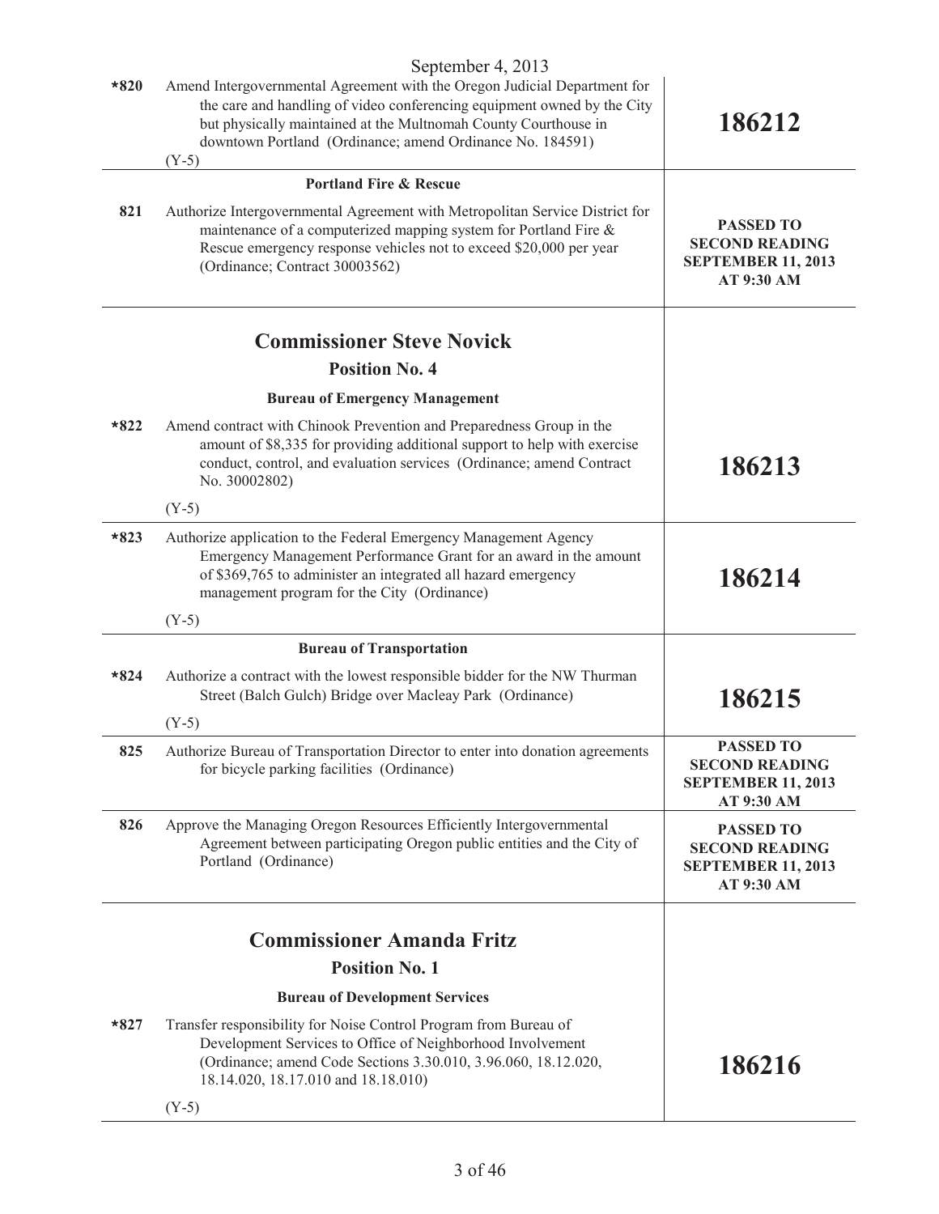September 4, 2013

| | | |
|---|---|---|
| *820 | Amend Intergovernmental Agreement with the Oregon Judicial Department for the care and handling of video conferencing equipment owned by the City but physically maintained at the Multnomah County Courthouse in downtown Portland (Ordinance; amend Ordinance No. 184591)<br><br>(Y-5) | **186212** |
| | **Portland Fire & Rescue** | |
| 821 | Authorize Intergovernmental Agreement with Metropolitan Service District for maintenance of a computerized mapping system for Portland Fire & Rescue emergency response vehicles not to exceed $20,000 per year (Ordinance; Contract 30003562) | **PASSED TO SECOND READING SEPTEMBER 11, 2013 AT 9:30 AM** |

## Commissioner Steve Novick

### Position No. 4

| | | |
|---|---|---|
| | **Bureau of Emergency Management** | |
| *822 | Amend contract with Chinook Prevention and Preparedness Group in the amount of $8,335 for providing additional support to help with exercise conduct, control, and evaluation services (Ordinance; amend Contract No. 30002802)<br><br>(Y-5) | **186213** |
| *823 | Authorize application to the Federal Emergency Management Agency Emergency Management Performance Grant for an award in the amount of $369,765 to administer an integrated all hazard emergency management program for the City (Ordinance)<br><br>(Y-5) | **186214** |
| | **Bureau of Transportation** | |
| *824 | Authorize a contract with the lowest responsible bidder for the NW Thurman Street (Balch Gulch) Bridge over Macleay Park (Ordinance)<br><br>(Y-5) | **186215** |
| 825 | Authorize Bureau of Transportation Director to enter into donation agreements for bicycle parking facilities (Ordinance) | **PASSED TO SECOND READING SEPTEMBER 11, 2013 AT 9:30 AM** |
| 826 | Approve the Managing Oregon Resources Efficiently Intergovernmental Agreement between participating Oregon public entities and the City of Portland (Ordinance) | **PASSED TO SECOND READING SEPTEMBER 11, 2013 AT 9:30 AM** |

## Commissioner Amanda Fritz

### Position No. 1

| | | |
|---|---|---|
| | **Bureau of Development Services** | |
| *827 | Transfer responsibility for Noise Control Program from Bureau of Development Services to Office of Neighborhood Involvement (Ordinance; amend Code Sections 3.30.010, 3.96.060, 18.12.020, 18.14.020, 18.17.010 and 18.18.010)<br><br>(Y-5) | **186216** |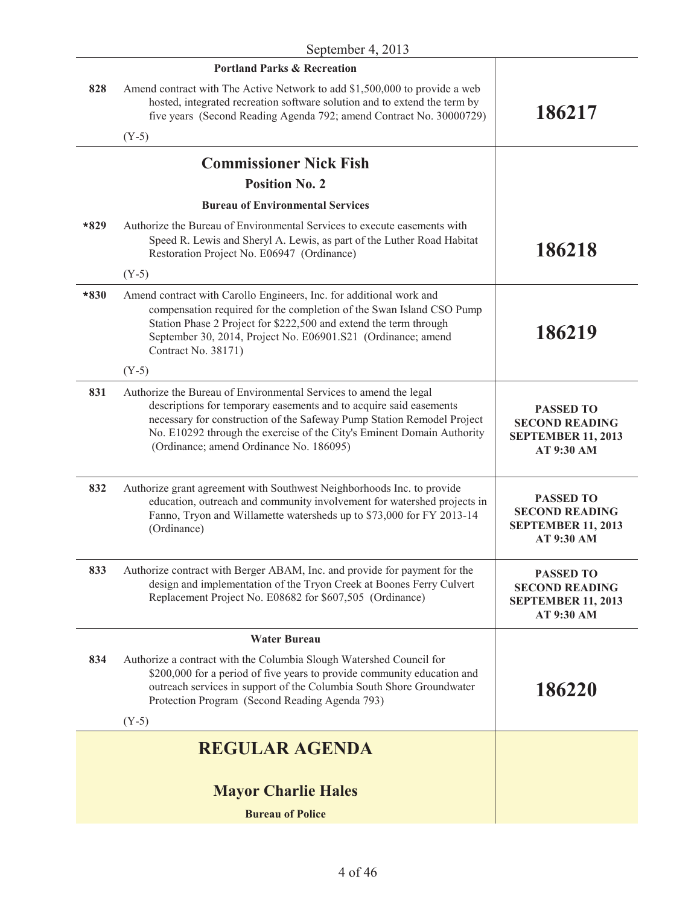**Portland Parks & Recreation**

| | | |
|---|---|---|
| 828 | Amend contract with The Active Network to add $1,500,000 to provide a web hosted, integrated recreation software solution and to extend the term by five years (Second Reading Agenda 792; amend Contract No. 30000729)<br><br>(Y-5) | **186217** |

## Commissioner Nick Fish

### Position No. 2

**Bureau of Environmental Services**

| | | |
|---|---|---|
| *829 | Authorize the Bureau of Environmental Services to execute easements with Speed R. Lewis and Sheryl A. Lewis, as part of the Luther Road Habitat Restoration Project No. E06947 (Ordinance)<br><br>(Y-5) | **186218** |
| *830 | Amend contract with Carollo Engineers, Inc. for additional work and compensation required for the completion of the Swan Island CSO Pump Station Phase 2 Project for $222,500 and extend the term through September 30, 2014, Project No. E06901.S21 (Ordinance; amend Contract No. 38171)<br><br>(Y-5) | **186219** |
| 831 | Authorize the Bureau of Environmental Services to amend the legal descriptions for temporary easements and to acquire said easements necessary for construction of the Safeway Pump Station Remodel Project No. E10292 through the exercise of the City's Eminent Domain Authority (Ordinance; amend Ordinance No. 186095) | **PASSED TO SECOND READING SEPTEMBER 11, 2013 AT 9:30 AM** |
| 832 | Authorize grant agreement with Southwest Neighborhoods Inc. to provide education, outreach and community involvement for watershed projects in Fanno, Tryon and Willamette watersheds up to $73,000 for FY 2013-14 (Ordinance) | **PASSED TO SECOND READING SEPTEMBER 11, 2013 AT 9:30 AM** |
| 833 | Authorize contract with Berger ABAM, Inc. and provide for payment for the design and implementation of the Tryon Creek at Boones Ferry Culvert Replacement Project No. E08682 for $607,505 (Ordinance) | **PASSED TO SECOND READING SEPTEMBER 11, 2013 AT 9:30 AM** |

**Water Bureau**

| | | |
|---|---|---|
| 834 | Authorize a contract with the Columbia Slough Watershed Council for $200,000 for a period of five years to provide community education and outreach services in support of the Columbia South Shore Groundwater Protection Program (Second Reading Agenda 793)<br><br>(Y-5) | **186220** |

# REGULAR AGENDA

## Mayor Charlie Hales

**Bureau of Police**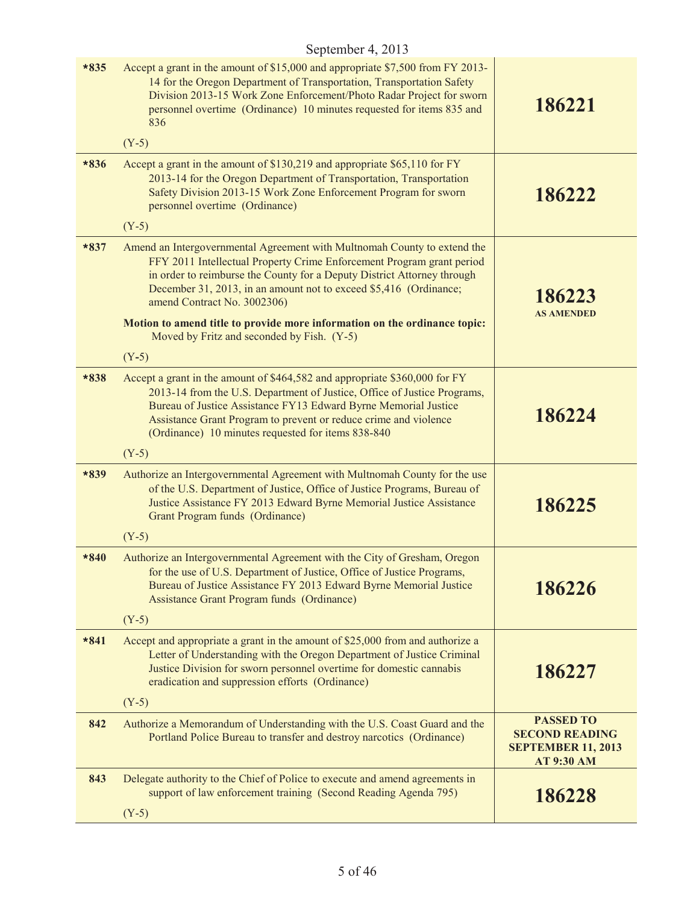September 4, 2013

| | | |
|---|---|---|
| *835 | Accept a grant in the amount of $15,000 and appropriate $7,500 from FY 2013-14 for the Oregon Department of Transportation, Transportation Safety Division 2013-15 Work Zone Enforcement/Photo Radar Project for sworn personnel overtime (Ordinance) 10 minutes requested for items 835 and 836<br><br>(Y-5) | **186221** |
| *836 | Accept a grant in the amount of $130,219 and appropriate $65,110 for FY 2013-14 for the Oregon Department of Transportation, Transportation Safety Division 2013-15 Work Zone Enforcement Program for sworn personnel overtime (Ordinance)<br><br>(Y-5) | **186222** |
| *837 | Amend an Intergovernmental Agreement with Multnomah County to extend the FFY 2011 Intellectual Property Crime Enforcement Program grant period in order to reimburse the County for a Deputy District Attorney through December 31, 2013, in an amount not to exceed $5,416 (Ordinance; amend Contract No. 3002306)<br><br>**Motion to amend title to provide more information on the ordinance topic:** Moved by Fritz and seconded by Fish. (Y-5)<br><br>(Y-5) | **186223**<br>**AS AMENDED** |
| *838 | Accept a grant in the amount of $464,582 and appropriate $360,000 for FY 2013-14 from the U.S. Department of Justice, Office of Justice Programs, Bureau of Justice Assistance FY13 Edward Byrne Memorial Justice Assistance Grant Program to prevent or reduce crime and violence (Ordinance) 10 minutes requested for items 838-840<br><br>(Y-5) | **186224** |
| *839 | Authorize an Intergovernmental Agreement with Multnomah County for the use of the U.S. Department of Justice, Office of Justice Programs, Bureau of Justice Assistance FY 2013 Edward Byrne Memorial Justice Assistance Grant Program funds (Ordinance)<br><br>(Y-5) | **186225** |
| *840 | Authorize an Intergovernmental Agreement with the City of Gresham, Oregon for the use of U.S. Department of Justice, Office of Justice Programs, Bureau of Justice Assistance FY 2013 Edward Byrne Memorial Justice Assistance Grant Program funds (Ordinance)<br><br>(Y-5) | **186226** |
| *841 | Accept and appropriate a grant in the amount of $25,000 from and authorize a Letter of Understanding with the Oregon Department of Justice Criminal Justice Division for sworn personnel overtime for domestic cannabis eradication and suppression efforts (Ordinance)<br><br>(Y-5) | **186227** |
| 842 | Authorize a Memorandum of Understanding with the U.S. Coast Guard and the Portland Police Bureau to transfer and destroy narcotics (Ordinance) | **PASSED TO SECOND READING SEPTEMBER 11, 2013 AT 9:30 AM** |
| 843 | Delegate authority to the Chief of Police to execute and amend agreements in support of law enforcement training (Second Reading Agenda 795)<br><br>(Y-5) | **186228** |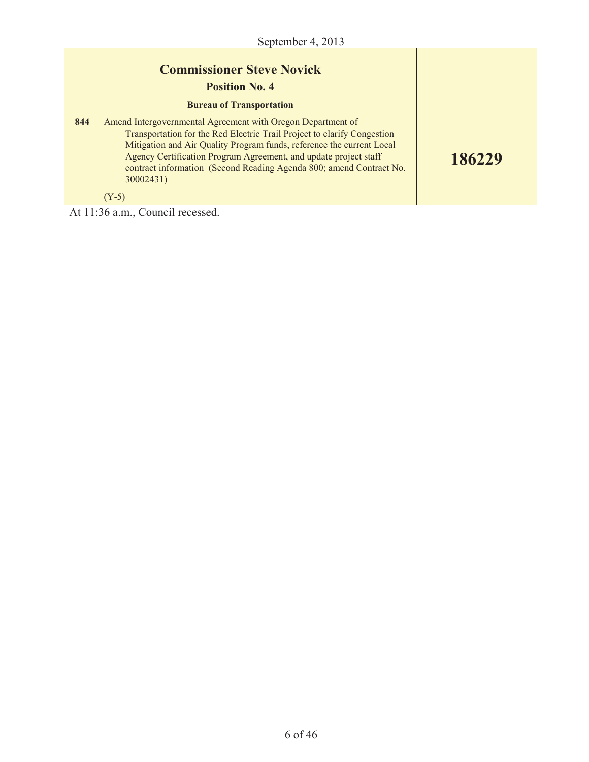September 4, 2013

## Commissioner Steve Novick

### Position No. 4

**Bureau of Transportation**

| | | |
|---|---|---|
| **844** | Amend Intergovernmental Agreement with Oregon Department of Transportation for the Red Electric Trail Project to clarify Congestion Mitigation and Air Quality Program funds, reference the current Local Agency Certification Program Agreement, and update project staff contract information (Second Reading Agenda 800; amend Contract No. 30002431)<br><br>(Y-5) | **186229** |

At 11:36 a.m., Council recessed.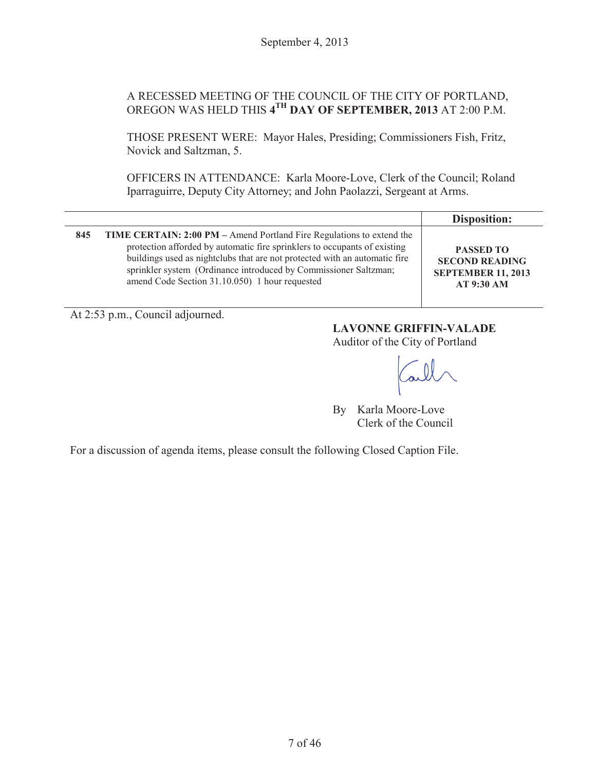September 4, 2013

A RECESSED MEETING OF THE COUNCIL OF THE CITY OF PORTLAND, OREGON WAS HELD THIS **4TH DAY OF SEPTEMBER, 2013** AT 2:00 P.M.

THOSE PRESENT WERE: Mayor Hales, Presiding; Commissioners Fish, Fritz, Novick and Saltzman, 5.

OFFICERS IN ATTENDANCE: Karla Moore-Love, Clerk of the Council; Roland Iparraguirre, Deputy City Attorney; and John Paolazzi, Sergeant at Arms.

| | | **Disposition:** |
|---|---|---|
| **845** | **TIME CERTAIN: 2:00 PM –** Amend Portland Fire Regulations to extend the protection afforded by automatic fire sprinklers to occupants of existing buildings used as nightclubs that are not protected with an automatic fire sprinkler system (Ordinance introduced by Commissioner Saltzman; amend Code Section 31.10.050) 1 hour requested | **PASSED TO SECOND READING SEPTEMBER 11, 2013 AT 9:30 AM** |

At 2:53 p.m., Council adjourned.

**LAVONNE GRIFFIN-VALADE**
Auditor of the City of Portland

By Karla Moore-Love
Clerk of the Council

For a discussion of agenda items, please consult the following Closed Caption File.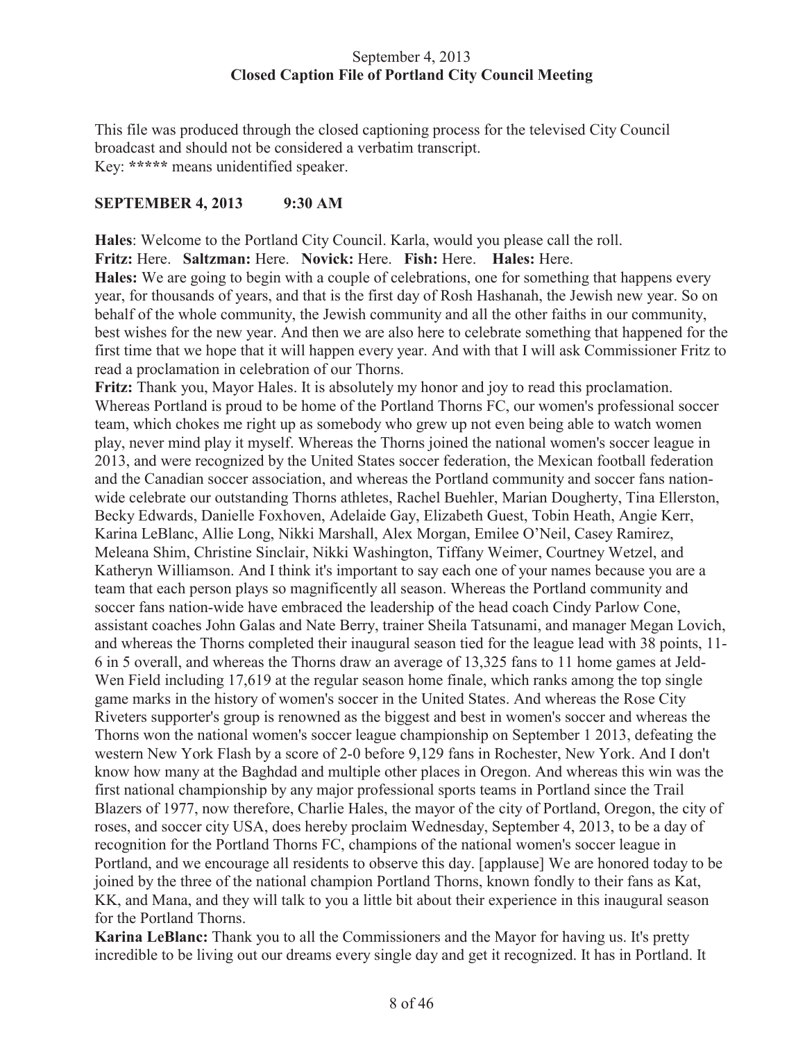September 4, 2013
**Closed Caption File of Portland City Council Meeting**

This file was produced through the closed captioning process for the televised City Council broadcast and should not be considered a verbatim transcript.
Key: ***** means unidentified speaker.

**SEPTEMBER 4, 2013 9:30 AM**

**Hales**: Welcome to the Portland City Council. Karla, would you please call the roll.
**Fritz:** Here. **Saltzman:** Here. **Novick:** Here. **Fish:** Here. **Hales:** Here.
**Hales:** We are going to begin with a couple of celebrations, one for something that happens every year, for thousands of years, and that is the first day of Rosh Hashanah, the Jewish new year. So on behalf of the whole community, the Jewish community and all the other faiths in our community, best wishes for the new year. And then we are also here to celebrate something that happened for the first time that we hope that it will happen every year. And with that I will ask Commissioner Fritz to read a proclamation in celebration of our Thorns.
**Fritz:** Thank you, Mayor Hales. It is absolutely my honor and joy to read this proclamation. Whereas Portland is proud to be home of the Portland Thorns FC, our women's professional soccer team, which chokes me right up as somebody who grew up not even being able to watch women play, never mind play it myself. Whereas the Thorns joined the national women's soccer league in 2013, and were recognized by the United States soccer federation, the Mexican football federation and the Canadian soccer association, and whereas the Portland community and soccer fans nation-wide celebrate our outstanding Thorns athletes, Rachel Buehler, Marian Dougherty, Tina Ellerston, Becky Edwards, Danielle Foxhoven, Adelaide Gay, Elizabeth Guest, Tobin Heath, Angie Kerr, Karina LeBlanc, Allie Long, Nikki Marshall, Alex Morgan, Emilee O'Neil, Casey Ramirez, Meleana Shim, Christine Sinclair, Nikki Washington, Tiffany Weimer, Courtney Wetzel, and Katheryn Williamson. And I think it's important to say each one of your names because you are a team that each person plays so magnificently all season. Whereas the Portland community and soccer fans nation-wide have embraced the leadership of the head coach Cindy Parlow Cone, assistant coaches John Galas and Nate Berry, trainer Sheila Tatsunami, and manager Megan Lovich, and whereas the Thorns completed their inaugural season tied for the league lead with 38 points, 11-6 in 5 overall, and whereas the Thorns draw an average of 13,325 fans to 11 home games at Jeld-Wen Field including 17,619 at the regular season home finale, which ranks among the top single game marks in the history of women's soccer in the United States. And whereas the Rose City Riveters supporter's group is renowned as the biggest and best in women's soccer and whereas the Thorns won the national women's soccer league championship on September 1 2013, defeating the western New York Flash by a score of 2-0 before 9,129 fans in Rochester, New York. And I don't know how many at the Baghdad and multiple other places in Oregon. And whereas this win was the first national championship by any major professional sports teams in Portland since the Trail Blazers of 1977, now therefore, Charlie Hales, the mayor of the city of Portland, Oregon, the city of roses, and soccer city USA, does hereby proclaim Wednesday, September 4, 2013, to be a day of recognition for the Portland Thorns FC, champions of the national women's soccer league in Portland, and we encourage all residents to observe this day. [applause] We are honored today to be joined by the three of the national champion Portland Thorns, known fondly to their fans as Kat, KK, and Mana, and they will talk to you a little bit about their experience in this inaugural season for the Portland Thorns.
**Karina LeBlanc:** Thank you to all the Commissioners and the Mayor for having us. It's pretty incredible to be living out our dreams every single day and get it recognized. It has in Portland. It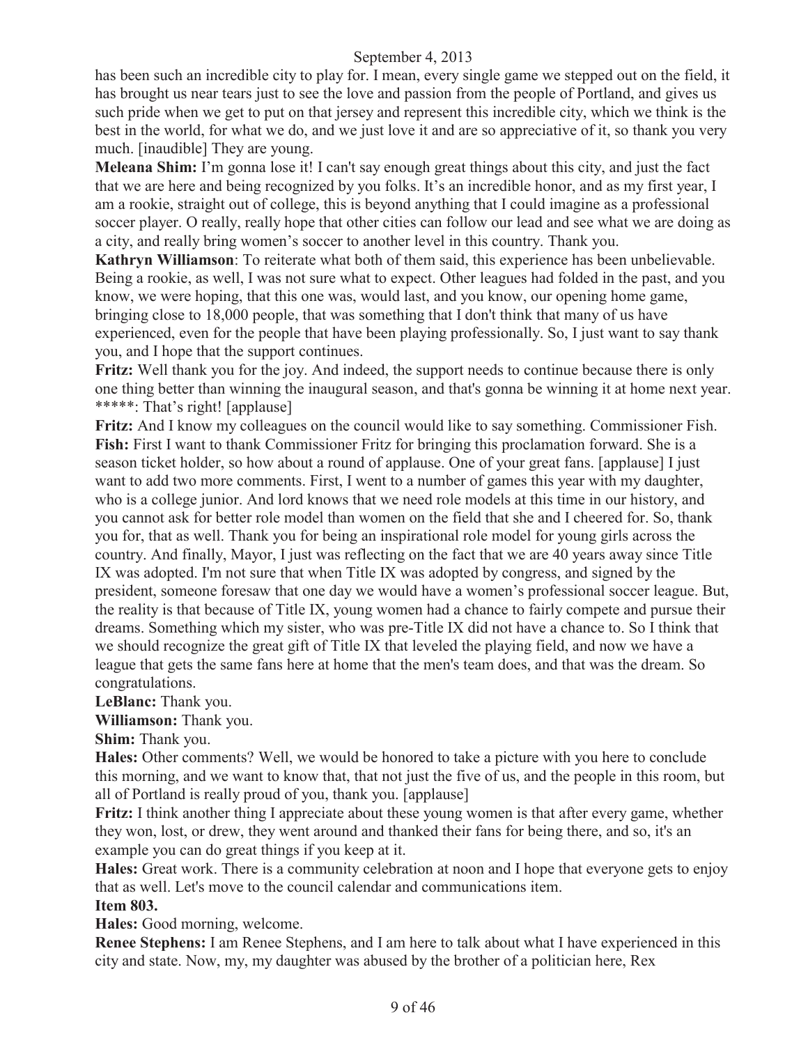has been such an incredible city to play for. I mean, every single game we stepped out on the field, it has brought us near tears just to see the love and passion from the people of Portland, and gives us such pride when we get to put on that jersey and represent this incredible city, which we think is the best in the world, for what we do, and we just love it and are so appreciative of it, so thank you very much. [inaudible] They are young.

**Meleana Shim:** I'm gonna lose it! I can't say enough great things about this city, and just the fact that we are here and being recognized by you folks. It's an incredible honor, and as my first year, I am a rookie, straight out of college, this is beyond anything that I could imagine as a professional soccer player. O really, really hope that other cities can follow our lead and see what we are doing as a city, and really bring women's soccer to another level in this country. Thank you.

**Kathryn Williamson**: To reiterate what both of them said, this experience has been unbelievable. Being a rookie, as well, I was not sure what to expect. Other leagues had folded in the past, and you know, we were hoping, that this one was, would last, and you know, our opening home game, bringing close to 18,000 people, that was something that I don't think that many of us have experienced, even for the people that have been playing professionally. So, I just want to say thank you, and I hope that the support continues.

**Fritz:** Well thank you for the joy. And indeed, the support needs to continue because there is only one thing better than winning the inaugural season, and that's gonna be winning it at home next year.

*****: That's right! [applause]

**Fritz:** And I know my colleagues on the council would like to say something. Commissioner Fish.

**Fish:** First I want to thank Commissioner Fritz for bringing this proclamation forward. She is a season ticket holder, so how about a round of applause. One of your great fans. [applause] I just want to add two more comments. First, I went to a number of games this year with my daughter, who is a college junior. And lord knows that we need role models at this time in our history, and you cannot ask for better role model than women on the field that she and I cheered for. So, thank you for, that as well. Thank you for being an inspirational role model for young girls across the country. And finally, Mayor, I just was reflecting on the fact that we are 40 years away since Title IX was adopted. I'm not sure that when Title IX was adopted by congress, and signed by the president, someone foresaw that one day we would have a women's professional soccer league. But, the reality is that because of Title IX, young women had a chance to fairly compete and pursue their dreams. Something which my sister, who was pre-Title IX did not have a chance to. So I think that we should recognize the great gift of Title IX that leveled the playing field, and now we have a league that gets the same fans here at home that the men's team does, and that was the dream. So congratulations.

**LeBlanc:** Thank you.

**Williamson:** Thank you.

**Shim:** Thank you.

**Hales:** Other comments? Well, we would be honored to take a picture with you here to conclude this morning, and we want to know that, that not just the five of us, and the people in this room, but all of Portland is really proud of you, thank you. [applause]

**Fritz:** I think another thing I appreciate about these young women is that after every game, whether they won, lost, or drew, they went around and thanked their fans for being there, and so, it's an example you can do great things if you keep at it.

**Hales:** Great work. There is a community celebration at noon and I hope that everyone gets to enjoy that as well. Let's move to the council calendar and communications item.

**Item 803.**

**Hales:** Good morning, welcome.

**Renee Stephens:** I am Renee Stephens, and I am here to talk about what I have experienced in this city and state. Now, my, my daughter was abused by the brother of a politician here, Rex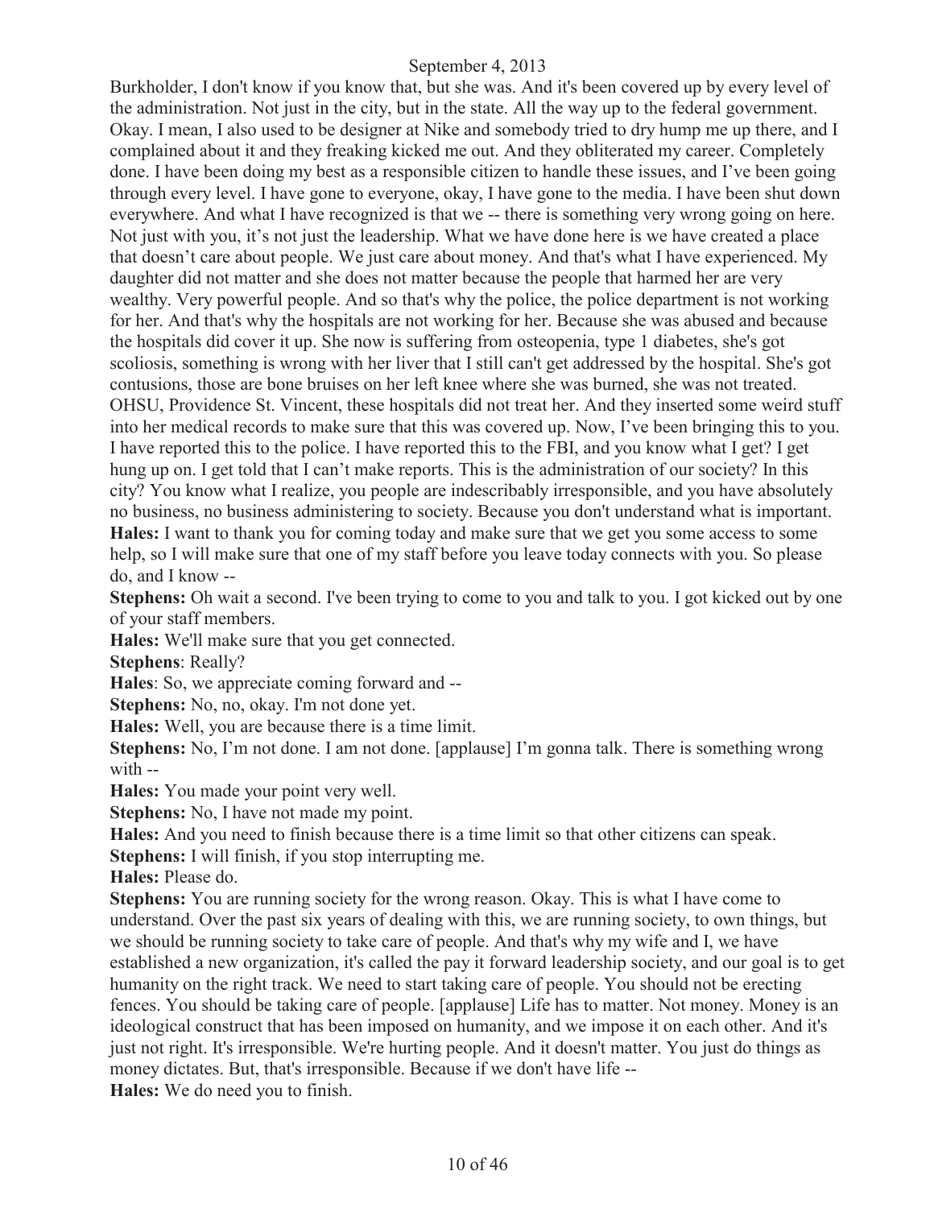Burkholder, I don't know if you know that, but she was. And it's been covered up by every level of the administration. Not just in the city, but in the state. All the way up to the federal government. Okay. I mean, I also used to be designer at Nike and somebody tried to dry hump me up there, and I complained about it and they freaking kicked me out. And they obliterated my career. Completely done. I have been doing my best as a responsible citizen to handle these issues, and I've been going through every level. I have gone to everyone, okay, I have gone to the media. I have been shut down everywhere. And what I have recognized is that we -- there is something very wrong going on here. Not just with you, it's not just the leadership. What we have done here is we have created a place that doesn't care about people. We just care about money. And that's what I have experienced. My daughter did not matter and she does not matter because the people that harmed her are very wealthy. Very powerful people. And so that's why the police, the police department is not working for her. And that's why the hospitals are not working for her. Because she was abused and because the hospitals did cover it up. She now is suffering from osteopenia, type 1 diabetes, she's got scoliosis, something is wrong with her liver that I still can't get addressed by the hospital. She's got contusions, those are bone bruises on her left knee where she was burned, she was not treated. OHSU, Providence St. Vincent, these hospitals did not treat her. And they inserted some weird stuff into her medical records to make sure that this was covered up. Now, I've been bringing this to you. I have reported this to the police. I have reported this to the FBI, and you know what I get? I get hung up on. I get told that I can't make reports. This is the administration of our society? In this city? You know what I realize, you people are indescribably irresponsible, and you have absolutely no business, no business administering to society. Because you don't understand what is important.

**Hales:** I want to thank you for coming today and make sure that we get you some access to some help, so I will make sure that one of my staff before you leave today connects with you. So please do, and I know --

**Stephens:** Oh wait a second. I've been trying to come to you and talk to you. I got kicked out by one of your staff members.

**Hales:** We'll make sure that you get connected.

**Stephens**: Really?

**Hales**: So, we appreciate coming forward and --

**Stephens:** No, no, okay. I'm not done yet.

**Hales:** Well, you are because there is a time limit.

**Stephens:** No, I'm not done. I am not done. [applause] I'm gonna talk. There is something wrong with --

**Hales:** You made your point very well.

**Stephens:** No, I have not made my point.

**Hales:** And you need to finish because there is a time limit so that other citizens can speak.

**Stephens:** I will finish, if you stop interrupting me.

**Hales:** Please do.

**Stephens:** You are running society for the wrong reason. Okay. This is what I have come to understand. Over the past six years of dealing with this, we are running society, to own things, but we should be running society to take care of people. And that's why my wife and I, we have established a new organization, it's called the pay it forward leadership society, and our goal is to get humanity on the right track. We need to start taking care of people. You should not be erecting fences. You should be taking care of people. [applause] Life has to matter. Not money. Money is an ideological construct that has been imposed on humanity, and we impose it on each other. And it's just not right. It's irresponsible. We're hurting people. And it doesn't matter. You just do things as money dictates. But, that's irresponsible. Because if we don't have life --

**Hales:** We do need you to finish.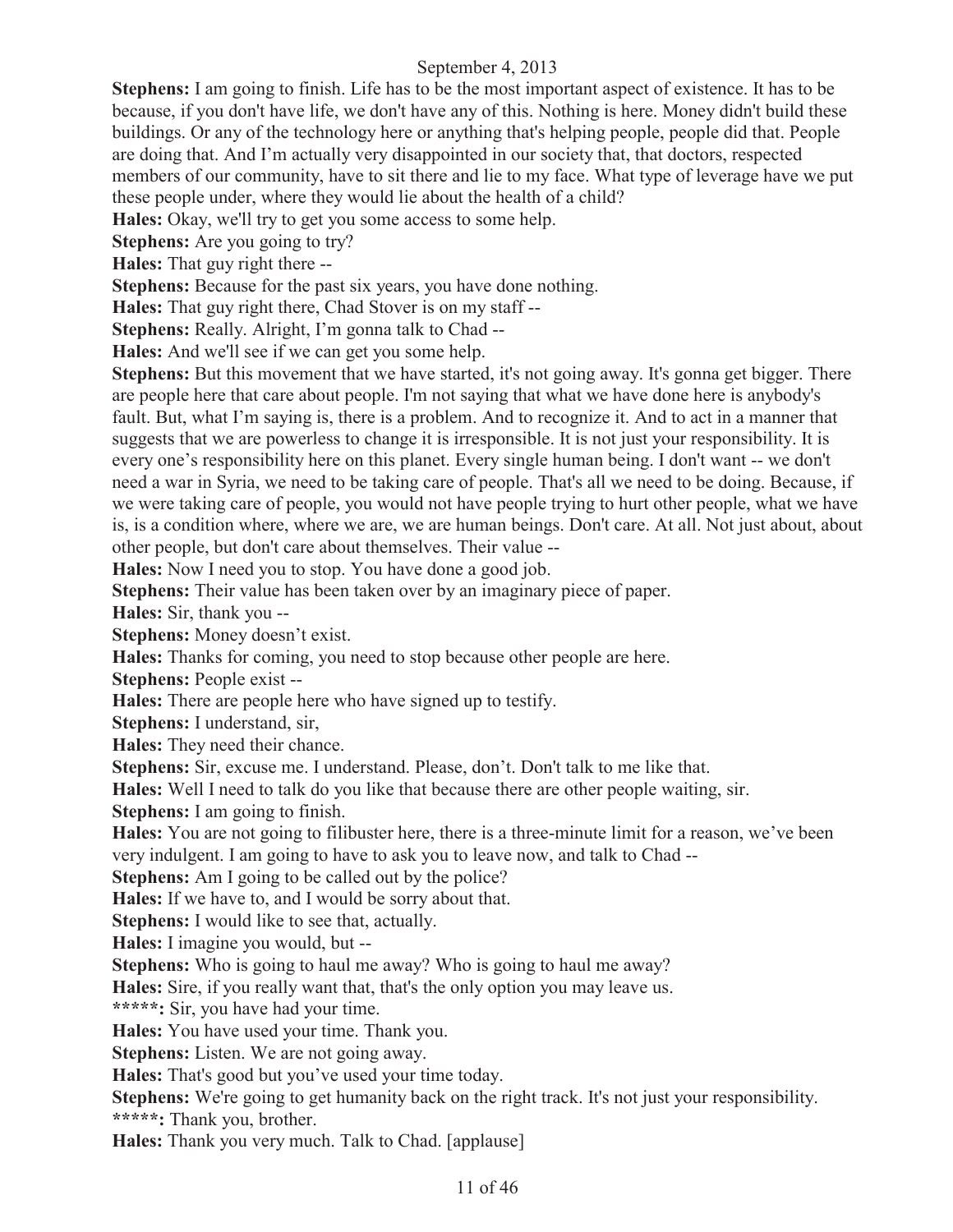**Stephens:** I am going to finish. Life has to be the most important aspect of existence. It has to be because, if you don't have life, we don't have any of this. Nothing is here. Money didn't build these buildings. Or any of the technology here or anything that's helping people, people did that. People are doing that. And I'm actually very disappointed in our society that, that doctors, respected members of our community, have to sit there and lie to my face. What type of leverage have we put these people under, where they would lie about the health of a child?

**Hales:** Okay, we'll try to get you some access to some help.

**Stephens:** Are you going to try?

**Hales:** That guy right there --

**Stephens:** Because for the past six years, you have done nothing.

**Hales:** That guy right there, Chad Stover is on my staff --

**Stephens:** Really. Alright, I'm gonna talk to Chad --

**Hales:** And we'll see if we can get you some help.

**Stephens:** But this movement that we have started, it's not going away. It's gonna get bigger. There are people here that care about people. I'm not saying that what we have done here is anybody's fault. But, what I'm saying is, there is a problem. And to recognize it. And to act in a manner that suggests that we are powerless to change it is irresponsible. It is not just your responsibility. It is every one's responsibility here on this planet. Every single human being. I don't want -- we don't need a war in Syria, we need to be taking care of people. That's all we need to be doing. Because, if we were taking care of people, you would not have people trying to hurt other people, what we have is, is a condition where, where we are, we are human beings. Don't care. At all. Not just about, about other people, but don't care about themselves. Their value --

**Hales:** Now I need you to stop. You have done a good job.

**Stephens:** Their value has been taken over by an imaginary piece of paper.

**Hales:** Sir, thank you --

**Stephens:** Money doesn't exist.

**Hales:** Thanks for coming, you need to stop because other people are here.

**Stephens:** People exist --

**Hales:** There are people here who have signed up to testify.

**Stephens:** I understand, sir,

**Hales:** They need their chance.

**Stephens:** Sir, excuse me. I understand. Please, don't. Don't talk to me like that.

**Hales:** Well I need to talk do you like that because there are other people waiting, sir.

**Stephens:** I am going to finish.

**Hales:** You are not going to filibuster here, there is a three-minute limit for a reason, we've been very indulgent. I am going to have to ask you to leave now, and talk to Chad --

**Stephens:** Am I going to be called out by the police?

**Hales:** If we have to, and I would be sorry about that.

**Stephens:** I would like to see that, actually.

**Hales:** I imagine you would, but --

**Stephens:** Who is going to haul me away? Who is going to haul me away?

**Hales:** Sire, if you really want that, that's the only option you may leave us.

**\*\*\*\*\*:** Sir, you have had your time.

**Hales:** You have used your time. Thank you.

**Stephens:** Listen. We are not going away.

**Hales:** That's good but you've used your time today.

**Stephens:** We're going to get humanity back on the right track. It's not just your responsibility.

**\*\*\*\*\*:** Thank you, brother.

**Hales:** Thank you very much. Talk to Chad. [applause]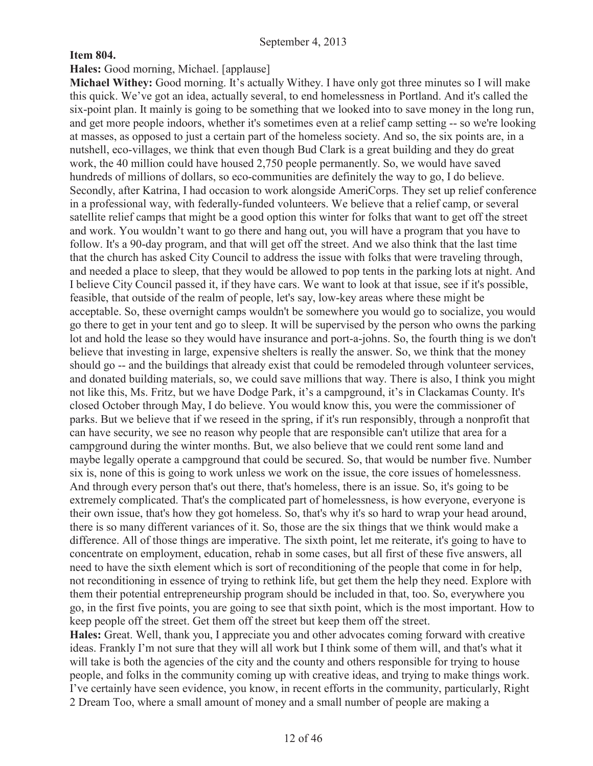**Item 804.**

**Hales:** Good morning, Michael. [applause]

**Michael Withey:** Good morning. It's actually Withey. I have only got three minutes so I will make this quick. We've got an idea, actually several, to end homelessness in Portland. And it's called the six-point plan. It mainly is going to be something that we looked into to save money in the long run, and get more people indoors, whether it's sometimes even at a relief camp setting -- so we're looking at masses, as opposed to just a certain part of the homeless society. And so, the six points are, in a nutshell, eco-villages, we think that even though Bud Clark is a great building and they do great work, the 40 million could have housed 2,750 people permanently. So, we would have saved hundreds of millions of dollars, so eco-communities are definitely the way to go, I do believe. Secondly, after Katrina, I had occasion to work alongside AmeriCorps. They set up relief conference in a professional way, with federally-funded volunteers. We believe that a relief camp, or several satellite relief camps that might be a good option this winter for folks that want to get off the street and work. You wouldn't want to go there and hang out, you will have a program that you have to follow. It's a 90-day program, and that will get off the street. And we also think that the last time that the church has asked City Council to address the issue with folks that were traveling through, and needed a place to sleep, that they would be allowed to pop tents in the parking lots at night. And I believe City Council passed it, if they have cars. We want to look at that issue, see if it's possible, feasible, that outside of the realm of people, let's say, low-key areas where these might be acceptable. So, these overnight camps wouldn't be somewhere you would go to socialize, you would go there to get in your tent and go to sleep. It will be supervised by the person who owns the parking lot and hold the lease so they would have insurance and port-a-johns. So, the fourth thing is we don't believe that investing in large, expensive shelters is really the answer. So, we think that the money should go -- and the buildings that already exist that could be remodeled through volunteer services, and donated building materials, so, we could save millions that way. There is also, I think you might not like this, Ms. Fritz, but we have Dodge Park, it's a campground, it's in Clackamas County. It's closed October through May, I do believe. You would know this, you were the commissioner of parks. But we believe that if we reseed in the spring, if it's run responsibly, through a nonprofit that can have security, we see no reason why people that are responsible can't utilize that area for a campground during the winter months. But, we also believe that we could rent some land and maybe legally operate a campground that could be secured. So, that would be number five. Number six is, none of this is going to work unless we work on the issue, the core issues of homelessness. And through every person that's out there, that's homeless, there is an issue. So, it's going to be extremely complicated. That's the complicated part of homelessness, is how everyone, everyone is their own issue, that's how they got homeless. So, that's why it's so hard to wrap your head around, there is so many different variances of it. So, those are the six things that we think would make a difference. All of those things are imperative. The sixth point, let me reiterate, it's going to have to concentrate on employment, education, rehab in some cases, but all first of these five answers, all need to have the sixth element which is sort of reconditioning of the people that come in for help, not reconditioning in essence of trying to rethink life, but get them the help they need. Explore with them their potential entrepreneurship program should be included in that, too. So, everywhere you go, in the first five points, you are going to see that sixth point, which is the most important. How to keep people off the street. Get them off the street but keep them off the street.

**Hales:** Great. Well, thank you, I appreciate you and other advocates coming forward with creative ideas. Frankly I'm not sure that they will all work but I think some of them will, and that's what it will take is both the agencies of the city and the county and others responsible for trying to house people, and folks in the community coming up with creative ideas, and trying to make things work. I've certainly have seen evidence, you know, in recent efforts in the community, particularly, Right 2 Dream Too, where a small amount of money and a small number of people are making a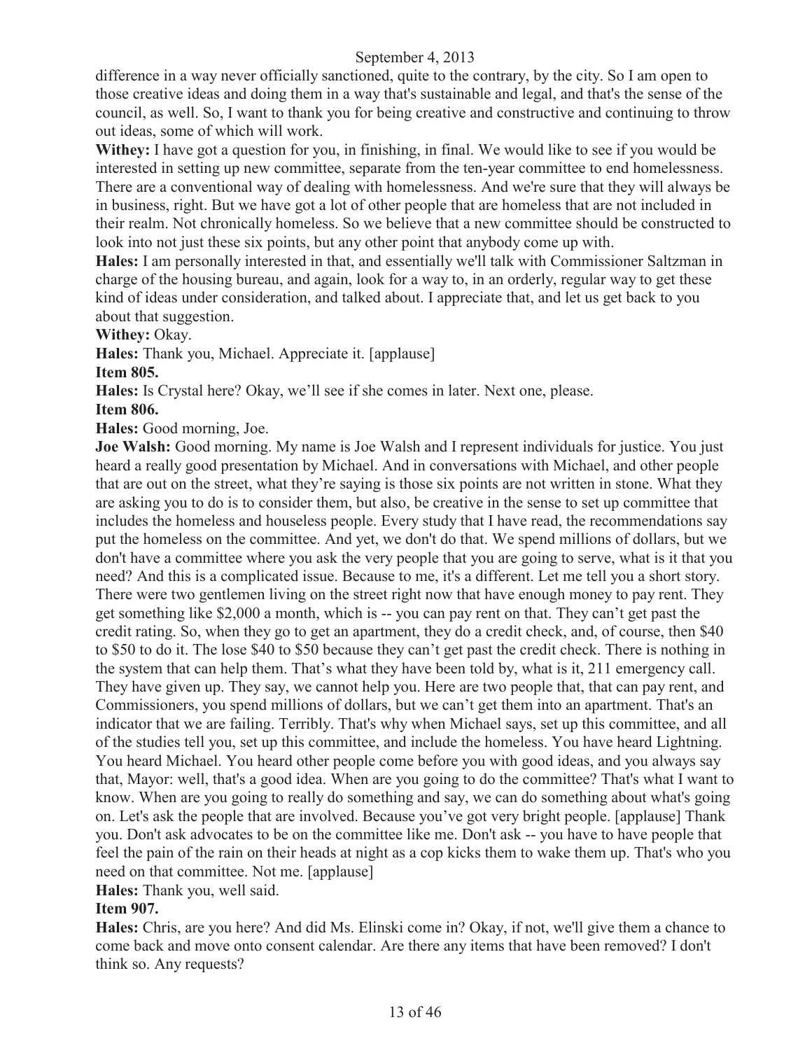difference in a way never officially sanctioned, quite to the contrary, by the city. So I am open to those creative ideas and doing them in a way that's sustainable and legal, and that's the sense of the council, as well. So, I want to thank you for being creative and constructive and continuing to throw out ideas, some of which will work.

**Withey:** I have got a question for you, in finishing, in final. We would like to see if you would be interested in setting up new committee, separate from the ten-year committee to end homelessness. There are a conventional way of dealing with homelessness. And we're sure that they will always be in business, right. But we have got a lot of other people that are homeless that are not included in their realm. Not chronically homeless. So we believe that a new committee should be constructed to look into not just these six points, but any other point that anybody come up with.

**Hales:** I am personally interested in that, and essentially we'll talk with Commissioner Saltzman in charge of the housing bureau, and again, look for a way to, in an orderly, regular way to get these kind of ideas under consideration, and talked about. I appreciate that, and let us get back to you about that suggestion.

**Withey:** Okay.

**Hales:** Thank you, Michael. Appreciate it. [applause]

**Item 805.**

**Hales:** Is Crystal here? Okay, we'll see if she comes in later. Next one, please.

**Item 806.**

**Hales:** Good morning, Joe.

**Joe Walsh:** Good morning. My name is Joe Walsh and I represent individuals for justice. You just heard a really good presentation by Michael. And in conversations with Michael, and other people that are out on the street, what they're saying is those six points are not written in stone. What they are asking you to do is to consider them, but also, be creative in the sense to set up committee that includes the homeless and houseless people. Every study that I have read, the recommendations say put the homeless on the committee. And yet, we don't do that. We spend millions of dollars, but we don't have a committee where you ask the very people that you are going to serve, what is it that you need? And this is a complicated issue. Because to me, it's a different. Let me tell you a short story. There were two gentlemen living on the street right now that have enough money to pay rent. They get something like $2,000 a month, which is -- you can pay rent on that. They can't get past the credit rating. So, when they go to get an apartment, they do a credit check, and, of course, then $40 to $50 to do it. The lose $40 to $50 because they can't get past the credit check. There is nothing in the system that can help them. That's what they have been told by, what is it, 211 emergency call. They have given up. They say, we cannot help you. Here are two people that, that can pay rent, and Commissioners, you spend millions of dollars, but we can't get them into an apartment. That's an indicator that we are failing. Terribly. That's why when Michael says, set up this committee, and all of the studies tell you, set up this committee, and include the homeless. You have heard Lightning. You heard Michael. You heard other people come before you with good ideas, and you always say that, Mayor: well, that's a good idea. When are you going to do the committee? That's what I want to know. When are you going to really do something and say, we can do something about what's going on. Let's ask the people that are involved. Because you've got very bright people. [applause] Thank you. Don't ask advocates to be on the committee like me. Don't ask -- you have to have people that feel the pain of the rain on their heads at night as a cop kicks them to wake them up. That's who you need on that committee. Not me. [applause]

**Hales:** Thank you, well said.

**Item 907.**

**Hales:** Chris, are you here? And did Ms. Elinski come in? Okay, if not, we'll give them a chance to come back and move onto consent calendar. Are there any items that have been removed? I don't think so. Any requests?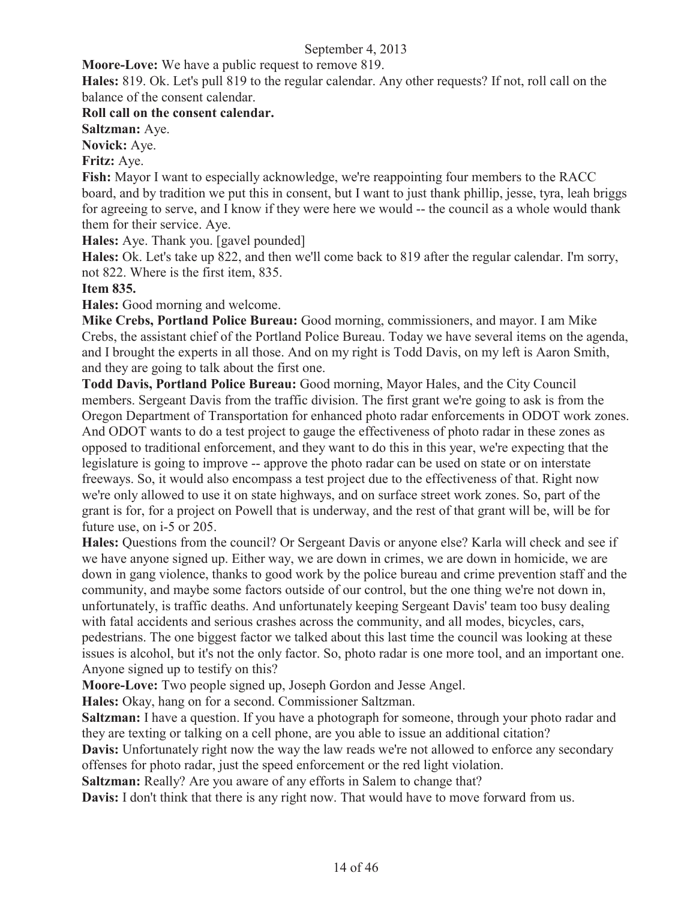**Moore-Love:** We have a public request to remove 819.

**Hales:** 819. Ok. Let's pull 819 to the regular calendar. Any other requests? If not, roll call on the balance of the consent calendar.

**Roll call on the consent calendar.**

**Saltzman:** Aye.

**Novick:** Aye.

**Fritz:** Aye.

**Fish:** Mayor I want to especially acknowledge, we're reappointing four members to the RACC board, and by tradition we put this in consent, but I want to just thank phillip, jesse, tyra, leah briggs for agreeing to serve, and I know if they were here we would -- the council as a whole would thank them for their service. Aye.

**Hales:** Aye. Thank you. [gavel pounded]

**Hales:** Ok. Let's take up 822, and then we'll come back to 819 after the regular calendar. I'm sorry, not 822. Where is the first item, 835.

**Item 835.**

**Hales:** Good morning and welcome.

**Mike Crebs, Portland Police Bureau:** Good morning, commissioners, and mayor. I am Mike Crebs, the assistant chief of the Portland Police Bureau. Today we have several items on the agenda, and I brought the experts in all those. And on my right is Todd Davis, on my left is Aaron Smith, and they are going to talk about the first one.

**Todd Davis, Portland Police Bureau:** Good morning, Mayor Hales, and the City Council members. Sergeant Davis from the traffic division. The first grant we're going to ask is from the Oregon Department of Transportation for enhanced photo radar enforcements in ODOT work zones. And ODOT wants to do a test project to gauge the effectiveness of photo radar in these zones as opposed to traditional enforcement, and they want to do this in this year, we're expecting that the legislature is going to improve -- approve the photo radar can be used on state or on interstate freeways. So, it would also encompass a test project due to the effectiveness of that. Right now we're only allowed to use it on state highways, and on surface street work zones. So, part of the grant is for, for a project on Powell that is underway, and the rest of that grant will be, will be for future use, on i-5 or 205.

**Hales:** Questions from the council? Or Sergeant Davis or anyone else? Karla will check and see if we have anyone signed up. Either way, we are down in crimes, we are down in homicide, we are down in gang violence, thanks to good work by the police bureau and crime prevention staff and the community, and maybe some factors outside of our control, but the one thing we're not down in, unfortunately, is traffic deaths. And unfortunately keeping Sergeant Davis' team too busy dealing with fatal accidents and serious crashes across the community, and all modes, bicycles, cars, pedestrians. The one biggest factor we talked about this last time the council was looking at these issues is alcohol, but it's not the only factor. So, photo radar is one more tool, and an important one. Anyone signed up to testify on this?

**Moore-Love:** Two people signed up, Joseph Gordon and Jesse Angel.

**Hales:** Okay, hang on for a second. Commissioner Saltzman.

**Saltzman:** I have a question. If you have a photograph for someone, through your photo radar and they are texting or talking on a cell phone, are you able to issue an additional citation?

**Davis:** Unfortunately right now the way the law reads we're not allowed to enforce any secondary offenses for photo radar, just the speed enforcement or the red light violation.

**Saltzman:** Really? Are you aware of any efforts in Salem to change that?

**Davis:** I don't think that there is any right now. That would have to move forward from us.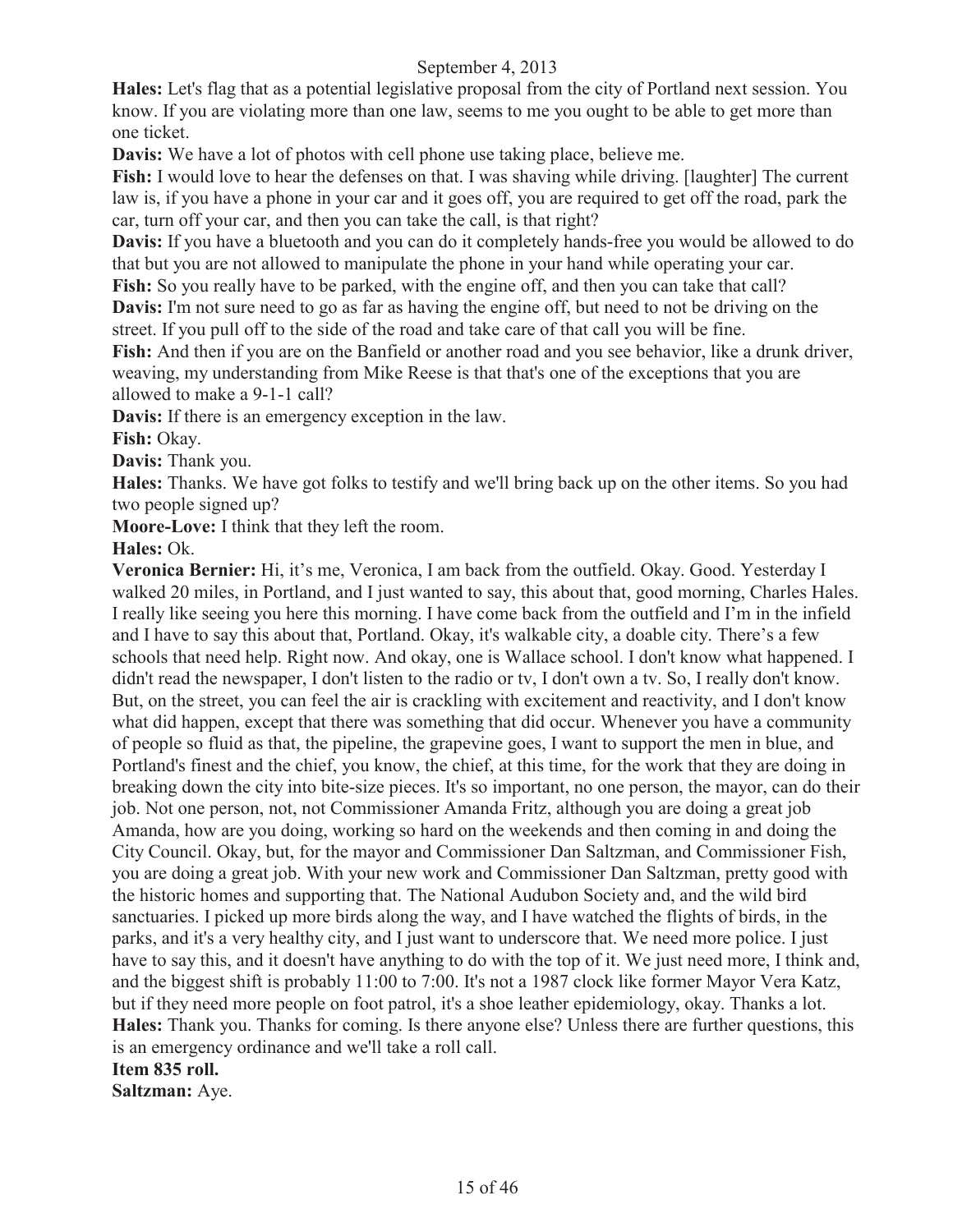**Hales:** Let's flag that as a potential legislative proposal from the city of Portland next session. You know. If you are violating more than one law, seems to me you ought to be able to get more than one ticket.

**Davis:** We have a lot of photos with cell phone use taking place, believe me.

**Fish:** I would love to hear the defenses on that. I was shaving while driving. [laughter] The current law is, if you have a phone in your car and it goes off, you are required to get off the road, park the car, turn off your car, and then you can take the call, is that right?

**Davis:** If you have a bluetooth and you can do it completely hands-free you would be allowed to do that but you are not allowed to manipulate the phone in your hand while operating your car.

**Fish:** So you really have to be parked, with the engine off, and then you can take that call?

**Davis:** I'm not sure need to go as far as having the engine off, but need to not be driving on the street. If you pull off to the side of the road and take care of that call you will be fine.

**Fish:** And then if you are on the Banfield or another road and you see behavior, like a drunk driver, weaving, my understanding from Mike Reese is that that's one of the exceptions that you are allowed to make a 9-1-1 call?

**Davis:** If there is an emergency exception in the law.

**Fish:** Okay.

**Davis:** Thank you.

**Hales:** Thanks. We have got folks to testify and we'll bring back up on the other items. So you had two people signed up?

**Moore-Love:** I think that they left the room.

**Hales:** Ok.

**Veronica Bernier:** Hi, it's me, Veronica, I am back from the outfield. Okay. Good. Yesterday I walked 20 miles, in Portland, and I just wanted to say, this about that, good morning, Charles Hales. I really like seeing you here this morning. I have come back from the outfield and I'm in the infield and I have to say this about that, Portland. Okay, it's walkable city, a doable city. There's a few schools that need help. Right now. And okay, one is Wallace school. I don't know what happened. I didn't read the newspaper, I don't listen to the radio or tv, I don't own a tv. So, I really don't know. But, on the street, you can feel the air is crackling with excitement and reactivity, and I don't know what did happen, except that there was something that did occur. Whenever you have a community of people so fluid as that, the pipeline, the grapevine goes, I want to support the men in blue, and Portland's finest and the chief, you know, the chief, at this time, for the work that they are doing in breaking down the city into bite-size pieces. It's so important, no one person, the mayor, can do their job. Not one person, not, not Commissioner Amanda Fritz, although you are doing a great job Amanda, how are you doing, working so hard on the weekends and then coming in and doing the City Council. Okay, but, for the mayor and Commissioner Dan Saltzman, and Commissioner Fish, you are doing a great job. With your new work and Commissioner Dan Saltzman, pretty good with the historic homes and supporting that. The National Audubon Society and, and the wild bird sanctuaries. I picked up more birds along the way, and I have watched the flights of birds, in the parks, and it's a very healthy city, and I just want to underscore that. We need more police. I just have to say this, and it doesn't have anything to do with the top of it. We just need more, I think and, and the biggest shift is probably 11:00 to 7:00. It's not a 1987 clock like former Mayor Vera Katz, but if they need more people on foot patrol, it's a shoe leather epidemiology, okay. Thanks a lot.

**Hales:** Thank you. Thanks for coming. Is there anyone else? Unless there are further questions, this is an emergency ordinance and we'll take a roll call.

**Item 835 roll.**

**Saltzman:** Aye.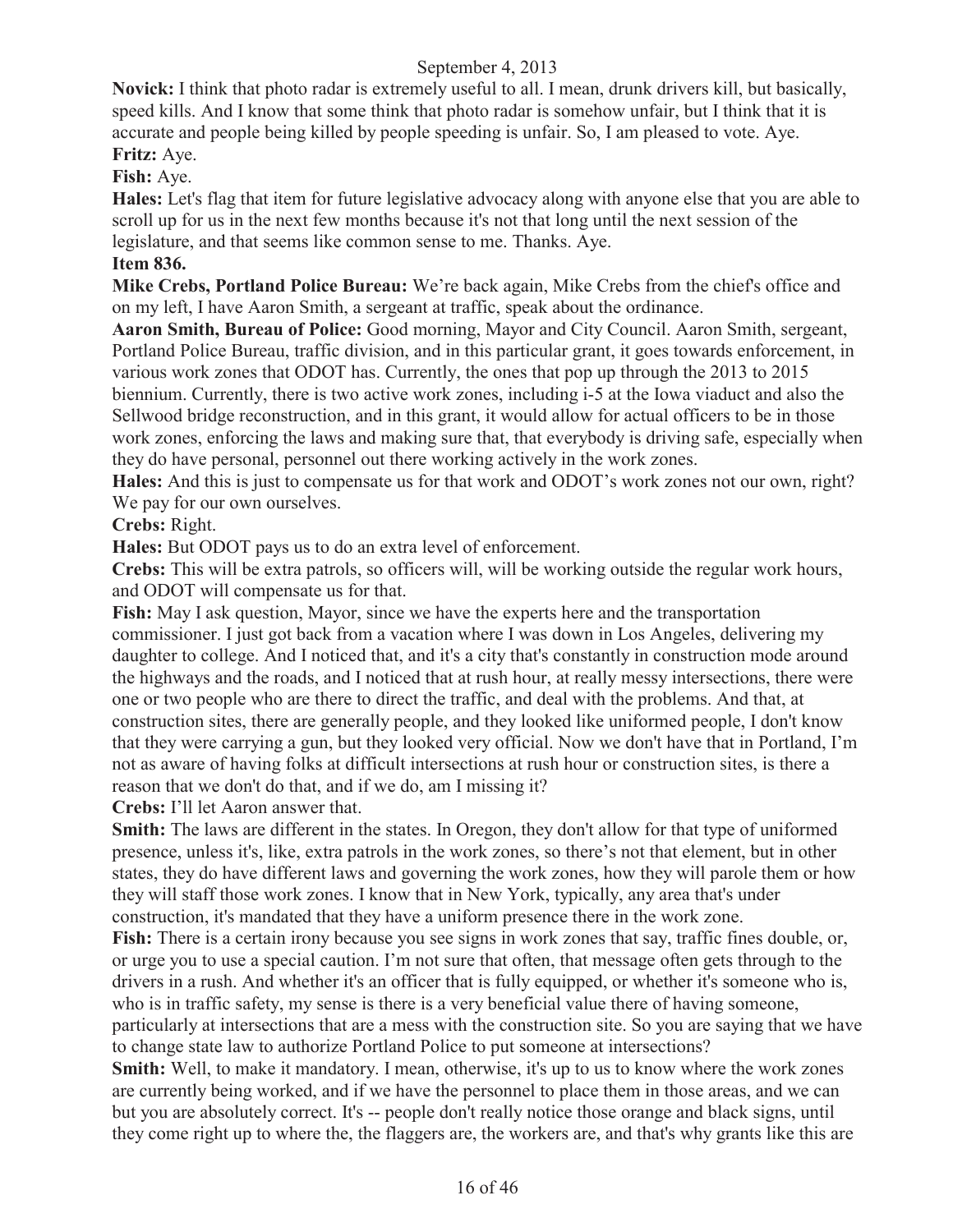**Novick:** I think that photo radar is extremely useful to all. I mean, drunk drivers kill, but basically, speed kills. And I know that some think that photo radar is somehow unfair, but I think that it is accurate and people being killed by people speeding is unfair. So, I am pleased to vote. Aye.

**Fritz:** Aye.

**Fish:** Aye.

**Hales:** Let's flag that item for future legislative advocacy along with anyone else that you are able to scroll up for us in the next few months because it's not that long until the next session of the legislature, and that seems like common sense to me. Thanks. Aye.

**Item 836.**

**Mike Crebs, Portland Police Bureau:** We're back again, Mike Crebs from the chief's office and on my left, I have Aaron Smith, a sergeant at traffic, speak about the ordinance.

**Aaron Smith, Bureau of Police:** Good morning, Mayor and City Council. Aaron Smith, sergeant, Portland Police Bureau, traffic division, and in this particular grant, it goes towards enforcement, in various work zones that ODOT has. Currently, the ones that pop up through the 2013 to 2015 biennium. Currently, there is two active work zones, including i-5 at the Iowa viaduct and also the Sellwood bridge reconstruction, and in this grant, it would allow for actual officers to be in those work zones, enforcing the laws and making sure that, that everybody is driving safe, especially when they do have personal, personnel out there working actively in the work zones.

**Hales:** And this is just to compensate us for that work and ODOT's work zones not our own, right? We pay for our own ourselves.

**Crebs:** Right.

**Hales:** But ODOT pays us to do an extra level of enforcement.

**Crebs:** This will be extra patrols, so officers will, will be working outside the regular work hours, and ODOT will compensate us for that.

**Fish:** May I ask question, Mayor, since we have the experts here and the transportation commissioner. I just got back from a vacation where I was down in Los Angeles, delivering my daughter to college. And I noticed that, and it's a city that's constantly in construction mode around the highways and the roads, and I noticed that at rush hour, at really messy intersections, there were one or two people who are there to direct the traffic, and deal with the problems. And that, at construction sites, there are generally people, and they looked like uniformed people, I don't know that they were carrying a gun, but they looked very official. Now we don't have that in Portland, I'm not as aware of having folks at difficult intersections at rush hour or construction sites, is there a reason that we don't do that, and if we do, am I missing it?

**Crebs:** I'll let Aaron answer that.

**Smith:** The laws are different in the states. In Oregon, they don't allow for that type of uniformed presence, unless it's, like, extra patrols in the work zones, so there's not that element, but in other states, they do have different laws and governing the work zones, how they will parole them or how they will staff those work zones. I know that in New York, typically, any area that's under construction, it's mandated that they have a uniform presence there in the work zone.

**Fish:** There is a certain irony because you see signs in work zones that say, traffic fines double, or, or urge you to use a special caution. I'm not sure that often, that message often gets through to the drivers in a rush. And whether it's an officer that is fully equipped, or whether it's someone who is, who is in traffic safety, my sense is there is a very beneficial value there of having someone, particularly at intersections that are a mess with the construction site. So you are saying that we have to change state law to authorize Portland Police to put someone at intersections?

**Smith:** Well, to make it mandatory. I mean, otherwise, it's up to us to know where the work zones are currently being worked, and if we have the personnel to place them in those areas, and we can but you are absolutely correct. It's -- people don't really notice those orange and black signs, until they come right up to where the, the flaggers are, the workers are, and that's why grants like this are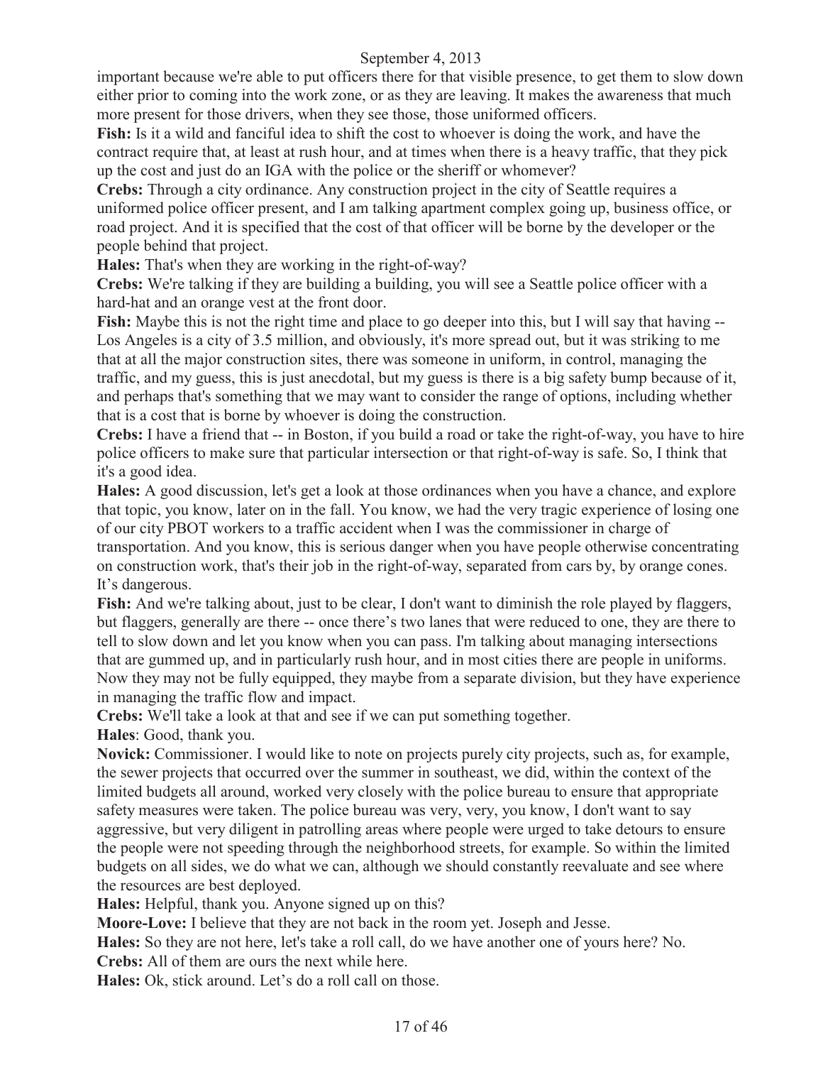important because we're able to put officers there for that visible presence, to get them to slow down either prior to coming into the work zone, or as they are leaving. It makes the awareness that much more present for those drivers, when they see those, those uniformed officers.

**Fish:** Is it a wild and fanciful idea to shift the cost to whoever is doing the work, and have the contract require that, at least at rush hour, and at times when there is a heavy traffic, that they pick up the cost and just do an IGA with the police or the sheriff or whomever?

**Crebs:** Through a city ordinance. Any construction project in the city of Seattle requires a uniformed police officer present, and I am talking apartment complex going up, business office, or road project. And it is specified that the cost of that officer will be borne by the developer or the people behind that project.

**Hales:** That's when they are working in the right-of-way?

**Crebs:** We're talking if they are building a building, you will see a Seattle police officer with a hard-hat and an orange vest at the front door.

**Fish:** Maybe this is not the right time and place to go deeper into this, but I will say that having -- Los Angeles is a city of 3.5 million, and obviously, it's more spread out, but it was striking to me that at all the major construction sites, there was someone in uniform, in control, managing the traffic, and my guess, this is just anecdotal, but my guess is there is a big safety bump because of it, and perhaps that's something that we may want to consider the range of options, including whether that is a cost that is borne by whoever is doing the construction.

**Crebs:** I have a friend that -- in Boston, if you build a road or take the right-of-way, you have to hire police officers to make sure that particular intersection or that right-of-way is safe. So, I think that it's a good idea.

**Hales:** A good discussion, let's get a look at those ordinances when you have a chance, and explore that topic, you know, later on in the fall. You know, we had the very tragic experience of losing one of our city PBOT workers to a traffic accident when I was the commissioner in charge of transportation. And you know, this is serious danger when you have people otherwise concentrating on construction work, that's their job in the right-of-way, separated from cars by, by orange cones. It's dangerous.

**Fish:** And we're talking about, just to be clear, I don't want to diminish the role played by flaggers, but flaggers, generally are there -- once there's two lanes that were reduced to one, they are there to tell to slow down and let you know when you can pass. I'm talking about managing intersections that are gummed up, and in particularly rush hour, and in most cities there are people in uniforms. Now they may not be fully equipped, they maybe from a separate division, but they have experience in managing the traffic flow and impact.

**Crebs:** We'll take a look at that and see if we can put something together.

**Hales**: Good, thank you.

**Novick:** Commissioner. I would like to note on projects purely city projects, such as, for example, the sewer projects that occurred over the summer in southeast, we did, within the context of the limited budgets all around, worked very closely with the police bureau to ensure that appropriate safety measures were taken. The police bureau was very, very, you know, I don't want to say aggressive, but very diligent in patrolling areas where people were urged to take detours to ensure the people were not speeding through the neighborhood streets, for example. So within the limited budgets on all sides, we do what we can, although we should constantly reevaluate and see where the resources are best deployed.

**Hales:** Helpful, thank you. Anyone signed up on this?

**Moore-Love:** I believe that they are not back in the room yet. Joseph and Jesse.

**Hales:** So they are not here, let's take a roll call, do we have another one of yours here? No.

**Crebs:** All of them are ours the next while here.

**Hales:** Ok, stick around. Let's do a roll call on those.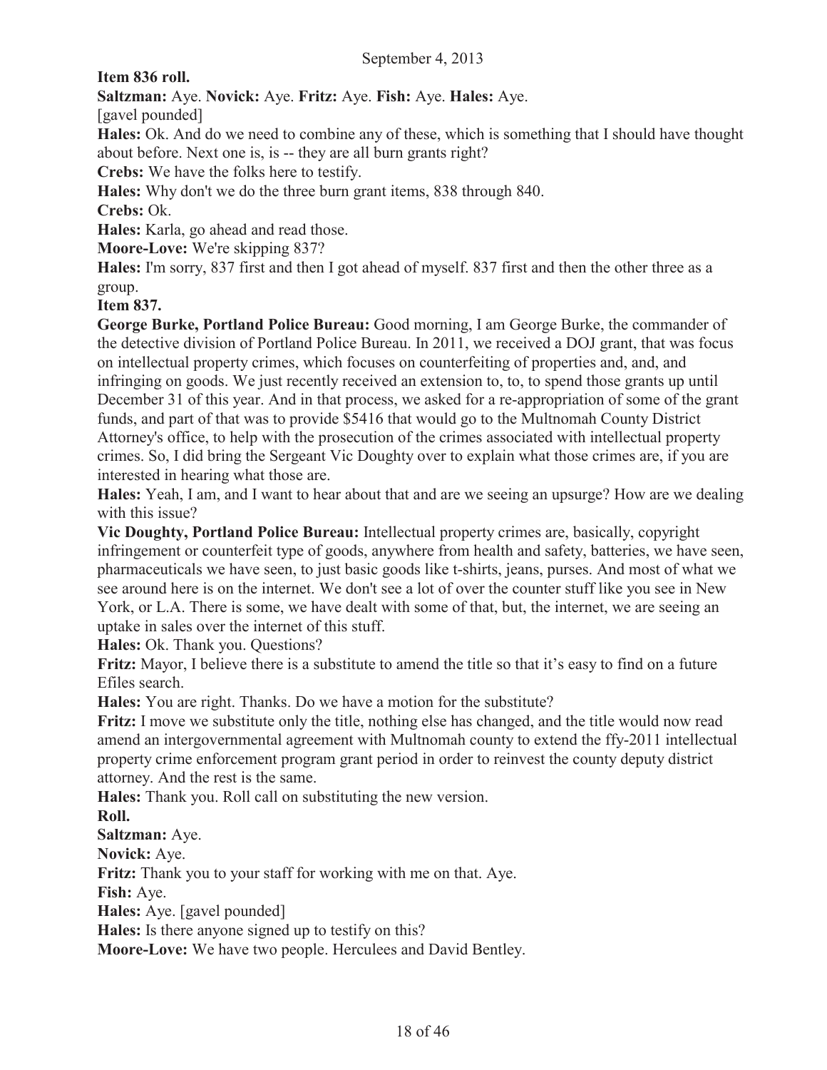September 4, 2013

**Item 836 roll.**

**Saltzman:** Aye. **Novick:** Aye. **Fritz:** Aye. **Fish:** Aye. **Hales:** Aye.

[gavel pounded]

**Hales:** Ok. And do we need to combine any of these, which is something that I should have thought about before. Next one is, is -- they are all burn grants right?

**Crebs:** We have the folks here to testify.

**Hales:** Why don't we do the three burn grant items, 838 through 840.

**Crebs:** Ok.

**Hales:** Karla, go ahead and read those.

**Moore-Love:** We're skipping 837?

**Hales:** I'm sorry, 837 first and then I got ahead of myself. 837 first and then the other three as a group.

**Item 837.**

**George Burke, Portland Police Bureau:** Good morning, I am George Burke, the commander of the detective division of Portland Police Bureau. In 2011, we received a DOJ grant, that was focus on intellectual property crimes, which focuses on counterfeiting of properties and, and, and infringing on goods. We just recently received an extension to, to, to spend those grants up until December 31 of this year. And in that process, we asked for a re-appropriation of some of the grant funds, and part of that was to provide $5416 that would go to the Multnomah County District Attorney's office, to help with the prosecution of the crimes associated with intellectual property crimes. So, I did bring the Sergeant Vic Doughty over to explain what those crimes are, if you are interested in hearing what those are.

**Hales:** Yeah, I am, and I want to hear about that and are we seeing an upsurge? How are we dealing with this issue?

**Vic Doughty, Portland Police Bureau:** Intellectual property crimes are, basically, copyright infringement or counterfeit type of goods, anywhere from health and safety, batteries, we have seen, pharmaceuticals we have seen, to just basic goods like t-shirts, jeans, purses. And most of what we see around here is on the internet. We don't see a lot of over the counter stuff like you see in New York, or L.A. There is some, we have dealt with some of that, but, the internet, we are seeing an uptake in sales over the internet of this stuff.

**Hales:** Ok. Thank you. Questions?

**Fritz:** Mayor, I believe there is a substitute to amend the title so that it's easy to find on a future Efiles search.

**Hales:** You are right. Thanks. Do we have a motion for the substitute?

**Fritz:** I move we substitute only the title, nothing else has changed, and the title would now read amend an intergovernmental agreement with Multnomah county to extend the ffy-2011 intellectual property crime enforcement program grant period in order to reinvest the county deputy district attorney. And the rest is the same.

**Hales:** Thank you. Roll call on substituting the new version.

**Roll.**

**Saltzman:** Aye.

**Novick:** Aye.

**Fritz:** Thank you to your staff for working with me on that. Aye.

**Fish:** Aye.

**Hales:** Aye. [gavel pounded]

**Hales:** Is there anyone signed up to testify on this?

**Moore-Love:** We have two people. Herculees and David Bentley.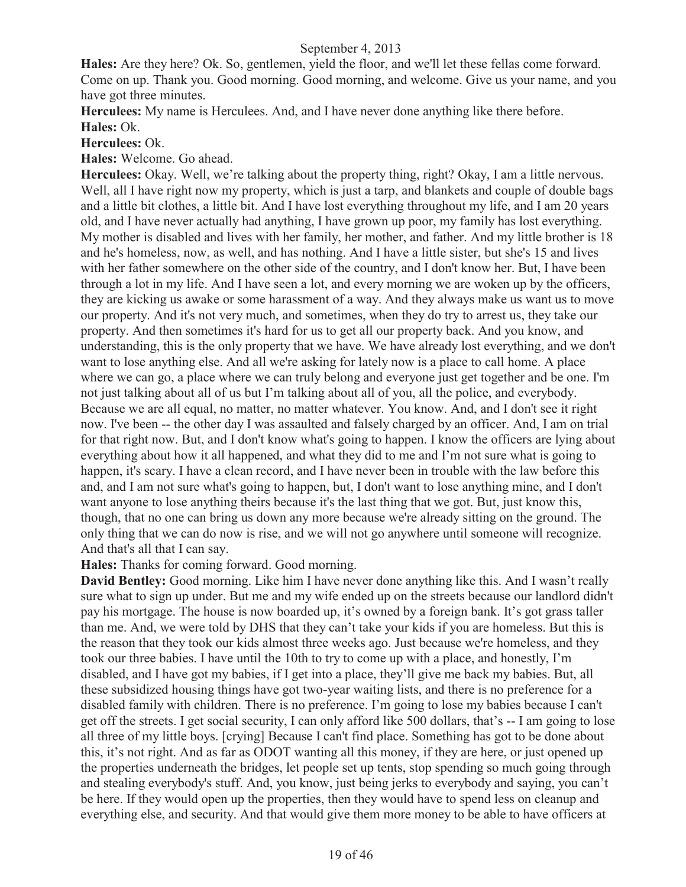**Hales:** Are they here? Ok. So, gentlemen, yield the floor, and we'll let these fellas come forward. Come on up. Thank you. Good morning. Good morning, and welcome. Give us your name, and you have got three minutes.

**Herculees:** My name is Herculees. And, and I have never done anything like there before.

**Hales:** Ok.

**Herculees:** Ok.

**Hales:** Welcome. Go ahead.

**Herculees:** Okay. Well, we're talking about the property thing, right? Okay, I am a little nervous. Well, all I have right now my property, which is just a tarp, and blankets and couple of double bags and a little bit clothes, a little bit. And I have lost everything throughout my life, and I am 20 years old, and I have never actually had anything, I have grown up poor, my family has lost everything. My mother is disabled and lives with her family, her mother, and father. And my little brother is 18 and he's homeless, now, as well, and has nothing. And I have a little sister, but she's 15 and lives with her father somewhere on the other side of the country, and I don't know her. But, I have been through a lot in my life. And I have seen a lot, and every morning we are woken up by the officers, they are kicking us awake or some harassment of a way. And they always make us want us to move our property. And it's not very much, and sometimes, when they do try to arrest us, they take our property. And then sometimes it's hard for us to get all our property back. And you know, and understanding, this is the only property that we have. We have already lost everything, and we don't want to lose anything else. And all we're asking for lately now is a place to call home. A place where we can go, a place where we can truly belong and everyone just get together and be one. I'm not just talking about all of us but I'm talking about all of you, all the police, and everybody. Because we are all equal, no matter, no matter whatever. You know. And, and I don't see it right now. I've been -- the other day I was assaulted and falsely charged by an officer. And, I am on trial for that right now. But, and I don't know what's going to happen. I know the officers are lying about everything about how it all happened, and what they did to me and I'm not sure what is going to happen, it's scary. I have a clean record, and I have never been in trouble with the law before this and, and I am not sure what's going to happen, but, I don't want to lose anything mine, and I don't want anyone to lose anything theirs because it's the last thing that we got. But, just know this, though, that no one can bring us down any more because we're already sitting on the ground. The only thing that we can do now is rise, and we will not go anywhere until someone will recognize. And that's all that I can say.

**Hales:** Thanks for coming forward. Good morning.

**David Bentley:** Good morning. Like him I have never done anything like this. And I wasn't really sure what to sign up under. But me and my wife ended up on the streets because our landlord didn't pay his mortgage. The house is now boarded up, it's owned by a foreign bank. It's got grass taller than me. And, we were told by DHS that they can't take your kids if you are homeless. But this is the reason that they took our kids almost three weeks ago. Just because we're homeless, and they took our three babies. I have until the 10th to try to come up with a place, and honestly, I'm disabled, and I have got my babies, if I get into a place, they'll give me back my babies. But, all these subsidized housing things have got two-year waiting lists, and there is no preference for a disabled family with children. There is no preference. I'm going to lose my babies because I can't get off the streets. I get social security, I can only afford like 500 dollars, that's -- I am going to lose all three of my little boys. [crying] Because I can't find place. Something has got to be done about this, it's not right. And as far as ODOT wanting all this money, if they are here, or just opened up the properties underneath the bridges, let people set up tents, stop spending so much going through and stealing everybody's stuff. And, you know, just being jerks to everybody and saying, you can't be here. If they would open up the properties, then they would have to spend less on cleanup and everything else, and security. And that would give them more money to be able to have officers at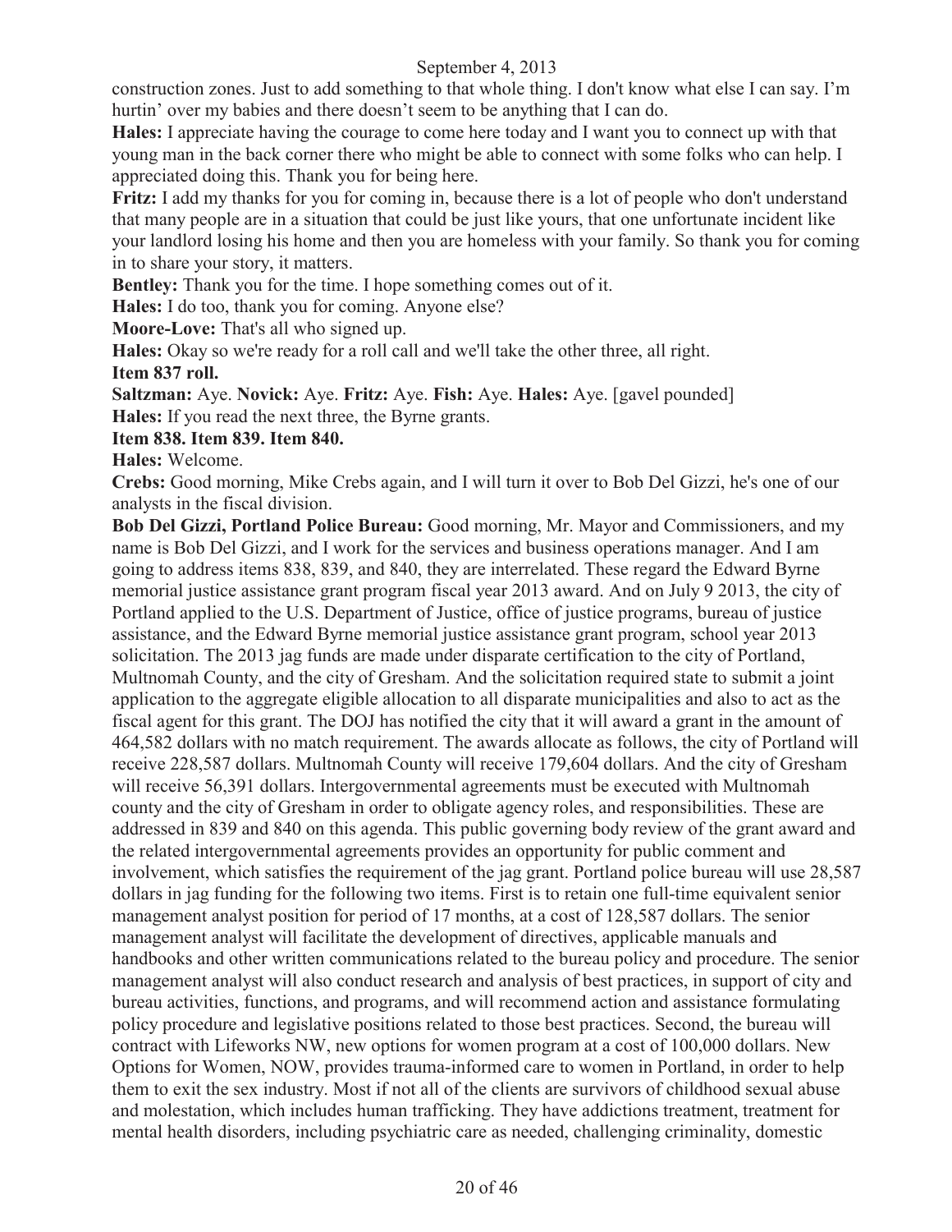construction zones. Just to add something to that whole thing. I don't know what else I can say. I'm hurtin' over my babies and there doesn't seem to be anything that I can do.

**Hales:** I appreciate having the courage to come here today and I want you to connect up with that young man in the back corner there who might be able to connect with some folks who can help. I appreciated doing this. Thank you for being here.

**Fritz:** I add my thanks for you for coming in, because there is a lot of people who don't understand that many people are in a situation that could be just like yours, that one unfortunate incident like your landlord losing his home and then you are homeless with your family. So thank you for coming in to share your story, it matters.

**Bentley:** Thank you for the time. I hope something comes out of it.

**Hales:** I do too, thank you for coming. Anyone else?

**Moore-Love:** That's all who signed up.

**Hales:** Okay so we're ready for a roll call and we'll take the other three, all right.

**Item 837 roll.**

**Saltzman:** Aye. **Novick:** Aye. **Fritz:** Aye. **Fish:** Aye. **Hales:** Aye. [gavel pounded]

**Hales:** If you read the next three, the Byrne grants.

**Item 838. Item 839. Item 840.**

**Hales:** Welcome.

**Crebs:** Good morning, Mike Crebs again, and I will turn it over to Bob Del Gizzi, he's one of our analysts in the fiscal division.

**Bob Del Gizzi, Portland Police Bureau:** Good morning, Mr. Mayor and Commissioners, and my name is Bob Del Gizzi, and I work for the services and business operations manager. And I am going to address items 838, 839, and 840, they are interrelated. These regard the Edward Byrne memorial justice assistance grant program fiscal year 2013 award. And on July 9 2013, the city of Portland applied to the U.S. Department of Justice, office of justice programs, bureau of justice assistance, and the Edward Byrne memorial justice assistance grant program, school year 2013 solicitation. The 2013 jag funds are made under disparate certification to the city of Portland, Multnomah County, and the city of Gresham. And the solicitation required state to submit a joint application to the aggregate eligible allocation to all disparate municipalities and also to act as the fiscal agent for this grant. The DOJ has notified the city that it will award a grant in the amount of 464,582 dollars with no match requirement. The awards allocate as follows, the city of Portland will receive 228,587 dollars. Multnomah County will receive 179,604 dollars. And the city of Gresham will receive 56,391 dollars. Intergovernmental agreements must be executed with Multnomah county and the city of Gresham in order to obligate agency roles, and responsibilities. These are addressed in 839 and 840 on this agenda. This public governing body review of the grant award and the related intergovernmental agreements provides an opportunity for public comment and involvement, which satisfies the requirement of the jag grant. Portland police bureau will use 28,587 dollars in jag funding for the following two items. First is to retain one full-time equivalent senior management analyst position for period of 17 months, at a cost of 128,587 dollars. The senior management analyst will facilitate the development of directives, applicable manuals and handbooks and other written communications related to the bureau policy and procedure. The senior management analyst will also conduct research and analysis of best practices, in support of city and bureau activities, functions, and programs, and will recommend action and assistance formulating policy procedure and legislative positions related to those best practices. Second, the bureau will contract with Lifeworks NW, new options for women program at a cost of 100,000 dollars. New Options for Women, NOW, provides trauma-informed care to women in Portland, in order to help them to exit the sex industry. Most if not all of the clients are survivors of childhood sexual abuse and molestation, which includes human trafficking. They have addictions treatment, treatment for mental health disorders, including psychiatric care as needed, challenging criminality, domestic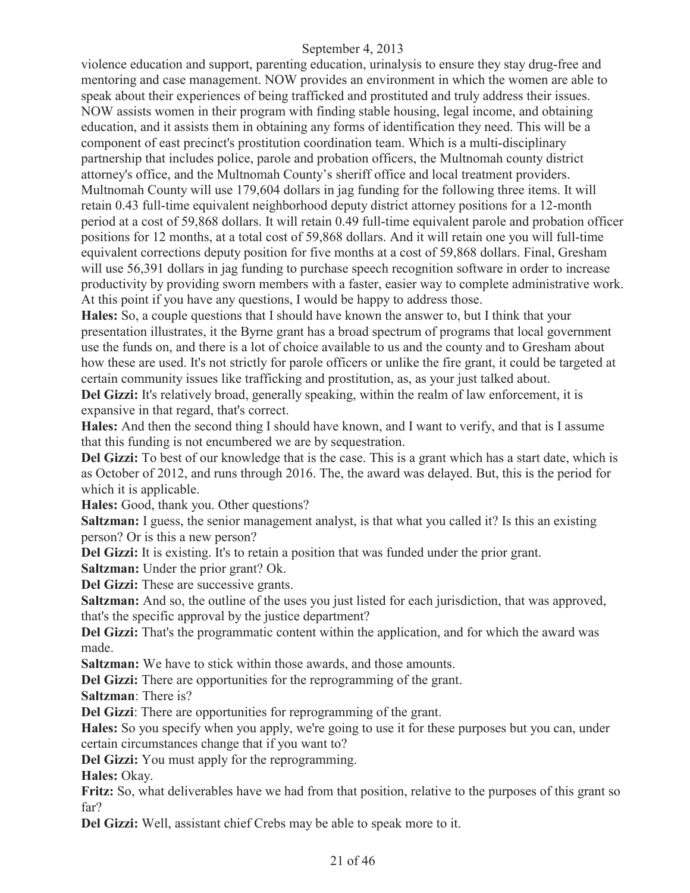violence education and support, parenting education, urinalysis to ensure they stay drug-free and mentoring and case management. NOW provides an environment in which the women are able to speak about their experiences of being trafficked and prostituted and truly address their issues. NOW assists women in their program with finding stable housing, legal income, and obtaining education, and it assists them in obtaining any forms of identification they need. This will be a component of east precinct's prostitution coordination team. Which is a multi-disciplinary partnership that includes police, parole and probation officers, the Multnomah county district attorney's office, and the Multnomah County's sheriff office and local treatment providers. Multnomah County will use 179,604 dollars in jag funding for the following three items. It will retain 0.43 full-time equivalent neighborhood deputy district attorney positions for a 12-month period at a cost of 59,868 dollars. It will retain 0.49 full-time equivalent parole and probation officer positions for 12 months, at a total cost of 59,868 dollars. And it will retain one you will full-time equivalent corrections deputy position for five months at a cost of 59,868 dollars. Final, Gresham will use 56,391 dollars in jag funding to purchase speech recognition software in order to increase productivity by providing sworn members with a faster, easier way to complete administrative work. At this point if you have any questions, I would be happy to address those.

**Hales:** So, a couple questions that I should have known the answer to, but I think that your presentation illustrates, it the Byrne grant has a broad spectrum of programs that local government use the funds on, and there is a lot of choice available to us and the county and to Gresham about how these are used. It's not strictly for parole officers or unlike the fire grant, it could be targeted at certain community issues like trafficking and prostitution, as, as your just talked about.

**Del Gizzi:** It's relatively broad, generally speaking, within the realm of law enforcement, it is expansive in that regard, that's correct.

**Hales:** And then the second thing I should have known, and I want to verify, and that is I assume that this funding is not encumbered we are by sequestration.

**Del Gizzi:** To best of our knowledge that is the case. This is a grant which has a start date, which is as October of 2012, and runs through 2016. The, the award was delayed. But, this is the period for which it is applicable.

**Hales:** Good, thank you. Other questions?

**Saltzman:** I guess, the senior management analyst, is that what you called it? Is this an existing person? Or is this a new person?

**Del Gizzi:** It is existing. It's to retain a position that was funded under the prior grant.

**Saltzman:** Under the prior grant? Ok.

**Del Gizzi:** These are successive grants.

**Saltzman:** And so, the outline of the uses you just listed for each jurisdiction, that was approved, that's the specific approval by the justice department?

**Del Gizzi:** That's the programmatic content within the application, and for which the award was made.

**Saltzman:** We have to stick within those awards, and those amounts.

**Del Gizzi:** There are opportunities for the reprogramming of the grant.

**Saltzman**: There is?

**Del Gizzi**: There are opportunities for reprogramming of the grant.

**Hales:** So you specify when you apply, we're going to use it for these purposes but you can, under certain circumstances change that if you want to?

**Del Gizzi:** You must apply for the reprogramming.

**Hales:** Okay.

**Fritz:** So, what deliverables have we had from that position, relative to the purposes of this grant so far?

**Del Gizzi:** Well, assistant chief Crebs may be able to speak more to it.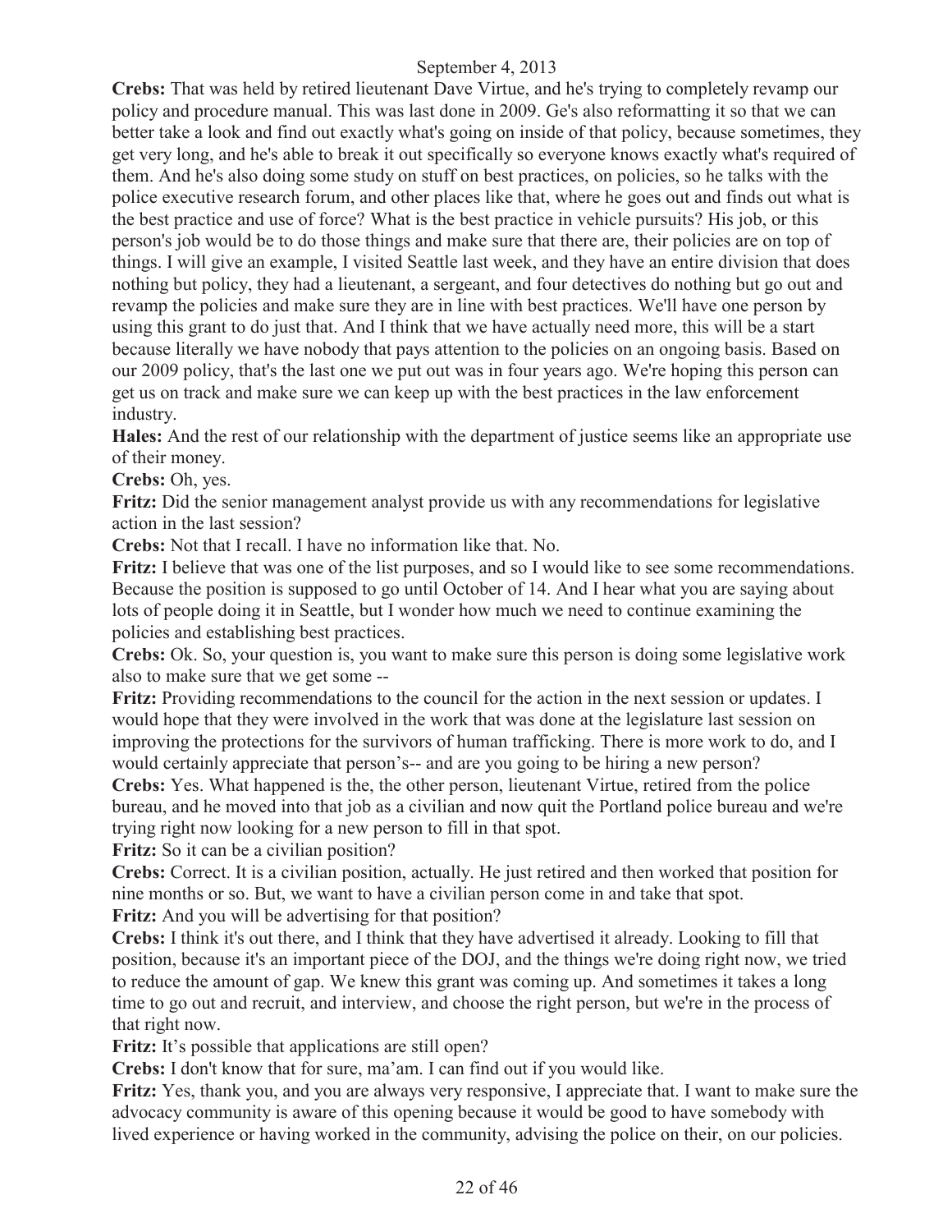**Crebs:** That was held by retired lieutenant Dave Virtue, and he's trying to completely revamp our policy and procedure manual. This was last done in 2009. Ge's also reformatting it so that we can better take a look and find out exactly what's going on inside of that policy, because sometimes, they get very long, and he's able to break it out specifically so everyone knows exactly what's required of them. And he's also doing some study on stuff on best practices, on policies, so he talks with the police executive research forum, and other places like that, where he goes out and finds out what is the best practice and use of force? What is the best practice in vehicle pursuits? His job, or this person's job would be to do those things and make sure that there are, their policies are on top of things. I will give an example, I visited Seattle last week, and they have an entire division that does nothing but policy, they had a lieutenant, a sergeant, and four detectives do nothing but go out and revamp the policies and make sure they are in line with best practices. We'll have one person by using this grant to do just that. And I think that we have actually need more, this will be a start because literally we have nobody that pays attention to the policies on an ongoing basis. Based on our 2009 policy, that's the last one we put out was in four years ago. We're hoping this person can get us on track and make sure we can keep up with the best practices in the law enforcement industry.

**Hales:** And the rest of our relationship with the department of justice seems like an appropriate use of their money.

**Crebs:** Oh, yes.

**Fritz:** Did the senior management analyst provide us with any recommendations for legislative action in the last session?

**Crebs:** Not that I recall. I have no information like that. No.

**Fritz:** I believe that was one of the list purposes, and so I would like to see some recommendations. Because the position is supposed to go until October of 14. And I hear what you are saying about lots of people doing it in Seattle, but I wonder how much we need to continue examining the policies and establishing best practices.

**Crebs:** Ok. So, your question is, you want to make sure this person is doing some legislative work also to make sure that we get some --

**Fritz:** Providing recommendations to the council for the action in the next session or updates. I would hope that they were involved in the work that was done at the legislature last session on improving the protections for the survivors of human trafficking. There is more work to do, and I would certainly appreciate that person's-- and are you going to be hiring a new person?

**Crebs:** Yes. What happened is the, the other person, lieutenant Virtue, retired from the police bureau, and he moved into that job as a civilian and now quit the Portland police bureau and we're trying right now looking for a new person to fill in that spot.

**Fritz:** So it can be a civilian position?

**Crebs:** Correct. It is a civilian position, actually. He just retired and then worked that position for nine months or so. But, we want to have a civilian person come in and take that spot.

**Fritz:** And you will be advertising for that position?

**Crebs:** I think it's out there, and I think that they have advertised it already. Looking to fill that position, because it's an important piece of the DOJ, and the things we're doing right now, we tried to reduce the amount of gap. We knew this grant was coming up. And sometimes it takes a long time to go out and recruit, and interview, and choose the right person, but we're in the process of that right now.

**Fritz:** It's possible that applications are still open?

**Crebs:** I don't know that for sure, ma'am. I can find out if you would like.

**Fritz:** Yes, thank you, and you are always very responsive, I appreciate that. I want to make sure the advocacy community is aware of this opening because it would be good to have somebody with lived experience or having worked in the community, advising the police on their, on our policies.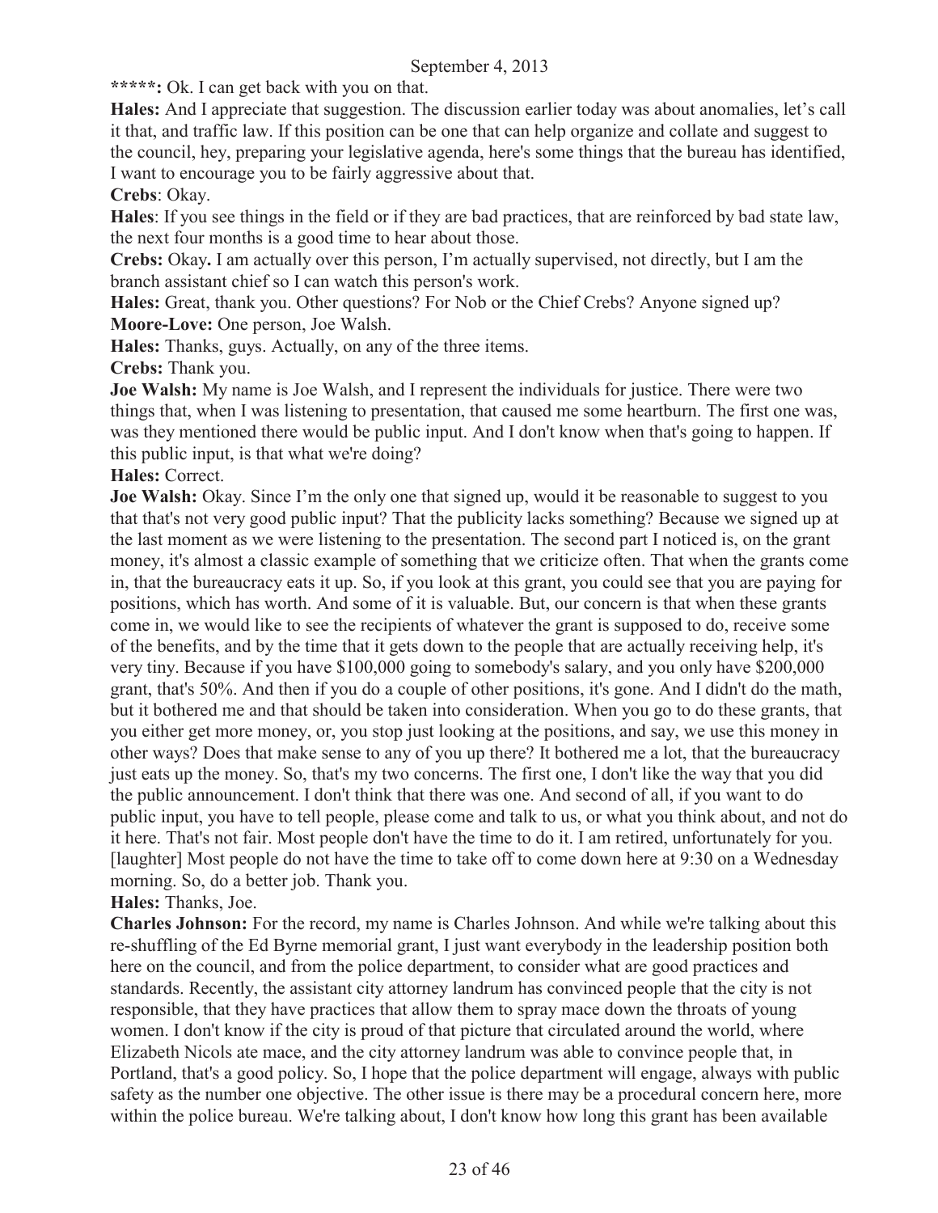**\*\*\*\*\*:** Ok. I can get back with you on that.

**Hales:** And I appreciate that suggestion. The discussion earlier today was about anomalies, let's call it that, and traffic law. If this position can be one that can help organize and collate and suggest to the council, hey, preparing your legislative agenda, here's some things that the bureau has identified, I want to encourage you to be fairly aggressive about that.

**Crebs**: Okay.

**Hales**: If you see things in the field or if they are bad practices, that are reinforced by bad state law, the next four months is a good time to hear about those.

**Crebs:** Okay**.** I am actually over this person, I'm actually supervised, not directly, but I am the branch assistant chief so I can watch this person's work.

**Hales:** Great, thank you. Other questions? For Nob or the Chief Crebs? Anyone signed up?

**Moore-Love:** One person, Joe Walsh.

**Hales:** Thanks, guys. Actually, on any of the three items.

**Crebs:** Thank you.

**Joe Walsh:** My name is Joe Walsh, and I represent the individuals for justice. There were two things that, when I was listening to presentation, that caused me some heartburn. The first one was, was they mentioned there would be public input. And I don't know when that's going to happen. If this public input, is that what we're doing?

**Hales:** Correct.

**Joe Walsh:** Okay. Since I'm the only one that signed up, would it be reasonable to suggest to you that that's not very good public input? That the publicity lacks something? Because we signed up at the last moment as we were listening to the presentation. The second part I noticed is, on the grant money, it's almost a classic example of something that we criticize often. That when the grants come in, that the bureaucracy eats it up. So, if you look at this grant, you could see that you are paying for positions, which has worth. And some of it is valuable. But, our concern is that when these grants come in, we would like to see the recipients of whatever the grant is supposed to do, receive some of the benefits, and by the time that it gets down to the people that are actually receiving help, it's very tiny. Because if you have $100,000 going to somebody's salary, and you only have $200,000 grant, that's 50%. And then if you do a couple of other positions, it's gone. And I didn't do the math, but it bothered me and that should be taken into consideration. When you go to do these grants, that you either get more money, or, you stop just looking at the positions, and say, we use this money in other ways? Does that make sense to any of you up there? It bothered me a lot, that the bureaucracy just eats up the money. So, that's my two concerns. The first one, I don't like the way that you did the public announcement. I don't think that there was one. And second of all, if you want to do public input, you have to tell people, please come and talk to us, or what you think about, and not do it here. That's not fair. Most people don't have the time to do it. I am retired, unfortunately for you. [laughter] Most people do not have the time to take off to come down here at 9:30 on a Wednesday morning. So, do a better job. Thank you.

**Hales:** Thanks, Joe.

**Charles Johnson:** For the record, my name is Charles Johnson. And while we're talking about this re-shuffling of the Ed Byrne memorial grant, I just want everybody in the leadership position both here on the council, and from the police department, to consider what are good practices and standards. Recently, the assistant city attorney landrum has convinced people that the city is not responsible, that they have practices that allow them to spray mace down the throats of young women. I don't know if the city is proud of that picture that circulated around the world, where Elizabeth Nicols ate mace, and the city attorney landrum was able to convince people that, in Portland, that's a good policy. So, I hope that the police department will engage, always with public safety as the number one objective. The other issue is there may be a procedural concern here, more within the police bureau. We're talking about, I don't know how long this grant has been available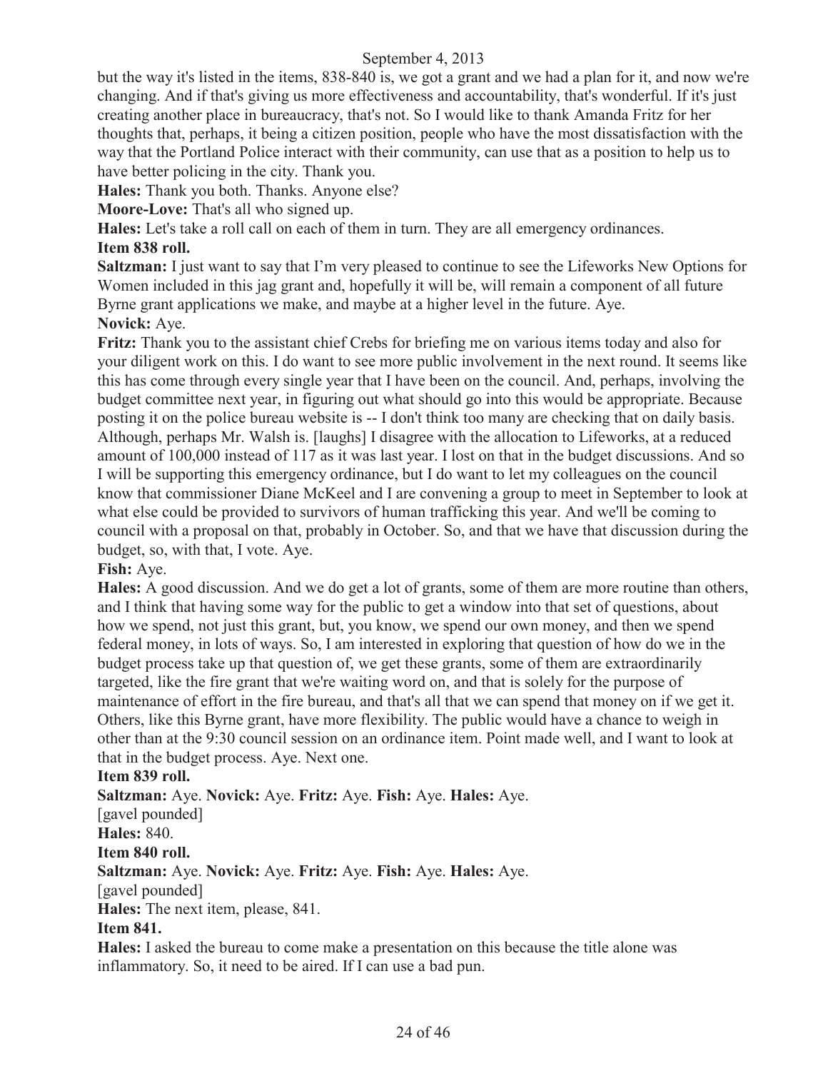but the way it's listed in the items, 838-840 is, we got a grant and we had a plan for it, and now we're changing. And if that's giving us more effectiveness and accountability, that's wonderful. If it's just creating another place in bureaucracy, that's not. So I would like to thank Amanda Fritz for her thoughts that, perhaps, it being a citizen position, people who have the most dissatisfaction with the way that the Portland Police interact with their community, can use that as a position to help us to have better policing in the city. Thank you.

**Hales:** Thank you both. Thanks. Anyone else?

**Moore-Love:** That's all who signed up.

**Hales:** Let's take a roll call on each of them in turn. They are all emergency ordinances.

**Item 838 roll.**

**Saltzman:** I just want to say that I'm very pleased to continue to see the Lifeworks New Options for Women included in this jag grant and, hopefully it will be, will remain a component of all future Byrne grant applications we make, and maybe at a higher level in the future. Aye.

**Novick:** Aye.

**Fritz:** Thank you to the assistant chief Crebs for briefing me on various items today and also for your diligent work on this. I do want to see more public involvement in the next round. It seems like this has come through every single year that I have been on the council. And, perhaps, involving the budget committee next year, in figuring out what should go into this would be appropriate. Because posting it on the police bureau website is -- I don't think too many are checking that on daily basis. Although, perhaps Mr. Walsh is. [laughs] I disagree with the allocation to Lifeworks, at a reduced amount of 100,000 instead of 117 as it was last year. I lost on that in the budget discussions. And so I will be supporting this emergency ordinance, but I do want to let my colleagues on the council know that commissioner Diane McKeel and I are convening a group to meet in September to look at what else could be provided to survivors of human trafficking this year. And we'll be coming to council with a proposal on that, probably in October. So, and that we have that discussion during the budget, so, with that, I vote. Aye.

**Fish:** Aye.

**Hales:** A good discussion. And we do get a lot of grants, some of them are more routine than others, and I think that having some way for the public to get a window into that set of questions, about how we spend, not just this grant, but, you know, we spend our own money, and then we spend federal money, in lots of ways. So, I am interested in exploring that question of how do we in the budget process take up that question of, we get these grants, some of them are extraordinarily targeted, like the fire grant that we're waiting word on, and that is solely for the purpose of maintenance of effort in the fire bureau, and that's all that we can spend that money on if we get it. Others, like this Byrne grant, have more flexibility. The public would have a chance to weigh in other than at the 9:30 council session on an ordinance item. Point made well, and I want to look at that in the budget process. Aye. Next one.

**Item 839 roll.**

**Saltzman:** Aye. **Novick:** Aye. **Fritz:** Aye. **Fish:** Aye. **Hales:** Aye.

[gavel pounded]

**Hales:** 840.

**Item 840 roll.**

**Saltzman:** Aye. **Novick:** Aye. **Fritz:** Aye. **Fish:** Aye. **Hales:** Aye.

[gavel pounded]

**Hales:** The next item, please, 841.

**Item 841.**

**Hales:** I asked the bureau to come make a presentation on this because the title alone was inflammatory. So, it need to be aired. If I can use a bad pun.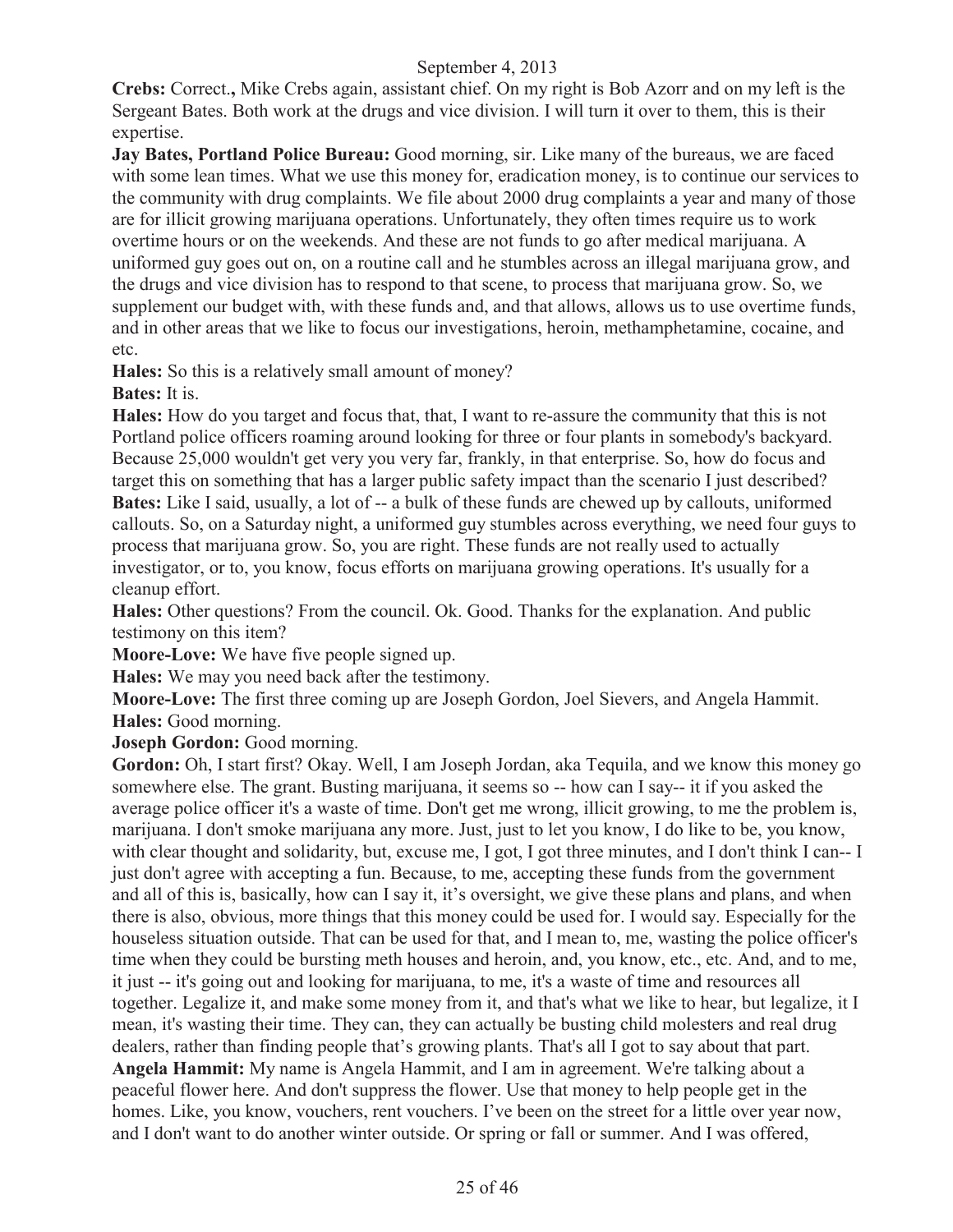**Crebs:** Correct.**,** Mike Crebs again, assistant chief. On my right is Bob Azorr and on my left is the Sergeant Bates. Both work at the drugs and vice division. I will turn it over to them, this is their expertise.

**Jay Bates, Portland Police Bureau:** Good morning, sir. Like many of the bureaus, we are faced with some lean times. What we use this money for, eradication money, is to continue our services to the community with drug complaints. We file about 2000 drug complaints a year and many of those are for illicit growing marijuana operations. Unfortunately, they often times require us to work overtime hours or on the weekends. And these are not funds to go after medical marijuana. A uniformed guy goes out on, on a routine call and he stumbles across an illegal marijuana grow, and the drugs and vice division has to respond to that scene, to process that marijuana grow. So, we supplement our budget with, with these funds and, and that allows, allows us to use overtime funds, and in other areas that we like to focus our investigations, heroin, methamphetamine, cocaine, and etc.

**Hales:** So this is a relatively small amount of money?

**Bates:** It is.

**Hales:** How do you target and focus that, that, I want to re-assure the community that this is not Portland police officers roaming around looking for three or four plants in somebody's backyard. Because 25,000 wouldn't get very you very far, frankly, in that enterprise. So, how do focus and target this on something that has a larger public safety impact than the scenario I just described?

**Bates:** Like I said, usually, a lot of -- a bulk of these funds are chewed up by callouts, uniformed callouts. So, on a Saturday night, a uniformed guy stumbles across everything, we need four guys to process that marijuana grow. So, you are right. These funds are not really used to actually investigator, or to, you know, focus efforts on marijuana growing operations. It's usually for a cleanup effort.

**Hales:** Other questions? From the council. Ok. Good. Thanks for the explanation. And public testimony on this item?

**Moore-Love:** We have five people signed up.

**Hales:** We may you need back after the testimony.

**Moore-Love:** The first three coming up are Joseph Gordon, Joel Sievers, and Angela Hammit.

**Hales:** Good morning.

**Joseph Gordon:** Good morning.

**Gordon:** Oh, I start first? Okay. Well, I am Joseph Jordan, aka Tequila, and we know this money go somewhere else. The grant. Busting marijuana, it seems so -- how can I say-- it if you asked the average police officer it's a waste of time. Don't get me wrong, illicit growing, to me the problem is, marijuana. I don't smoke marijuana any more. Just, just to let you know, I do like to be, you know, with clear thought and solidarity, but, excuse me, I got, I got three minutes, and I don't think I can-- I just don't agree with accepting a fun. Because, to me, accepting these funds from the government and all of this is, basically, how can I say it, it’s oversight, we give these plans and plans, and when there is also, obvious, more things that this money could be used for. I would say. Especially for the houseless situation outside. That can be used for that, and I mean to, me, wasting the police officer's time when they could be bursting meth houses and heroin, and, you know, etc., etc. And, and to me, it just -- it's going out and looking for marijuana, to me, it's a waste of time and resources all together. Legalize it, and make some money from it, and that's what we like to hear, but legalize, it I mean, it's wasting their time. They can, they can actually be busting child molesters and real drug dealers, rather than finding people that’s growing plants. That's all I got to say about that part.

**Angela Hammit:** My name is Angela Hammit, and I am in agreement. We're talking about a peaceful flower here. And don't suppress the flower. Use that money to help people get in the homes. Like, you know, vouchers, rent vouchers. I’ve been on the street for a little over year now, and I don't want to do another winter outside. Or spring or fall or summer. And I was offered,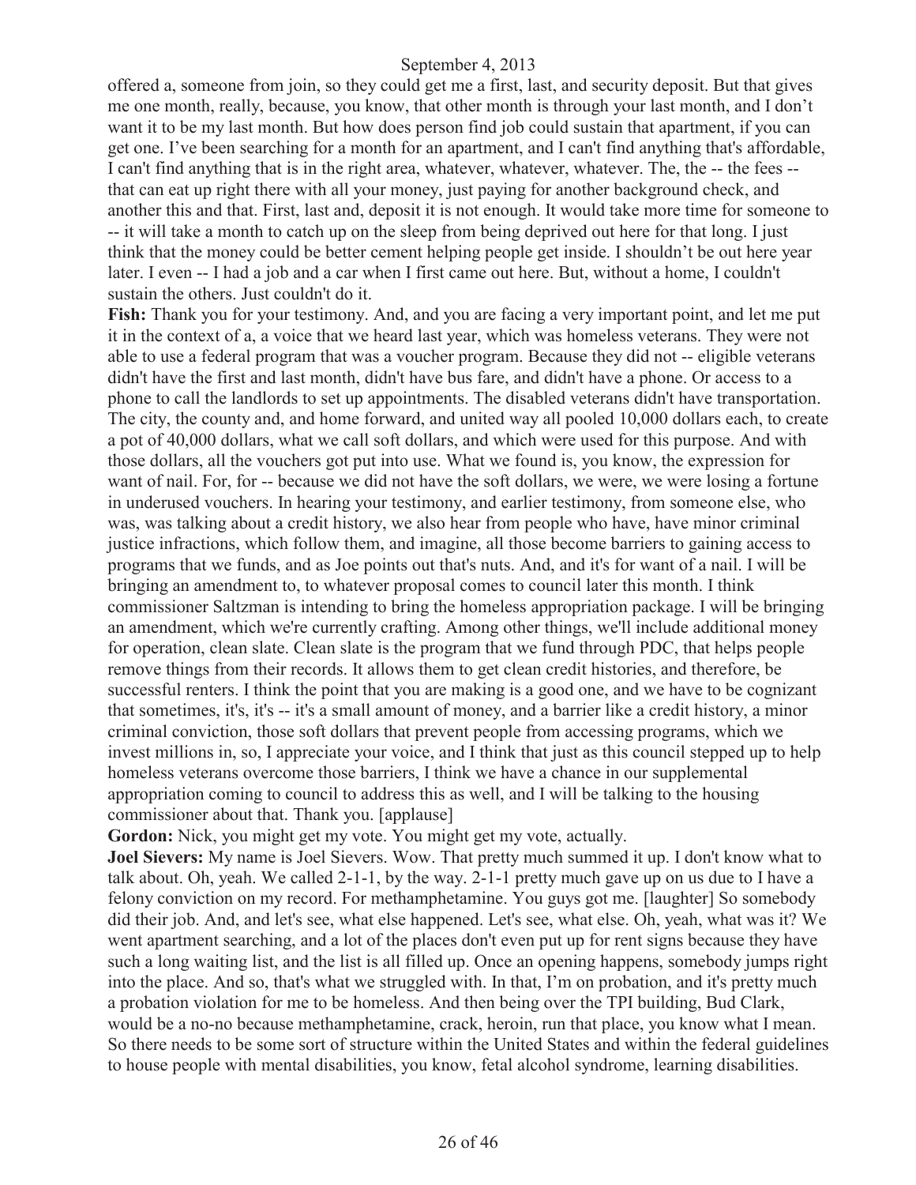offered a, someone from join, so they could get me a first, last, and security deposit. But that gives me one month, really, because, you know, that other month is through your last month, and I don't want it to be my last month. But how does person find job could sustain that apartment, if you can get one. I've been searching for a month for an apartment, and I can't find anything that's affordable, I can't find anything that is in the right area, whatever, whatever, whatever. The, the -- the fees -- that can eat up right there with all your money, just paying for another background check, and another this and that. First, last and, deposit it is not enough. It would take more time for someone to -- it will take a month to catch up on the sleep from being deprived out here for that long. I just think that the money could be better cement helping people get inside. I shouldn't be out here year later. I even -- I had a job and a car when I first came out here. But, without a home, I couldn't sustain the others. Just couldn't do it.

**Fish:** Thank you for your testimony. And, and you are facing a very important point, and let me put it in the context of a, a voice that we heard last year, which was homeless veterans. They were not able to use a federal program that was a voucher program. Because they did not -- eligible veterans didn't have the first and last month, didn't have bus fare, and didn't have a phone. Or access to a phone to call the landlords to set up appointments. The disabled veterans didn't have transportation. The city, the county and, and home forward, and united way all pooled 10,000 dollars each, to create a pot of 40,000 dollars, what we call soft dollars, and which were used for this purpose. And with those dollars, all the vouchers got put into use. What we found is, you know, the expression for want of nail. For, for -- because we did not have the soft dollars, we were, we were losing a fortune in underused vouchers. In hearing your testimony, and earlier testimony, from someone else, who was, was talking about a credit history, we also hear from people who have, have minor criminal justice infractions, which follow them, and imagine, all those become barriers to gaining access to programs that we funds, and as Joe points out that's nuts. And, and it's for want of a nail. I will be bringing an amendment to, to whatever proposal comes to council later this month. I think commissioner Saltzman is intending to bring the homeless appropriation package. I will be bringing an amendment, which we're currently crafting. Among other things, we'll include additional money for operation, clean slate. Clean slate is the program that we fund through PDC, that helps people remove things from their records. It allows them to get clean credit histories, and therefore, be successful renters. I think the point that you are making is a good one, and we have to be cognizant that sometimes, it's, it's -- it's a small amount of money, and a barrier like a credit history, a minor criminal conviction, those soft dollars that prevent people from accessing programs, which we invest millions in, so, I appreciate your voice, and I think that just as this council stepped up to help homeless veterans overcome those barriers, I think we have a chance in our supplemental appropriation coming to council to address this as well, and I will be talking to the housing commissioner about that. Thank you. [applause]

**Gordon:** Nick, you might get my vote. You might get my vote, actually.

**Joel Sievers:** My name is Joel Sievers. Wow. That pretty much summed it up. I don't know what to talk about. Oh, yeah. We called 2-1-1, by the way. 2-1-1 pretty much gave up on us due to I have a felony conviction on my record. For methamphetamine. You guys got me. [laughter] So somebody did their job. And, and let's see, what else happened. Let's see, what else. Oh, yeah, what was it? We went apartment searching, and a lot of the places don't even put up for rent signs because they have such a long waiting list, and the list is all filled up. Once an opening happens, somebody jumps right into the place. And so, that's what we struggled with. In that, I'm on probation, and it's pretty much a probation violation for me to be homeless. And then being over the TPI building, Bud Clark, would be a no-no because methamphetamine, crack, heroin, run that place, you know what I mean. So there needs to be some sort of structure within the United States and within the federal guidelines to house people with mental disabilities, you know, fetal alcohol syndrome, learning disabilities.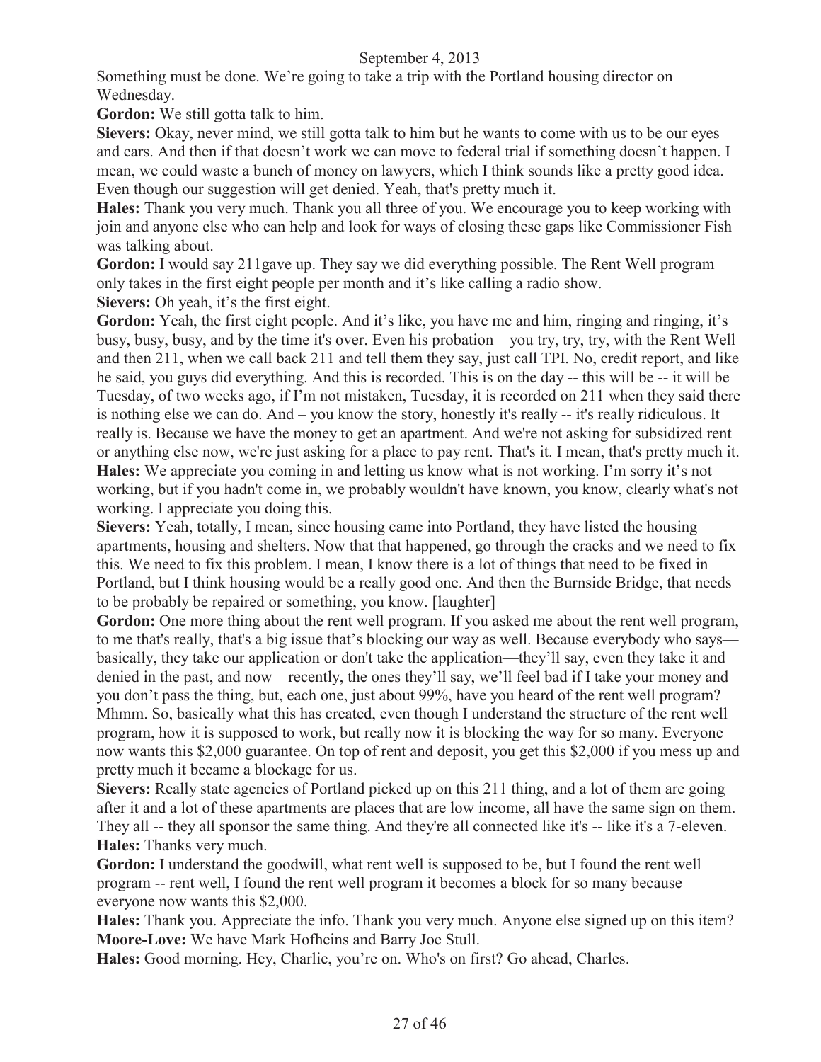Something must be done. We're going to take a trip with the Portland housing director on Wednesday.

**Gordon:** We still gotta talk to him.

**Sievers:** Okay, never mind, we still gotta talk to him but he wants to come with us to be our eyes and ears. And then if that doesn't work we can move to federal trial if something doesn't happen. I mean, we could waste a bunch of money on lawyers, which I think sounds like a pretty good idea. Even though our suggestion will get denied. Yeah, that's pretty much it.

**Hales:** Thank you very much. Thank you all three of you. We encourage you to keep working with join and anyone else who can help and look for ways of closing these gaps like Commissioner Fish was talking about.

**Gordon:** I would say 211gave up. They say we did everything possible. The Rent Well program only takes in the first eight people per month and it's like calling a radio show.

**Sievers:** Oh yeah, it's the first eight.

**Gordon:** Yeah, the first eight people. And it's like, you have me and him, ringing and ringing, it's busy, busy, busy, and by the time it's over. Even his probation – you try, try, try, with the Rent Well and then 211, when we call back 211 and tell them they say, just call TPI. No, credit report, and like he said, you guys did everything. And this is recorded. This is on the day -- this will be -- it will be Tuesday, of two weeks ago, if I'm not mistaken, Tuesday, it is recorded on 211 when they said there is nothing else we can do. And – you know the story, honestly it's really -- it's really ridiculous. It really is. Because we have the money to get an apartment. And we're not asking for subsidized rent or anything else now, we're just asking for a place to pay rent. That's it. I mean, that's pretty much it.

**Hales:** We appreciate you coming in and letting us know what is not working. I'm sorry it's not working, but if you hadn't come in, we probably wouldn't have known, you know, clearly what's not working. I appreciate you doing this.

**Sievers:** Yeah, totally, I mean, since housing came into Portland, they have listed the housing apartments, housing and shelters. Now that that happened, go through the cracks and we need to fix this. We need to fix this problem. I mean, I know there is a lot of things that need to be fixed in Portland, but I think housing would be a really good one. And then the Burnside Bridge, that needs to be probably be repaired or something, you know. [laughter]

**Gordon:** One more thing about the rent well program. If you asked me about the rent well program, to me that's really, that's a big issue that's blocking our way as well. Because everybody who says—basically, they take our application or don't take the application—they'll say, even they take it and denied in the past, and now – recently, the ones they'll say, we'll feel bad if I take your money and you don't pass the thing, but, each one, just about 99%, have you heard of the rent well program? Mhmm. So, basically what this has created, even though I understand the structure of the rent well program, how it is supposed to work, but really now it is blocking the way for so many. Everyone now wants this $2,000 guarantee. On top of rent and deposit, you get this $2,000 if you mess up and pretty much it became a blockage for us.

**Sievers:** Really state agencies of Portland picked up on this 211 thing, and a lot of them are going after it and a lot of these apartments are places that are low income, all have the same sign on them. They all -- they all sponsor the same thing. And they're all connected like it's -- like it's a 7-eleven.

**Hales:** Thanks very much.

**Gordon:** I understand the goodwill, what rent well is supposed to be, but I found the rent well program -- rent well, I found the rent well program it becomes a block for so many because everyone now wants this $2,000.

**Hales:** Thank you. Appreciate the info. Thank you very much. Anyone else signed up on this item?

**Moore-Love:** We have Mark Hofheins and Barry Joe Stull.

**Hales:** Good morning. Hey, Charlie, you're on. Who's on first? Go ahead, Charles.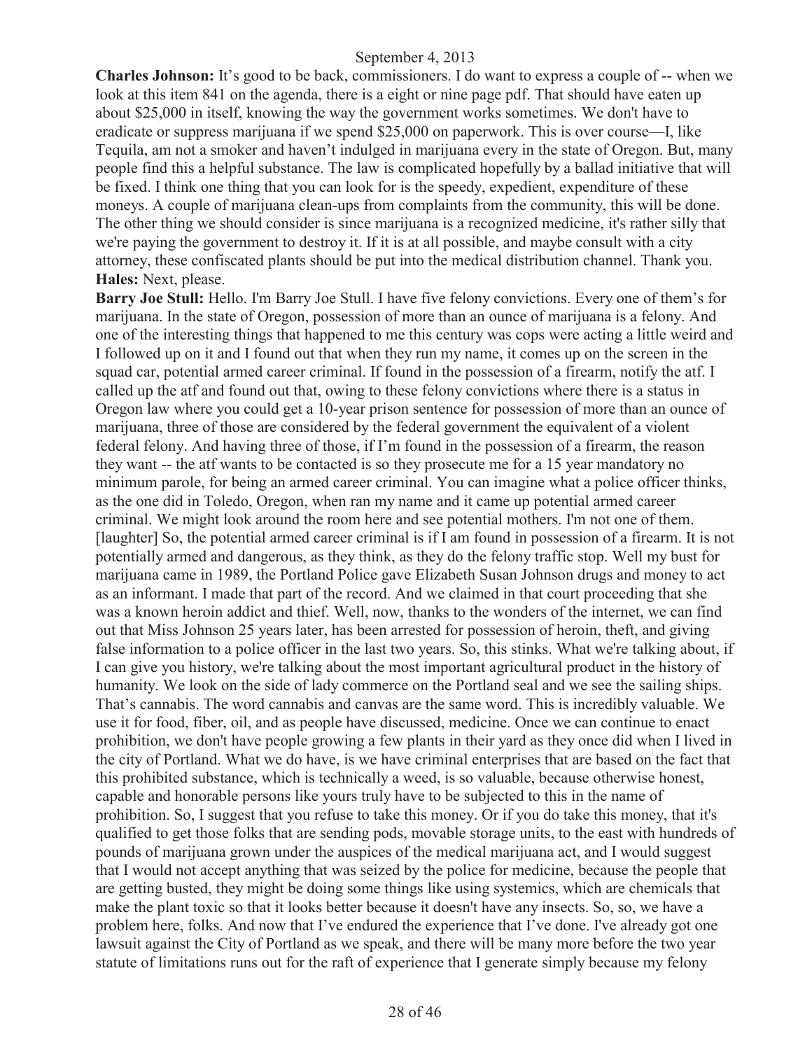**Charles Johnson:** It's good to be back, commissioners. I do want to express a couple of -- when we look at this item 841 on the agenda, there is a eight or nine page pdf. That should have eaten up about $25,000 in itself, knowing the way the government works sometimes. We don't have to eradicate or suppress marijuana if we spend $25,000 on paperwork. This is over course—I, like Tequila, am not a smoker and haven't indulged in marijuana every in the state of Oregon. But, many people find this a helpful substance. The law is complicated hopefully by a ballad initiative that will be fixed. I think one thing that you can look for is the speedy, expedient, expenditure of these moneys. A couple of marijuana clean-ups from complaints from the community, this will be done. The other thing we should consider is since marijuana is a recognized medicine, it's rather silly that we're paying the government to destroy it. If it is at all possible, and maybe consult with a city attorney, these confiscated plants should be put into the medical distribution channel. Thank you.

**Hales:** Next, please.

**Barry Joe Stull:** Hello. I'm Barry Joe Stull. I have five felony convictions. Every one of them's for marijuana. In the state of Oregon, possession of more than an ounce of marijuana is a felony. And one of the interesting things that happened to me this century was cops were acting a little weird and I followed up on it and I found out that when they run my name, it comes up on the screen in the squad car, potential armed career criminal. If found in the possession of a firearm, notify the atf. I called up the atf and found out that, owing to these felony convictions where there is a status in Oregon law where you could get a 10-year prison sentence for possession of more than an ounce of marijuana, three of those are considered by the federal government the equivalent of a violent federal felony. And having three of those, if I'm found in the possession of a firearm, the reason they want -- the atf wants to be contacted is so they prosecute me for a 15 year mandatory no minimum parole, for being an armed career criminal. You can imagine what a police officer thinks, as the one did in Toledo, Oregon, when ran my name and it came up potential armed career criminal. We might look around the room here and see potential mothers. I'm not one of them. [laughter] So, the potential armed career criminal is if I am found in possession of a firearm. It is not potentially armed and dangerous, as they think, as they do the felony traffic stop. Well my bust for marijuana came in 1989, the Portland Police gave Elizabeth Susan Johnson drugs and money to act as an informant. I made that part of the record. And we claimed in that court proceeding that she was a known heroin addict and thief. Well, now, thanks to the wonders of the internet, we can find out that Miss Johnson 25 years later, has been arrested for possession of heroin, theft, and giving false information to a police officer in the last two years. So, this stinks. What we're talking about, if I can give you history, we're talking about the most important agricultural product in the history of humanity. We look on the side of lady commerce on the Portland seal and we see the sailing ships. That's cannabis. The word cannabis and canvas are the same word. This is incredibly valuable. We use it for food, fiber, oil, and as people have discussed, medicine. Once we can continue to enact prohibition, we don't have people growing a few plants in their yard as they once did when I lived in the city of Portland. What we do have, is we have criminal enterprises that are based on the fact that this prohibited substance, which is technically a weed, is so valuable, because otherwise honest, capable and honorable persons like yours truly have to be subjected to this in the name of prohibition. So, I suggest that you refuse to take this money. Or if you do take this money, that it's qualified to get those folks that are sending pods, movable storage units, to the east with hundreds of pounds of marijuana grown under the auspices of the medical marijuana act, and I would suggest that I would not accept anything that was seized by the police for medicine, because the people that are getting busted, they might be doing some things like using systemics, which are chemicals that make the plant toxic so that it looks better because it doesn't have any insects. So, so, we have a problem here, folks. And now that I've endured the experience that I've done. I've already got one lawsuit against the City of Portland as we speak, and there will be many more before the two year statute of limitations runs out for the raft of experience that I generate simply because my felony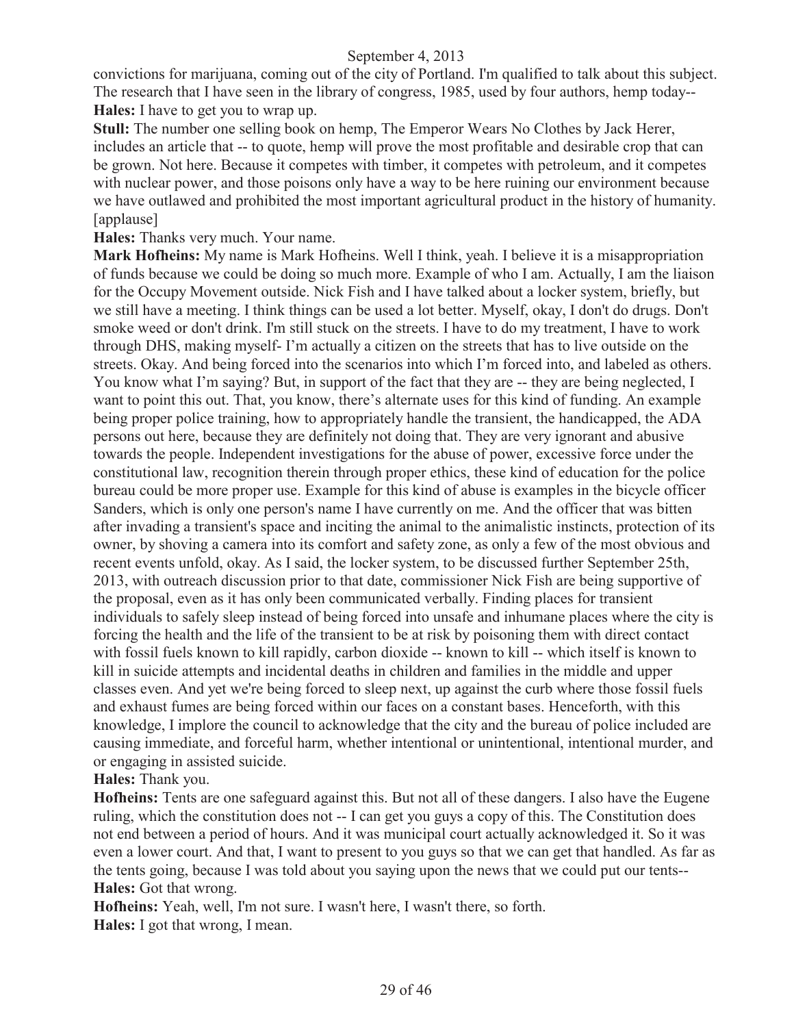convictions for marijuana, coming out of the city of Portland. I'm qualified to talk about this subject. The research that I have seen in the library of congress, 1985, used by four authors, hemp today--

**Hales:** I have to get you to wrap up.

**Stull:** The number one selling book on hemp, The Emperor Wears No Clothes by Jack Herer, includes an article that -- to quote, hemp will prove the most profitable and desirable crop that can be grown. Not here. Because it competes with timber, it competes with petroleum, and it competes with nuclear power, and those poisons only have a way to be here ruining our environment because we have outlawed and prohibited the most important agricultural product in the history of humanity. [applause]

**Hales:** Thanks very much. Your name.

**Mark Hofheins:** My name is Mark Hofheins. Well I think, yeah. I believe it is a misappropriation of funds because we could be doing so much more. Example of who I am. Actually, I am the liaison for the Occupy Movement outside. Nick Fish and I have talked about a locker system, briefly, but we still have a meeting. I think things can be used a lot better. Myself, okay, I don't do drugs. Don't smoke weed or don't drink. I'm still stuck on the streets. I have to do my treatment, I have to work through DHS, making myself- I'm actually a citizen on the streets that has to live outside on the streets. Okay. And being forced into the scenarios into which I'm forced into, and labeled as others. You know what I'm saying? But, in support of the fact that they are -- they are being neglected, I want to point this out. That, you know, there's alternate uses for this kind of funding. An example being proper police training, how to appropriately handle the transient, the handicapped, the ADA persons out here, because they are definitely not doing that. They are very ignorant and abusive towards the people. Independent investigations for the abuse of power, excessive force under the constitutional law, recognition therein through proper ethics, these kind of education for the police bureau could be more proper use. Example for this kind of abuse is examples in the bicycle officer Sanders, which is only one person's name I have currently on me. And the officer that was bitten after invading a transient's space and inciting the animal to the animalistic instincts, protection of its owner, by shoving a camera into its comfort and safety zone, as only a few of the most obvious and recent events unfold, okay. As I said, the locker system, to be discussed further September 25th, 2013, with outreach discussion prior to that date, commissioner Nick Fish are being supportive of the proposal, even as it has only been communicated verbally. Finding places for transient individuals to safely sleep instead of being forced into unsafe and inhumane places where the city is forcing the health and the life of the transient to be at risk by poisoning them with direct contact with fossil fuels known to kill rapidly, carbon dioxide -- known to kill -- which itself is known to kill in suicide attempts and incidental deaths in children and families in the middle and upper classes even. And yet we're being forced to sleep next, up against the curb where those fossil fuels and exhaust fumes are being forced within our faces on a constant bases. Henceforth, with this knowledge, I implore the council to acknowledge that the city and the bureau of police included are causing immediate, and forceful harm, whether intentional or unintentional, intentional murder, and or engaging in assisted suicide.

**Hales:** Thank you.

**Hofheins:** Tents are one safeguard against this. But not all of these dangers. I also have the Eugene ruling, which the constitution does not -- I can get you guys a copy of this. The Constitution does not end between a period of hours. And it was municipal court actually acknowledged it. So it was even a lower court. And that, I want to present to you guys so that we can get that handled. As far as the tents going, because I was told about you saying upon the news that we could put our tents--

**Hales:** Got that wrong.

**Hofheins:** Yeah, well, I'm not sure. I wasn't here, I wasn't there, so forth.

**Hales:** I got that wrong, I mean.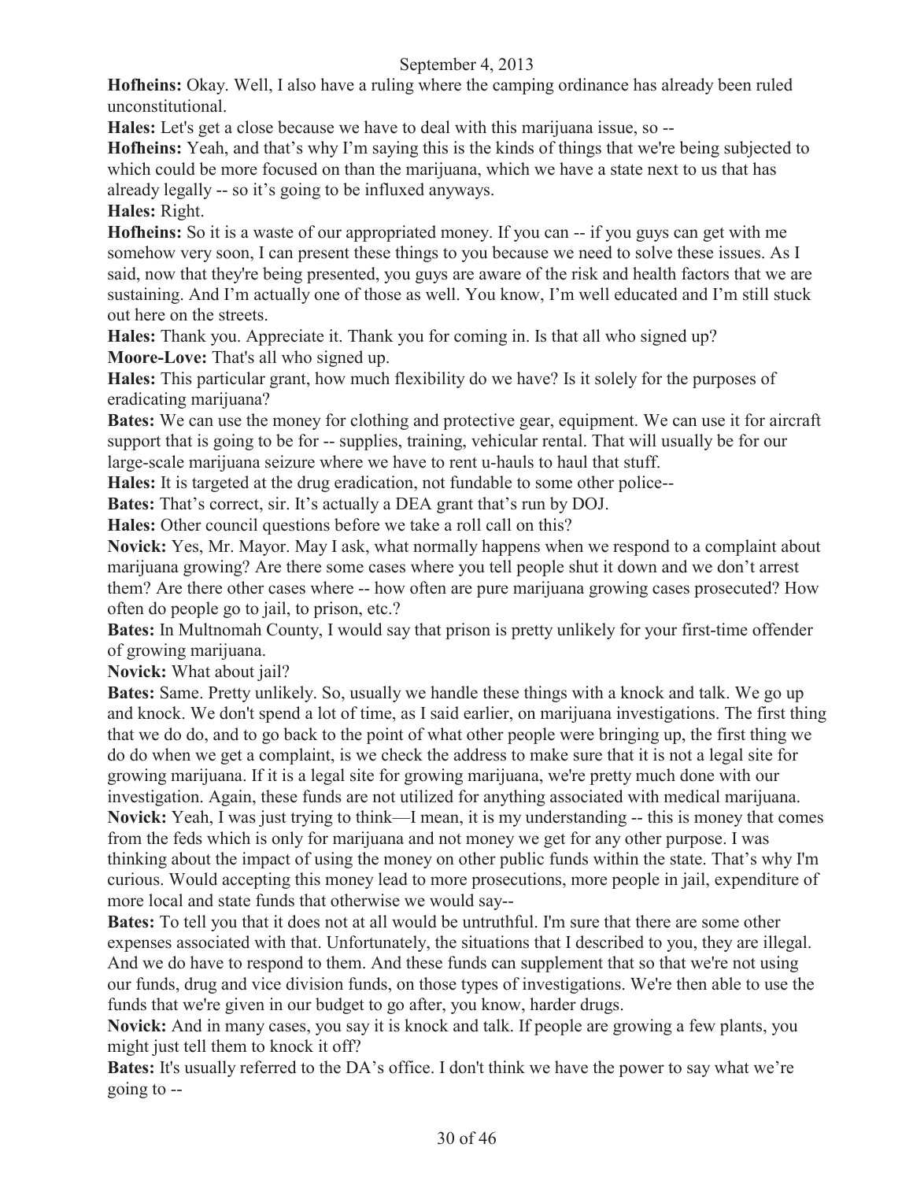**Hofheins:** Okay. Well, I also have a ruling where the camping ordinance has already been ruled unconstitutional.

**Hales:** Let's get a close because we have to deal with this marijuana issue, so --

**Hofheins:** Yeah, and that's why I'm saying this is the kinds of things that we're being subjected to which could be more focused on than the marijuana, which we have a state next to us that has already legally -- so it's going to be influxed anyways.

**Hales:** Right.

**Hofheins:** So it is a waste of our appropriated money. If you can -- if you guys can get with me somehow very soon, I can present these things to you because we need to solve these issues. As I said, now that they're being presented, you guys are aware of the risk and health factors that we are sustaining. And I'm actually one of those as well. You know, I'm well educated and I'm still stuck out here on the streets.

**Hales:** Thank you. Appreciate it. Thank you for coming in. Is that all who signed up?

**Moore-Love:** That's all who signed up.

**Hales:** This particular grant, how much flexibility do we have? Is it solely for the purposes of eradicating marijuana?

**Bates:** We can use the money for clothing and protective gear, equipment. We can use it for aircraft support that is going to be for -- supplies, training, vehicular rental. That will usually be for our large-scale marijuana seizure where we have to rent u-hauls to haul that stuff.

**Hales:** It is targeted at the drug eradication, not fundable to some other police--

**Bates:** That's correct, sir. It's actually a DEA grant that's run by DOJ.

**Hales:** Other council questions before we take a roll call on this?

**Novick:** Yes, Mr. Mayor. May I ask, what normally happens when we respond to a complaint about marijuana growing? Are there some cases where you tell people shut it down and we don't arrest them? Are there other cases where -- how often are pure marijuana growing cases prosecuted? How often do people go to jail, to prison, etc.?

**Bates:** In Multnomah County, I would say that prison is pretty unlikely for your first-time offender of growing marijuana.

**Novick:** What about jail?

**Bates:** Same. Pretty unlikely. So, usually we handle these things with a knock and talk. We go up and knock. We don't spend a lot of time, as I said earlier, on marijuana investigations. The first thing that we do do, and to go back to the point of what other people were bringing up, the first thing we do do when we get a complaint, is we check the address to make sure that it is not a legal site for growing marijuana. If it is a legal site for growing marijuana, we're pretty much done with our investigation. Again, these funds are not utilized for anything associated with medical marijuana.

**Novick:** Yeah, I was just trying to think—I mean, it is my understanding -- this is money that comes from the feds which is only for marijuana and not money we get for any other purpose. I was thinking about the impact of using the money on other public funds within the state. That's why I'm curious. Would accepting this money lead to more prosecutions, more people in jail, expenditure of more local and state funds that otherwise we would say--

**Bates:** To tell you that it does not at all would be untruthful. I'm sure that there are some other expenses associated with that. Unfortunately, the situations that I described to you, they are illegal. And we do have to respond to them. And these funds can supplement that so that we're not using our funds, drug and vice division funds, on those types of investigations. We're then able to use the funds that we're given in our budget to go after, you know, harder drugs.

**Novick:** And in many cases, you say it is knock and talk. If people are growing a few plants, you might just tell them to knock it off?

**Bates:** It's usually referred to the DA's office. I don't think we have the power to say what we're going to --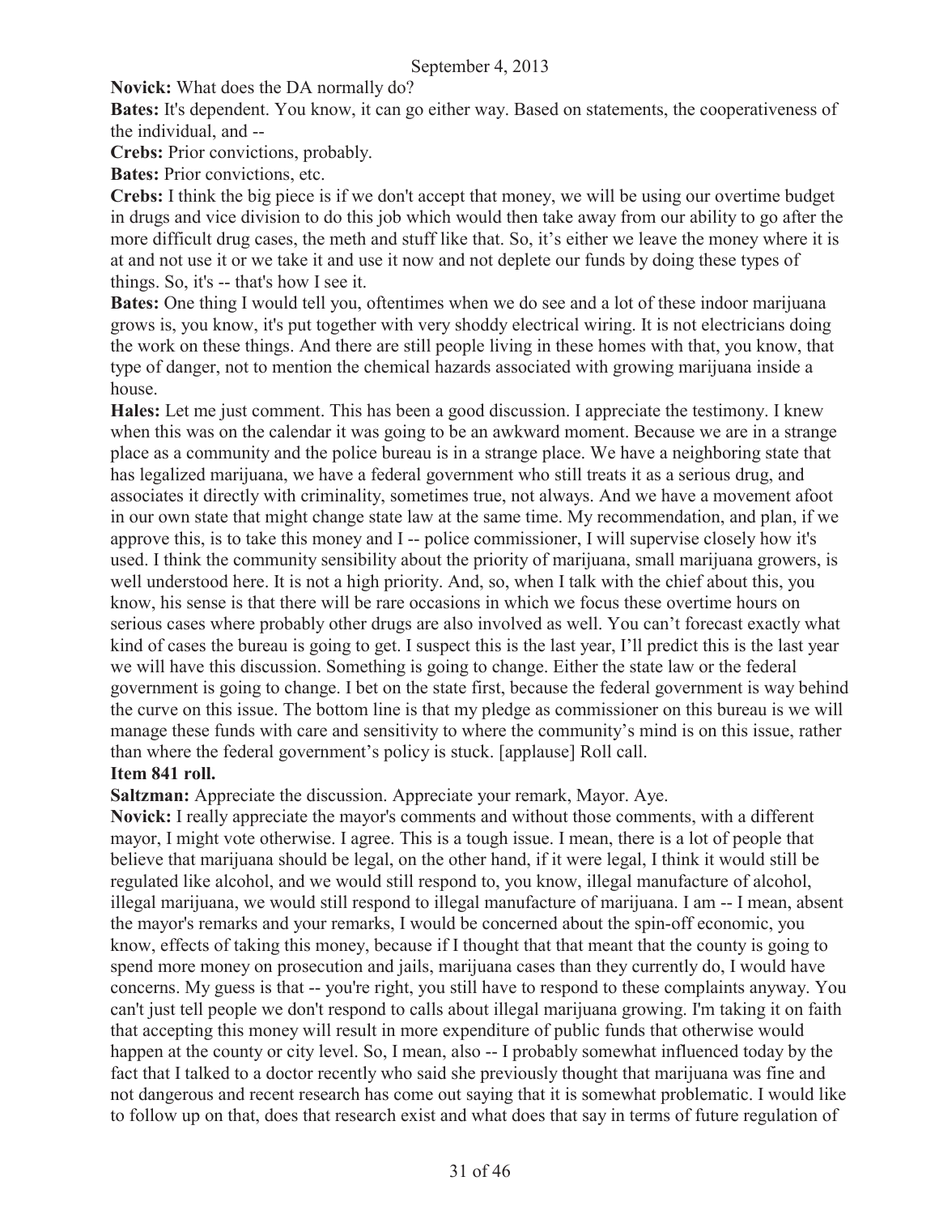**Novick:** What does the DA normally do?

**Bates:** It's dependent. You know, it can go either way. Based on statements, the cooperativeness of the individual, and --

**Crebs:** Prior convictions, probably.

**Bates:** Prior convictions, etc.

**Crebs:** I think the big piece is if we don't accept that money, we will be using our overtime budget in drugs and vice division to do this job which would then take away from our ability to go after the more difficult drug cases, the meth and stuff like that. So, it's either we leave the money where it is at and not use it or we take it and use it now and not deplete our funds by doing these types of things. So, it's -- that's how I see it.

**Bates:** One thing I would tell you, oftentimes when we do see and a lot of these indoor marijuana grows is, you know, it's put together with very shoddy electrical wiring. It is not electricians doing the work on these things. And there are still people living in these homes with that, you know, that type of danger, not to mention the chemical hazards associated with growing marijuana inside a house.

**Hales:** Let me just comment. This has been a good discussion. I appreciate the testimony. I knew when this was on the calendar it was going to be an awkward moment. Because we are in a strange place as a community and the police bureau is in a strange place. We have a neighboring state that has legalized marijuana, we have a federal government who still treats it as a serious drug, and associates it directly with criminality, sometimes true, not always. And we have a movement afoot in our own state that might change state law at the same time. My recommendation, and plan, if we approve this, is to take this money and I -- police commissioner, I will supervise closely how it's used. I think the community sensibility about the priority of marijuana, small marijuana growers, is well understood here. It is not a high priority. And, so, when I talk with the chief about this, you know, his sense is that there will be rare occasions in which we focus these overtime hours on serious cases where probably other drugs are also involved as well. You can't forecast exactly what kind of cases the bureau is going to get. I suspect this is the last year, I'll predict this is the last year we will have this discussion. Something is going to change. Either the state law or the federal government is going to change. I bet on the state first, because the federal government is way behind the curve on this issue. The bottom line is that my pledge as commissioner on this bureau is we will manage these funds with care and sensitivity to where the community's mind is on this issue, rather than where the federal government's policy is stuck. [applause] Roll call.

**Item 841 roll.**

**Saltzman:** Appreciate the discussion. Appreciate your remark, Mayor. Aye.

**Novick:** I really appreciate the mayor's comments and without those comments, with a different mayor, I might vote otherwise. I agree. This is a tough issue. I mean, there is a lot of people that believe that marijuana should be legal, on the other hand, if it were legal, I think it would still be regulated like alcohol, and we would still respond to, you know, illegal manufacture of alcohol, illegal marijuana, we would still respond to illegal manufacture of marijuana. I am -- I mean, absent the mayor's remarks and your remarks, I would be concerned about the spin-off economic, you know, effects of taking this money, because if I thought that that meant that the county is going to spend more money on prosecution and jails, marijuana cases than they currently do, I would have concerns. My guess is that -- you're right, you still have to respond to these complaints anyway. You can't just tell people we don't respond to calls about illegal marijuana growing. I'm taking it on faith that accepting this money will result in more expenditure of public funds that otherwise would happen at the county or city level. So, I mean, also -- I probably somewhat influenced today by the fact that I talked to a doctor recently who said she previously thought that marijuana was fine and not dangerous and recent research has come out saying that it is somewhat problematic. I would like to follow up on that, does that research exist and what does that say in terms of future regulation of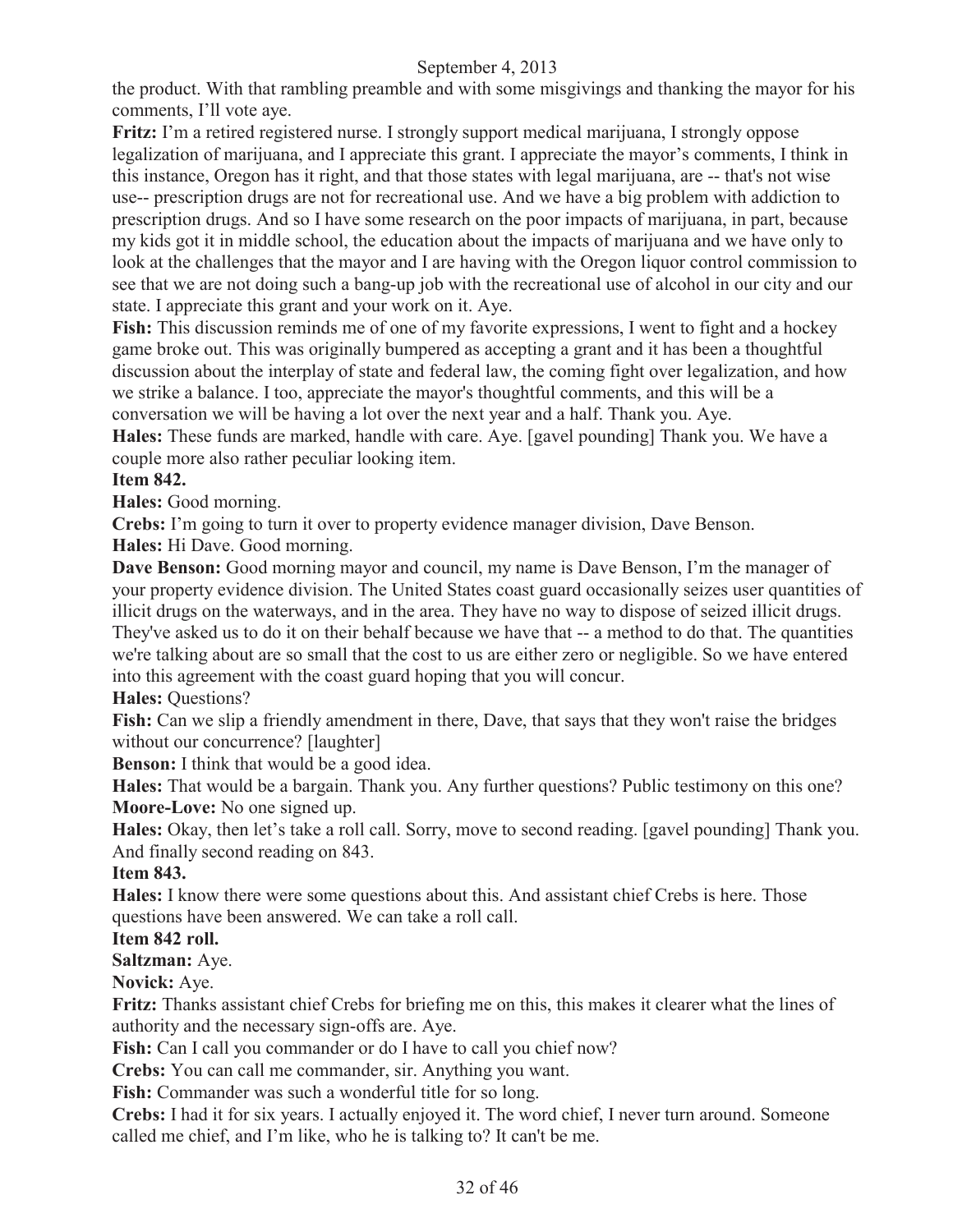the product. With that rambling preamble and with some misgivings and thanking the mayor for his comments, I'll vote aye.

**Fritz:** I'm a retired registered nurse. I strongly support medical marijuana, I strongly oppose legalization of marijuana, and I appreciate this grant. I appreciate the mayor's comments, I think in this instance, Oregon has it right, and that those states with legal marijuana, are -- that's not wise use-- prescription drugs are not for recreational use. And we have a big problem with addiction to prescription drugs. And so I have some research on the poor impacts of marijuana, in part, because my kids got it in middle school, the education about the impacts of marijuana and we have only to look at the challenges that the mayor and I are having with the Oregon liquor control commission to see that we are not doing such a bang-up job with the recreational use of alcohol in our city and our state. I appreciate this grant and your work on it. Aye.

**Fish:** This discussion reminds me of one of my favorite expressions, I went to fight and a hockey game broke out. This was originally bumpered as accepting a grant and it has been a thoughtful discussion about the interplay of state and federal law, the coming fight over legalization, and how we strike a balance. I too, appreciate the mayor's thoughtful comments, and this will be a conversation we will be having a lot over the next year and a half. Thank you. Aye.

**Hales:** These funds are marked, handle with care. Aye. [gavel pounding] Thank you. We have a couple more also rather peculiar looking item.

**Item 842.**

**Hales:** Good morning.

**Crebs:** I'm going to turn it over to property evidence manager division, Dave Benson.

**Hales:** Hi Dave. Good morning.

**Dave Benson:** Good morning mayor and council, my name is Dave Benson, I'm the manager of your property evidence division. The United States coast guard occasionally seizes user quantities of illicit drugs on the waterways, and in the area. They have no way to dispose of seized illicit drugs. They've asked us to do it on their behalf because we have that -- a method to do that. The quantities we're talking about are so small that the cost to us are either zero or negligible. So we have entered into this agreement with the coast guard hoping that you will concur.

**Hales:** Questions?

**Fish:** Can we slip a friendly amendment in there, Dave, that says that they won't raise the bridges without our concurrence? [laughter]

**Benson:** I think that would be a good idea.

**Hales:** That would be a bargain. Thank you. Any further questions? Public testimony on this one?

**Moore-Love:** No one signed up.

**Hales:** Okay, then let's take a roll call. Sorry, move to second reading. [gavel pounding] Thank you. And finally second reading on 843.

**Item 843.**

**Hales:** I know there were some questions about this. And assistant chief Crebs is here. Those questions have been answered. We can take a roll call.

**Item 842 roll.**

**Saltzman:** Aye.

**Novick:** Aye.

**Fritz:** Thanks assistant chief Crebs for briefing me on this, this makes it clearer what the lines of authority and the necessary sign-offs are. Aye.

**Fish:** Can I call you commander or do I have to call you chief now?

**Crebs:** You can call me commander, sir. Anything you want.

**Fish:** Commander was such a wonderful title for so long.

**Crebs:** I had it for six years. I actually enjoyed it. The word chief, I never turn around. Someone called me chief, and I'm like, who he is talking to? It can't be me.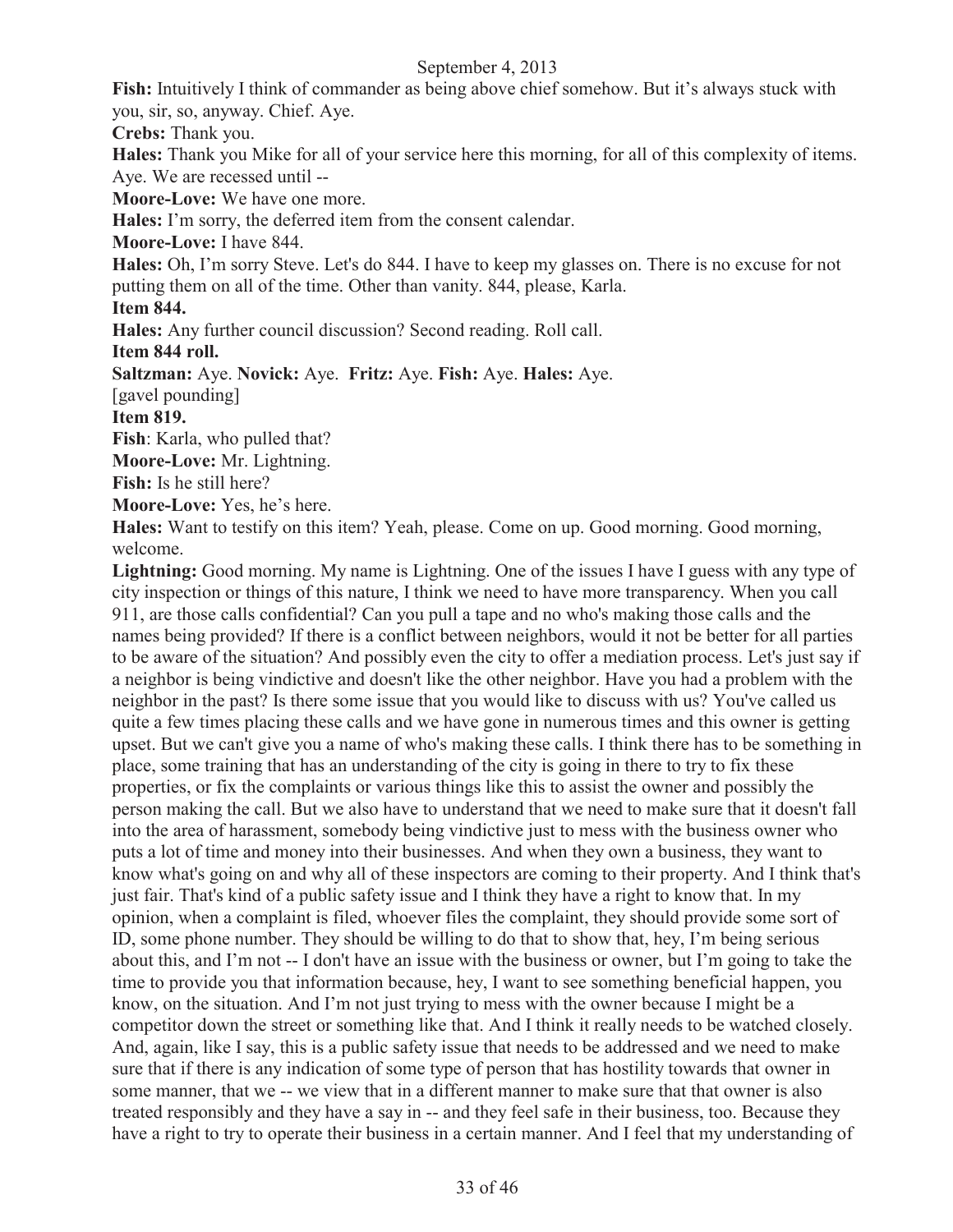**Fish:** Intuitively I think of commander as being above chief somehow. But it's always stuck with you, sir, so, anyway. Chief. Aye.

**Crebs:** Thank you.

**Hales:** Thank you Mike for all of your service here this morning, for all of this complexity of items. Aye. We are recessed until --

**Moore-Love:** We have one more.

**Hales:** I'm sorry, the deferred item from the consent calendar.

**Moore-Love:** I have 844.

**Hales:** Oh, I'm sorry Steve. Let's do 844. I have to keep my glasses on. There is no excuse for not putting them on all of the time. Other than vanity. 844, please, Karla.

**Item 844.**

**Hales:** Any further council discussion? Second reading. Roll call.

**Item 844 roll.**

**Saltzman:** Aye. **Novick:** Aye. **Fritz:** Aye. **Fish:** Aye. **Hales:** Aye.

[gavel pounding]

**Item 819.**

**Fish**: Karla, who pulled that?

**Moore-Love:** Mr. Lightning.

**Fish:** Is he still here?

**Moore-Love:** Yes, he's here.

**Hales:** Want to testify on this item? Yeah, please. Come on up. Good morning. Good morning, welcome.

**Lightning:** Good morning. My name is Lightning. One of the issues I have I guess with any type of city inspection or things of this nature, I think we need to have more transparency. When you call 911, are those calls confidential? Can you pull a tape and no who's making those calls and the names being provided? If there is a conflict between neighbors, would it not be better for all parties to be aware of the situation? And possibly even the city to offer a mediation process. Let's just say if a neighbor is being vindictive and doesn't like the other neighbor. Have you had a problem with the neighbor in the past? Is there some issue that you would like to discuss with us? You've called us quite a few times placing these calls and we have gone in numerous times and this owner is getting upset. But we can't give you a name of who's making these calls. I think there has to be something in place, some training that has an understanding of the city is going in there to try to fix these properties, or fix the complaints or various things like this to assist the owner and possibly the person making the call. But we also have to understand that we need to make sure that it doesn't fall into the area of harassment, somebody being vindictive just to mess with the business owner who puts a lot of time and money into their businesses. And when they own a business, they want to know what's going on and why all of these inspectors are coming to their property. And I think that's just fair. That's kind of a public safety issue and I think they have a right to know that. In my opinion, when a complaint is filed, whoever files the complaint, they should provide some sort of ID, some phone number. They should be willing to do that to show that, hey, I'm being serious about this, and I'm not -- I don't have an issue with the business or owner, but I'm going to take the time to provide you that information because, hey, I want to see something beneficial happen, you know, on the situation. And I'm not just trying to mess with the owner because I might be a competitor down the street or something like that. And I think it really needs to be watched closely. And, again, like I say, this is a public safety issue that needs to be addressed and we need to make sure that if there is any indication of some type of person that has hostility towards that owner in some manner, that we -- we view that in a different manner to make sure that that owner is also treated responsibly and they have a say in -- and they feel safe in their business, too. Because they have a right to try to operate their business in a certain manner. And I feel that my understanding of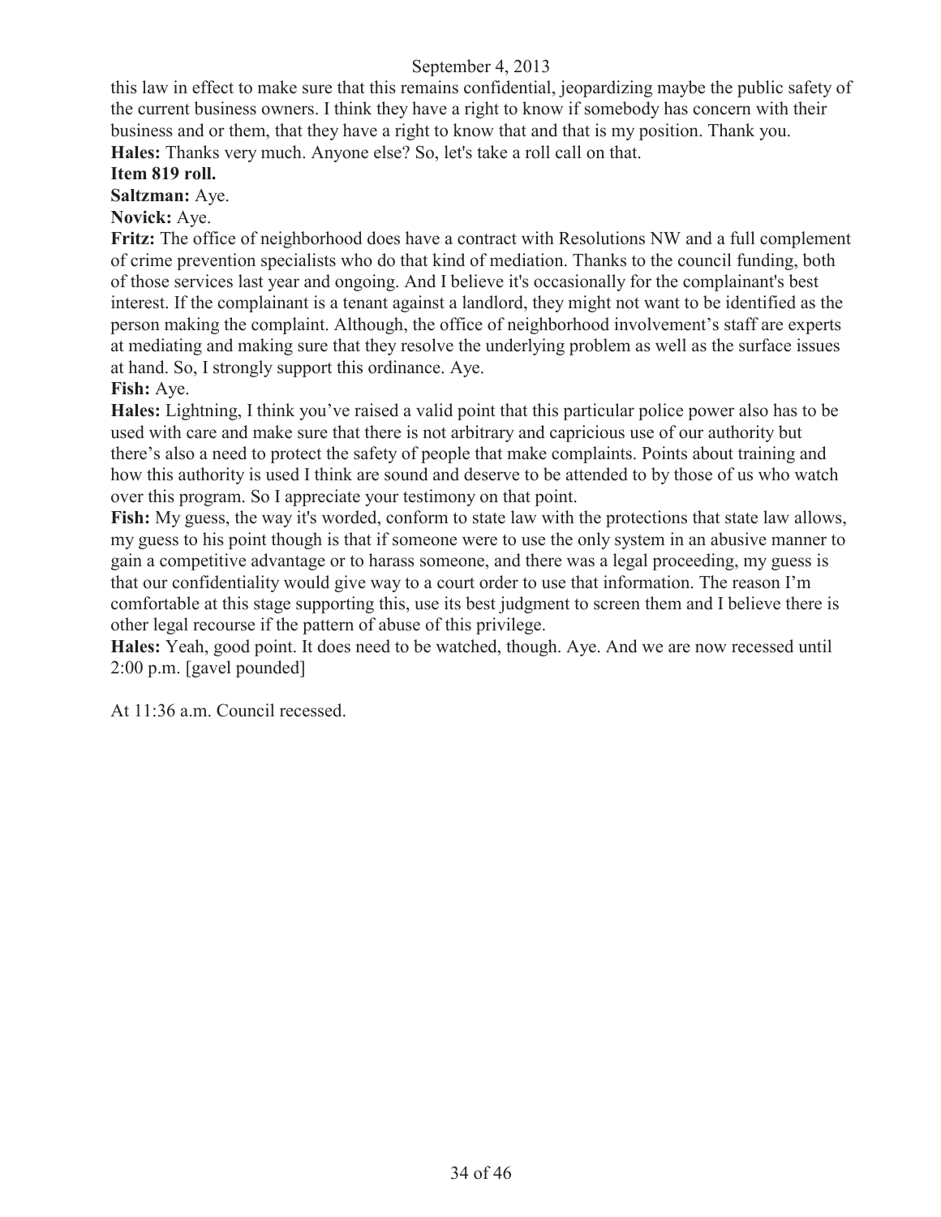this law in effect to make sure that this remains confidential, jeopardizing maybe the public safety of the current business owners. I think they have a right to know if somebody has concern with their business and or them, that they have a right to know that and that is my position. Thank you.

**Hales:** Thanks very much. Anyone else? So, let's take a roll call on that.

**Item 819 roll.**

**Saltzman:** Aye.

**Novick:** Aye.

**Fritz:** The office of neighborhood does have a contract with Resolutions NW and a full complement of crime prevention specialists who do that kind of mediation. Thanks to the council funding, both of those services last year and ongoing. And I believe it's occasionally for the complainant's best interest. If the complainant is a tenant against a landlord, they might not want to be identified as the person making the complaint. Although, the office of neighborhood involvement's staff are experts at mediating and making sure that they resolve the underlying problem as well as the surface issues at hand. So, I strongly support this ordinance. Aye.

**Fish:** Aye.

**Hales:** Lightning, I think you've raised a valid point that this particular police power also has to be used with care and make sure that there is not arbitrary and capricious use of our authority but there's also a need to protect the safety of people that make complaints. Points about training and how this authority is used I think are sound and deserve to be attended to by those of us who watch over this program. So I appreciate your testimony on that point.

**Fish:** My guess, the way it's worded, conform to state law with the protections that state law allows, my guess to his point though is that if someone were to use the only system in an abusive manner to gain a competitive advantage or to harass someone, and there was a legal proceeding, my guess is that our confidentiality would give way to a court order to use that information. The reason I'm comfortable at this stage supporting this, use its best judgment to screen them and I believe there is other legal recourse if the pattern of abuse of this privilege.

**Hales:** Yeah, good point. It does need to be watched, though. Aye. And we are now recessed until 2:00 p.m. [gavel pounded]

At 11:36 a.m. Council recessed.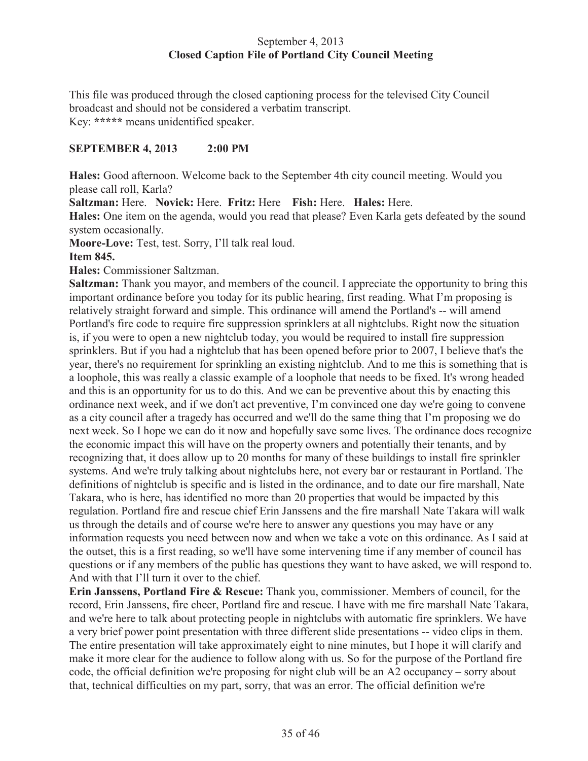September 4, 2013
**Closed Caption File of Portland City Council Meeting**

This file was produced through the closed captioning process for the televised City Council broadcast and should not be considered a verbatim transcript.
Key: **\*\*\*\*\*** means unidentified speaker.

**SEPTEMBER 4, 2013 2:00 PM**

**Hales:** Good afternoon. Welcome back to the September 4th city council meeting. Would you please call roll, Karla?

**Saltzman:** Here. **Novick:** Here. **Fritz:** Here **Fish:** Here. **Hales:** Here.

**Hales:** One item on the agenda, would you read that please? Even Karla gets defeated by the sound system occasionally.

**Moore-Love:** Test, test. Sorry, I'll talk real loud.

**Item 845.**

**Hales:** Commissioner Saltzman.

**Saltzman:** Thank you mayor, and members of the council. I appreciate the opportunity to bring this important ordinance before you today for its public hearing, first reading. What I'm proposing is relatively straight forward and simple. This ordinance will amend the Portland's -- will amend Portland's fire code to require fire suppression sprinklers at all nightclubs. Right now the situation is, if you were to open a new nightclub today, you would be required to install fire suppression sprinklers. But if you had a nightclub that has been opened before prior to 2007, I believe that's the year, there's no requirement for sprinkling an existing nightclub. And to me this is something that is a loophole, this was really a classic example of a loophole that needs to be fixed. It's wrong headed and this is an opportunity for us to do this. And we can be preventive about this by enacting this ordinance next week, and if we don't act preventive, I'm convinced one day we're going to convene as a city council after a tragedy has occurred and we'll do the same thing that I'm proposing we do next week. So I hope we can do it now and hopefully save some lives. The ordinance does recognize the economic impact this will have on the property owners and potentially their tenants, and by recognizing that, it does allow up to 20 months for many of these buildings to install fire sprinkler systems. And we're truly talking about nightclubs here, not every bar or restaurant in Portland. The definitions of nightclub is specific and is listed in the ordinance, and to date our fire marshall, Nate Takara, who is here, has identified no more than 20 properties that would be impacted by this regulation. Portland fire and rescue chief Erin Janssens and the fire marshall Nate Takara will walk us through the details and of course we're here to answer any questions you may have or any information requests you need between now and when we take a vote on this ordinance. As I said at the outset, this is a first reading, so we'll have some intervening time if any member of council has questions or if any members of the public has questions they want to have asked, we will respond to. And with that I'll turn it over to the chief.

**Erin Janssens, Portland Fire & Rescue:** Thank you, commissioner. Members of council, for the record, Erin Janssens, fire cheer, Portland fire and rescue. I have with me fire marshall Nate Takara, and we're here to talk about protecting people in nightclubs with automatic fire sprinklers. We have a very brief power point presentation with three different slide presentations -- video clips in them. The entire presentation will take approximately eight to nine minutes, but I hope it will clarify and make it more clear for the audience to follow along with us. So for the purpose of the Portland fire code, the official definition we're proposing for night club will be an A2 occupancy – sorry about that, technical difficulties on my part, sorry, that was an error. The official definition we're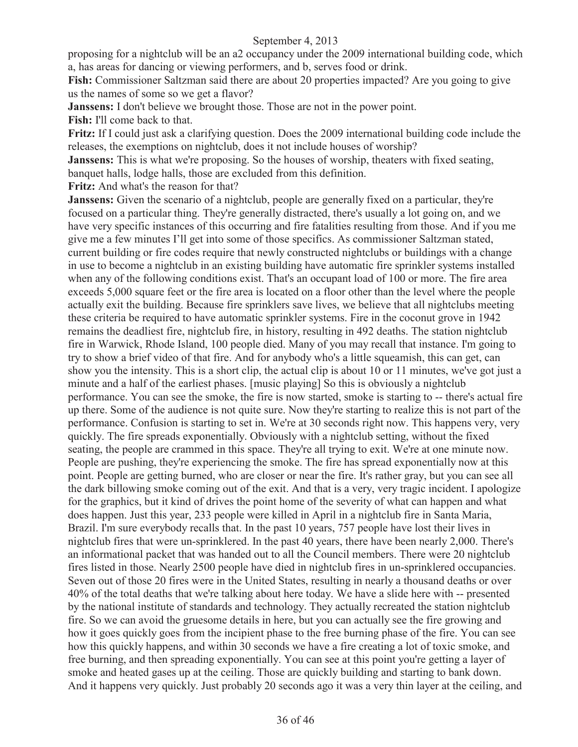proposing for a nightclub will be an a2 occupancy under the 2009 international building code, which a, has areas for dancing or viewing performers, and b, serves food or drink.

**Fish:** Commissioner Saltzman said there are about 20 properties impacted? Are you going to give us the names of some so we get a flavor?

**Janssens:** I don't believe we brought those. Those are not in the power point.

**Fish:** I'll come back to that.

**Fritz:** If I could just ask a clarifying question. Does the 2009 international building code include the releases, the exemptions on nightclub, does it not include houses of worship?

**Janssens:** This is what we're proposing. So the houses of worship, theaters with fixed seating, banquet halls, lodge halls, those are excluded from this definition.

**Fritz:** And what's the reason for that?

**Janssens:** Given the scenario of a nightclub, people are generally fixed on a particular, they're focused on a particular thing. They're generally distracted, there's usually a lot going on, and we have very specific instances of this occurring and fire fatalities resulting from those. And if you me give me a few minutes I'll get into some of those specifics. As commissioner Saltzman stated, current building or fire codes require that newly constructed nightclubs or buildings with a change in use to become a nightclub in an existing building have automatic fire sprinkler systems installed when any of the following conditions exist. That's an occupant load of 100 or more. The fire area exceeds 5,000 square feet or the fire area is located on a floor other than the level where the people actually exit the building. Because fire sprinklers save lives, we believe that all nightclubs meeting these criteria be required to have automatic sprinkler systems. Fire in the coconut grove in 1942 remains the deadliest fire, nightclub fire, in history, resulting in 492 deaths. The station nightclub fire in Warwick, Rhode Island, 100 people died. Many of you may recall that instance. I'm going to try to show a brief video of that fire. And for anybody who's a little squeamish, this can get, can show you the intensity. This is a short clip, the actual clip is about 10 or 11 minutes, we've got just a minute and a half of the earliest phases. [music playing] So this is obviously a nightclub performance. You can see the smoke, the fire is now started, smoke is starting to -- there's actual fire up there. Some of the audience is not quite sure. Now they're starting to realize this is not part of the performance. Confusion is starting to set in. We're at 30 seconds right now. This happens very, very quickly. The fire spreads exponentially. Obviously with a nightclub setting, without the fixed seating, the people are crammed in this space. They're all trying to exit. We're at one minute now. People are pushing, they're experiencing the smoke. The fire has spread exponentially now at this point. People are getting burned, who are closer or near the fire. It's rather gray, but you can see all the dark billowing smoke coming out of the exit. And that is a very, very tragic incident. I apologize for the graphics, but it kind of drives the point home of the severity of what can happen and what does happen. Just this year, 233 people were killed in April in a nightclub fire in Santa Maria, Brazil. I'm sure everybody recalls that. In the past 10 years, 757 people have lost their lives in nightclub fires that were un-sprinklered. In the past 40 years, there have been nearly 2,000. There's an informational packet that was handed out to all the Council members. There were 20 nightclub fires listed in those. Nearly 2500 people have died in nightclub fires in un-sprinklered occupancies. Seven out of those 20 fires were in the United States, resulting in nearly a thousand deaths or over 40% of the total deaths that we're talking about here today. We have a slide here with -- presented by the national institute of standards and technology. They actually recreated the station nightclub fire. So we can avoid the gruesome details in here, but you can actually see the fire growing and how it goes quickly goes from the incipient phase to the free burning phase of the fire. You can see how this quickly happens, and within 30 seconds we have a fire creating a lot of toxic smoke, and free burning, and then spreading exponentially. You can see at this point you're getting a layer of smoke and heated gases up at the ceiling. Those are quickly building and starting to bank down. And it happens very quickly. Just probably 20 seconds ago it was a very thin layer at the ceiling, and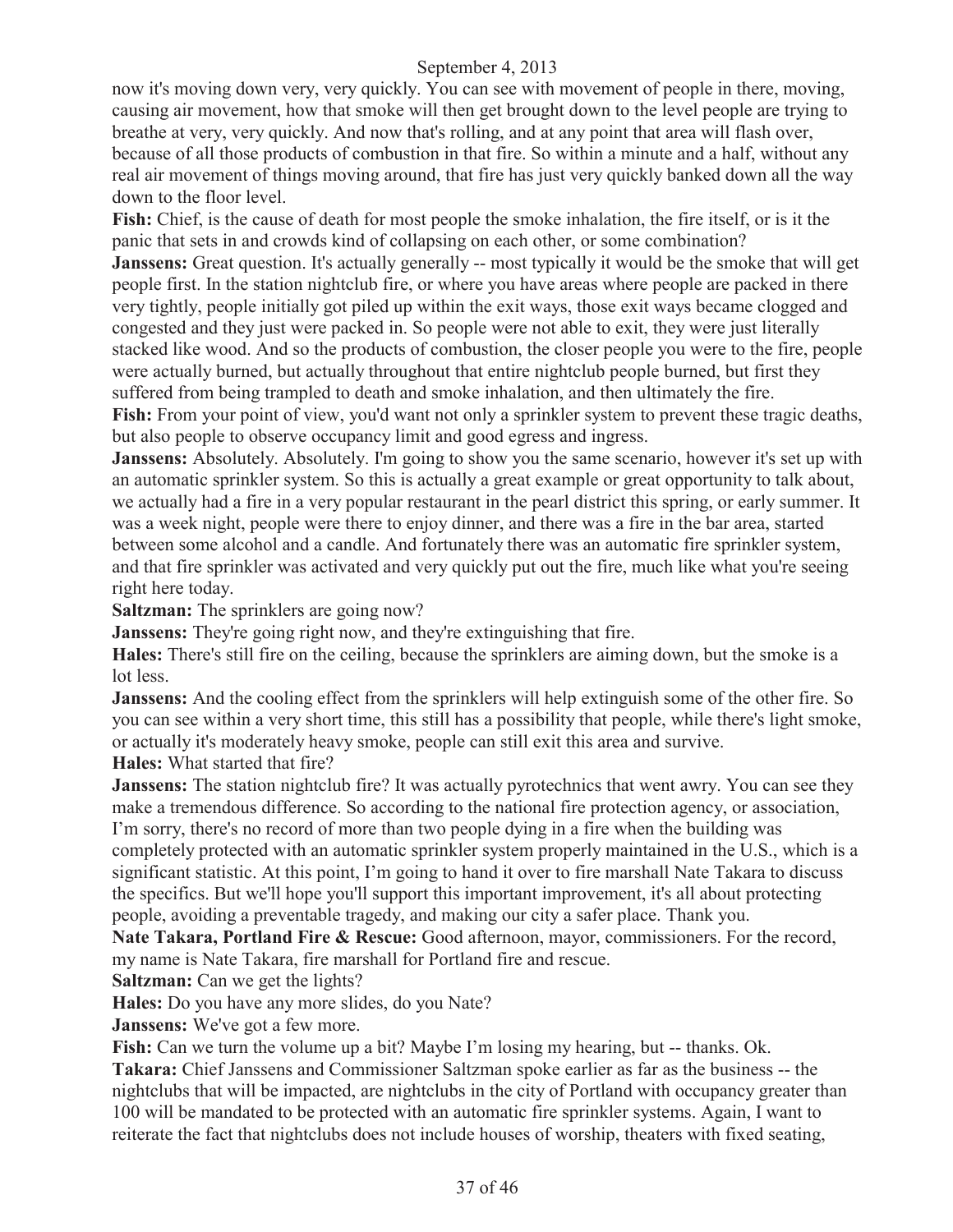now it's moving down very, very quickly. You can see with movement of people in there, moving, causing air movement, how that smoke will then get brought down to the level people are trying to breathe at very, very quickly. And now that's rolling, and at any point that area will flash over, because of all those products of combustion in that fire. So within a minute and a half, without any real air movement of things moving around, that fire has just very quickly banked down all the way down to the floor level.

**Fish:** Chief, is the cause of death for most people the smoke inhalation, the fire itself, or is it the panic that sets in and crowds kind of collapsing on each other, or some combination?

**Janssens:** Great question. It's actually generally -- most typically it would be the smoke that will get people first. In the station nightclub fire, or where you have areas where people are packed in there very tightly, people initially got piled up within the exit ways, those exit ways became clogged and congested and they just were packed in. So people were not able to exit, they were just literally stacked like wood. And so the products of combustion, the closer people you were to the fire, people were actually burned, but actually throughout that entire nightclub people burned, but first they suffered from being trampled to death and smoke inhalation, and then ultimately the fire.

**Fish:** From your point of view, you'd want not only a sprinkler system to prevent these tragic deaths, but also people to observe occupancy limit and good egress and ingress.

**Janssens:** Absolutely. Absolutely. I'm going to show you the same scenario, however it's set up with an automatic sprinkler system. So this is actually a great example or great opportunity to talk about, we actually had a fire in a very popular restaurant in the pearl district this spring, or early summer. It was a week night, people were there to enjoy dinner, and there was a fire in the bar area, started between some alcohol and a candle. And fortunately there was an automatic fire sprinkler system, and that fire sprinkler was activated and very quickly put out the fire, much like what you're seeing right here today.

**Saltzman:** The sprinklers are going now?

**Janssens:** They're going right now, and they're extinguishing that fire.

**Hales:** There's still fire on the ceiling, because the sprinklers are aiming down, but the smoke is a lot less.

**Janssens:** And the cooling effect from the sprinklers will help extinguish some of the other fire. So you can see within a very short time, this still has a possibility that people, while there's light smoke, or actually it's moderately heavy smoke, people can still exit this area and survive.

**Hales:** What started that fire?

**Janssens:** The station nightclub fire? It was actually pyrotechnics that went awry. You can see they make a tremendous difference. So according to the national fire protection agency, or association, I'm sorry, there's no record of more than two people dying in a fire when the building was completely protected with an automatic sprinkler system properly maintained in the U.S., which is a significant statistic. At this point, I'm going to hand it over to fire marshall Nate Takara to discuss the specifics. But we'll hope you'll support this important improvement, it's all about protecting people, avoiding a preventable tragedy, and making our city a safer place. Thank you.

**Nate Takara, Portland Fire & Rescue:** Good afternoon, mayor, commissioners. For the record, my name is Nate Takara, fire marshall for Portland fire and rescue.

**Saltzman:** Can we get the lights?

**Hales:** Do you have any more slides, do you Nate?

**Janssens:** We've got a few more.

**Fish:** Can we turn the volume up a bit? Maybe I'm losing my hearing, but -- thanks. Ok.

**Takara:** Chief Janssens and Commissioner Saltzman spoke earlier as far as the business -- the nightclubs that will be impacted, are nightclubs in the city of Portland with occupancy greater than 100 will be mandated to be protected with an automatic fire sprinkler systems. Again, I want to reiterate the fact that nightclubs does not include houses of worship, theaters with fixed seating,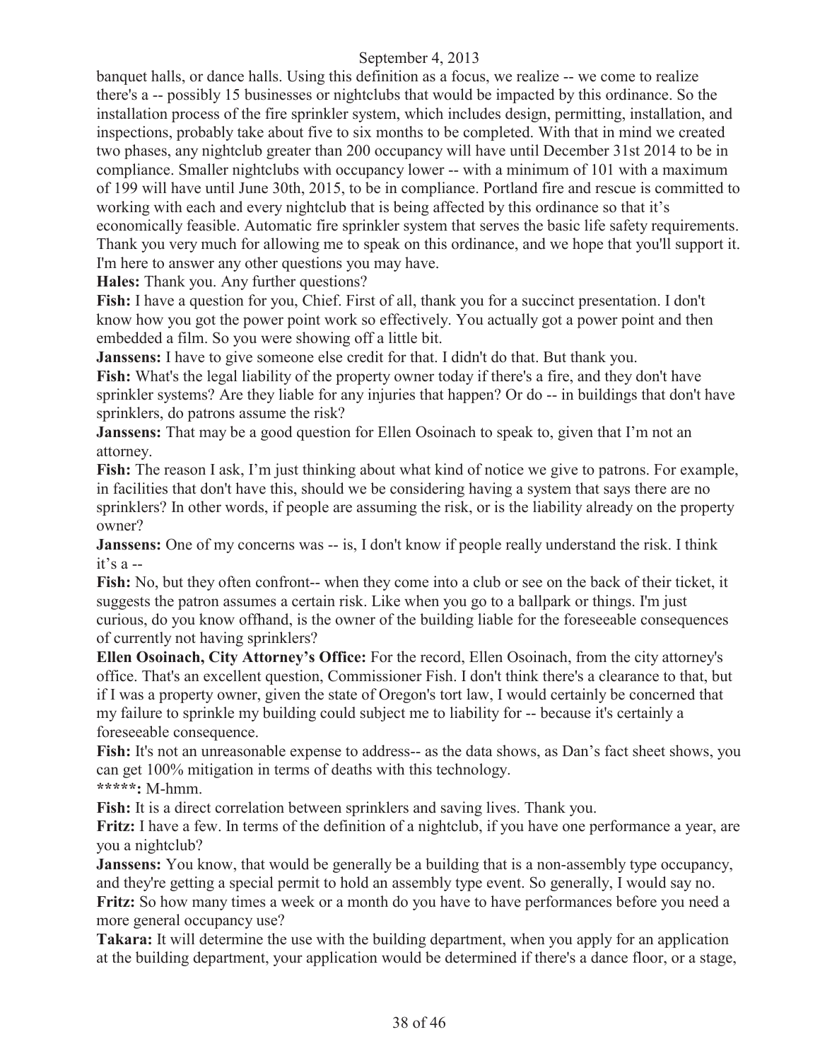banquet halls, or dance halls. Using this definition as a focus, we realize -- we come to realize there's a -- possibly 15 businesses or nightclubs that would be impacted by this ordinance. So the installation process of the fire sprinkler system, which includes design, permitting, installation, and inspections, probably take about five to six months to be completed. With that in mind we created two phases, any nightclub greater than 200 occupancy will have until December 31st 2014 to be in compliance. Smaller nightclubs with occupancy lower -- with a minimum of 101 with a maximum of 199 will have until June 30th, 2015, to be in compliance. Portland fire and rescue is committed to working with each and every nightclub that is being affected by this ordinance so that it's economically feasible. Automatic fire sprinkler system that serves the basic life safety requirements. Thank you very much for allowing me to speak on this ordinance, and we hope that you'll support it. I'm here to answer any other questions you may have.

**Hales:** Thank you. Any further questions?

**Fish:** I have a question for you, Chief. First of all, thank you for a succinct presentation. I don't know how you got the power point work so effectively. You actually got a power point and then embedded a film. So you were showing off a little bit.

**Janssens:** I have to give someone else credit for that. I didn't do that. But thank you.

**Fish:** What's the legal liability of the property owner today if there's a fire, and they don't have sprinkler systems? Are they liable for any injuries that happen? Or do -- in buildings that don't have sprinklers, do patrons assume the risk?

**Janssens:** That may be a good question for Ellen Osoinach to speak to, given that I'm not an attorney.

**Fish:** The reason I ask, I'm just thinking about what kind of notice we give to patrons. For example, in facilities that don't have this, should we be considering having a system that says there are no sprinklers? In other words, if people are assuming the risk, or is the liability already on the property owner?

**Janssens:** One of my concerns was -- is, I don't know if people really understand the risk. I think it's a --

**Fish:** No, but they often confront-- when they come into a club or see on the back of their ticket, it suggests the patron assumes a certain risk. Like when you go to a ballpark or things. I'm just curious, do you know offhand, is the owner of the building liable for the foreseeable consequences of currently not having sprinklers?

**Ellen Osoinach, City Attorney's Office:** For the record, Ellen Osoinach, from the city attorney's office. That's an excellent question, Commissioner Fish. I don't think there's a clearance to that, but if I was a property owner, given the state of Oregon's tort law, I would certainly be concerned that my failure to sprinkle my building could subject me to liability for -- because it's certainly a foreseeable consequence.

**Fish:** It's not an unreasonable expense to address-- as the data shows, as Dan's fact sheet shows, you can get 100% mitigation in terms of deaths with this technology.

*****:** M-hmm.

**Fish:** It is a direct correlation between sprinklers and saving lives. Thank you.

**Fritz:** I have a few. In terms of the definition of a nightclub, if you have one performance a year, are you a nightclub?

**Janssens:** You know, that would be generally be a building that is a non-assembly type occupancy, and they're getting a special permit to hold an assembly type event. So generally, I would say no.

**Fritz:** So how many times a week or a month do you have to have performances before you need a more general occupancy use?

**Takara:** It will determine the use with the building department, when you apply for an application at the building department, your application would be determined if there's a dance floor, or a stage,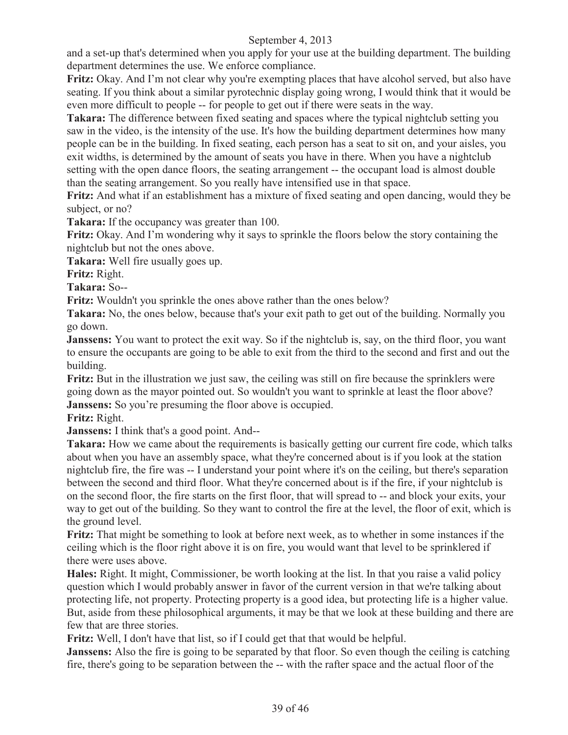and a set-up that's determined when you apply for your use at the building department. The building department determines the use. We enforce compliance.

**Fritz:** Okay. And I'm not clear why you're exempting places that have alcohol served, but also have seating. If you think about a similar pyrotechnic display going wrong, I would think that it would be even more difficult to people -- for people to get out if there were seats in the way.

**Takara:** The difference between fixed seating and spaces where the typical nightclub setting you saw in the video, is the intensity of the use. It's how the building department determines how many people can be in the building. In fixed seating, each person has a seat to sit on, and your aisles, you exit widths, is determined by the amount of seats you have in there. When you have a nightclub setting with the open dance floors, the seating arrangement -- the occupant load is almost double than the seating arrangement. So you really have intensified use in that space.

**Fritz:** And what if an establishment has a mixture of fixed seating and open dancing, would they be subject, or no?

**Takara:** If the occupancy was greater than 100.

**Fritz:** Okay. And I'm wondering why it says to sprinkle the floors below the story containing the nightclub but not the ones above.

**Takara:** Well fire usually goes up.

**Fritz:** Right.

**Takara:** So--

**Fritz:** Wouldn't you sprinkle the ones above rather than the ones below?

**Takara:** No, the ones below, because that's your exit path to get out of the building. Normally you go down.

**Janssens:** You want to protect the exit way. So if the nightclub is, say, on the third floor, you want to ensure the occupants are going to be able to exit from the third to the second and first and out the building.

**Fritz:** But in the illustration we just saw, the ceiling was still on fire because the sprinklers were going down as the mayor pointed out. So wouldn't you want to sprinkle at least the floor above?

**Janssens:** So you're presuming the floor above is occupied.

**Fritz:** Right.

**Janssens:** I think that's a good point. And--

**Takara:** How we came about the requirements is basically getting our current fire code, which talks about when you have an assembly space, what they're concerned about is if you look at the station nightclub fire, the fire was -- I understand your point where it's on the ceiling, but there's separation between the second and third floor. What they're concerned about is if the fire, if your nightclub is on the second floor, the fire starts on the first floor, that will spread to -- and block your exits, your way to get out of the building. So they want to control the fire at the level, the floor of exit, which is the ground level.

**Fritz:** That might be something to look at before next week, as to whether in some instances if the ceiling which is the floor right above it is on fire, you would want that level to be sprinklered if there were uses above.

**Hales:** Right. It might, Commissioner, be worth looking at the list. In that you raise a valid policy question which I would probably answer in favor of the current version in that we're talking about protecting life, not property. Protecting property is a good idea, but protecting life is a higher value. But, aside from these philosophical arguments, it may be that we look at these building and there are few that are three stories.

**Fritz:** Well, I don't have that list, so if I could get that that would be helpful.

**Janssens:** Also the fire is going to be separated by that floor. So even though the ceiling is catching fire, there's going to be separation between the -- with the rafter space and the actual floor of the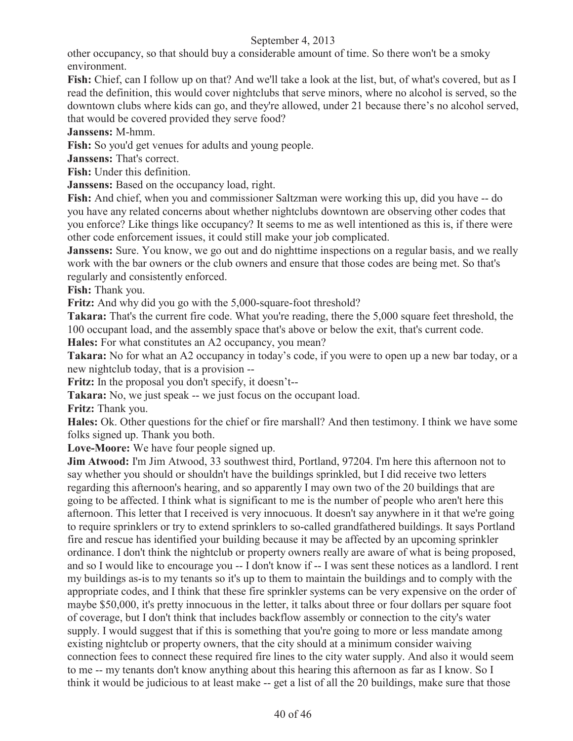other occupancy, so that should buy a considerable amount of time. So there won't be a smoky environment.

**Fish:** Chief, can I follow up on that? And we'll take a look at the list, but, of what's covered, but as I read the definition, this would cover nightclubs that serve minors, where no alcohol is served, so the downtown clubs where kids can go, and they're allowed, under 21 because there's no alcohol served, that would be covered provided they serve food?

**Janssens:** M-hmm.

**Fish:** So you'd get venues for adults and young people.

**Janssens:** That's correct.

**Fish:** Under this definition.

**Janssens:** Based on the occupancy load, right.

**Fish:** And chief, when you and commissioner Saltzman were working this up, did you have -- do you have any related concerns about whether nightclubs downtown are observing other codes that you enforce? Like things like occupancy? It seems to me as well intentioned as this is, if there were other code enforcement issues, it could still make your job complicated.

**Janssens:** Sure. You know, we go out and do nighttime inspections on a regular basis, and we really work with the bar owners or the club owners and ensure that those codes are being met. So that's regularly and consistently enforced.

**Fish:** Thank you.

**Fritz:** And why did you go with the 5,000-square-foot threshold?

**Takara:** That's the current fire code. What you're reading, there the 5,000 square feet threshold, the 100 occupant load, and the assembly space that's above or below the exit, that's current code.

**Hales:** For what constitutes an A2 occupancy, you mean?

**Takara:** No for what an A2 occupancy in today's code, if you were to open up a new bar today, or a new nightclub today, that is a provision --

**Fritz:** In the proposal you don't specify, it doesn't--

**Takara:** No, we just speak -- we just focus on the occupant load.

**Fritz:** Thank you.

**Hales:** Ok. Other questions for the chief or fire marshall? And then testimony. I think we have some folks signed up. Thank you both.

**Love-Moore:** We have four people signed up.

**Jim Atwood:** I'm Jim Atwood, 33 southwest third, Portland, 97204. I'm here this afternoon not to say whether you should or shouldn't have the buildings sprinkled, but I did receive two letters regarding this afternoon's hearing, and so apparently I may own two of the 20 buildings that are going to be affected. I think what is significant to me is the number of people who aren't here this afternoon. This letter that I received is very innocuous. It doesn't say anywhere in it that we're going to require sprinklers or try to extend sprinklers to so-called grandfathered buildings. It says Portland fire and rescue has identified your building because it may be affected by an upcoming sprinkler ordinance. I don't think the nightclub or property owners really are aware of what is being proposed, and so I would like to encourage you -- I don't know if -- I was sent these notices as a landlord. I rent my buildings as-is to my tenants so it's up to them to maintain the buildings and to comply with the appropriate codes, and I think that these fire sprinkler systems can be very expensive on the order of maybe $50,000, it's pretty innocuous in the letter, it talks about three or four dollars per square foot of coverage, but I don't think that includes backflow assembly or connection to the city's water supply. I would suggest that if this is something that you're going to more or less mandate among existing nightclub or property owners, that the city should at a minimum consider waiving connection fees to connect these required fire lines to the city water supply. And also it would seem to me -- my tenants don't know anything about this hearing this afternoon as far as I know. So I think it would be judicious to at least make -- get a list of all the 20 buildings, make sure that those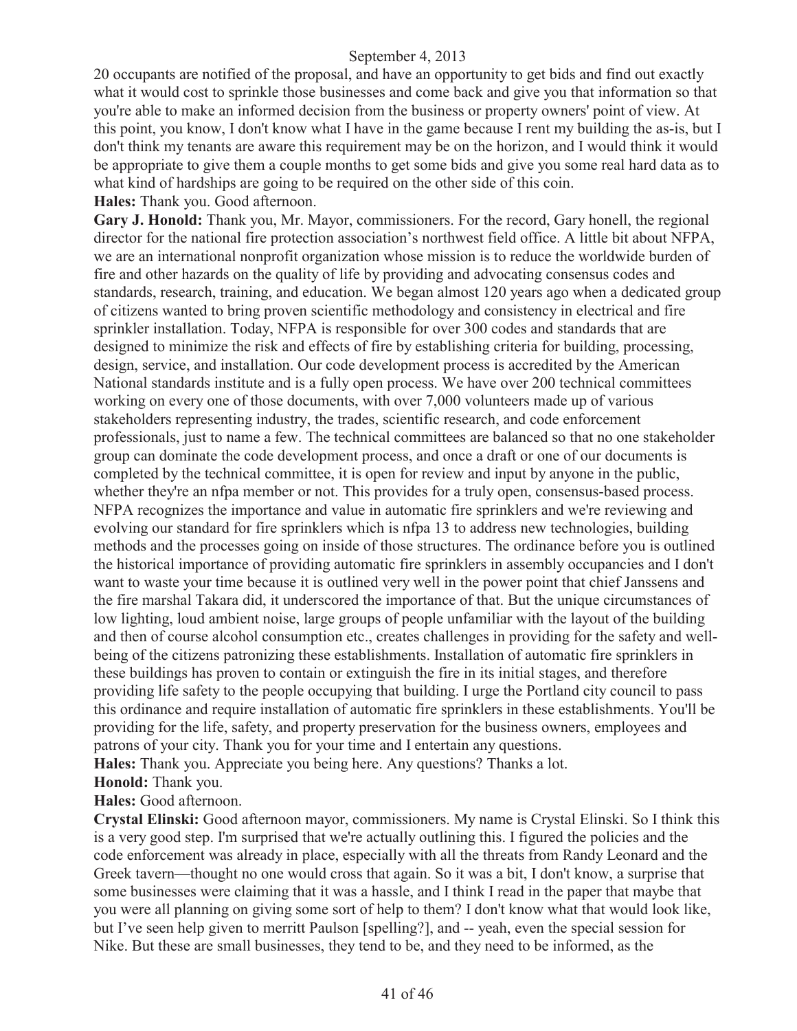20 occupants are notified of the proposal, and have an opportunity to get bids and find out exactly what it would cost to sprinkle those businesses and come back and give you that information so that you're able to make an informed decision from the business or property owners' point of view. At this point, you know, I don't know what I have in the game because I rent my building the as-is, but I don't think my tenants are aware this requirement may be on the horizon, and I would think it would be appropriate to give them a couple months to get some bids and give you some real hard data as to what kind of hardships are going to be required on the other side of this coin.

**Hales:** Thank you. Good afternoon.

**Gary J. Honold:** Thank you, Mr. Mayor, commissioners. For the record, Gary honell, the regional director for the national fire protection association's northwest field office. A little bit about NFPA, we are an international nonprofit organization whose mission is to reduce the worldwide burden of fire and other hazards on the quality of life by providing and advocating consensus codes and standards, research, training, and education. We began almost 120 years ago when a dedicated group of citizens wanted to bring proven scientific methodology and consistency in electrical and fire sprinkler installation. Today, NFPA is responsible for over 300 codes and standards that are designed to minimize the risk and effects of fire by establishing criteria for building, processing, design, service, and installation. Our code development process is accredited by the American National standards institute and is a fully open process. We have over 200 technical committees working on every one of those documents, with over 7,000 volunteers made up of various stakeholders representing industry, the trades, scientific research, and code enforcement professionals, just to name a few. The technical committees are balanced so that no one stakeholder group can dominate the code development process, and once a draft or one of our documents is completed by the technical committee, it is open for review and input by anyone in the public, whether they're an nfpa member or not. This provides for a truly open, consensus-based process. NFPA recognizes the importance and value in automatic fire sprinklers and we're reviewing and evolving our standard for fire sprinklers which is nfpa 13 to address new technologies, building methods and the processes going on inside of those structures. The ordinance before you is outlined the historical importance of providing automatic fire sprinklers in assembly occupancies and I don't want to waste your time because it is outlined very well in the power point that chief Janssens and the fire marshal Takara did, it underscored the importance of that. But the unique circumstances of low lighting, loud ambient noise, large groups of people unfamiliar with the layout of the building and then of course alcohol consumption etc., creates challenges in providing for the safety and well-being of the citizens patronizing these establishments. Installation of automatic fire sprinklers in these buildings has proven to contain or extinguish the fire in its initial stages, and therefore providing life safety to the people occupying that building. I urge the Portland city council to pass this ordinance and require installation of automatic fire sprinklers in these establishments. You'll be providing for the life, safety, and property preservation for the business owners, employees and patrons of your city. Thank you for your time and I entertain any questions.

**Hales:** Thank you. Appreciate you being here. Any questions? Thanks a lot.

**Honold:** Thank you.

**Hales:** Good afternoon.

**Crystal Elinski:** Good afternoon mayor, commissioners. My name is Crystal Elinski. So I think this is a very good step. I'm surprised that we're actually outlining this. I figured the policies and the code enforcement was already in place, especially with all the threats from Randy Leonard and the Greek tavern—thought no one would cross that again. So it was a bit, I don't know, a surprise that some businesses were claiming that it was a hassle, and I think I read in the paper that maybe that you were all planning on giving some sort of help to them? I don't know what that would look like, but I've seen help given to merritt Paulson [spelling?], and -- yeah, even the special session for Nike. But these are small businesses, they tend to be, and they need to be informed, as the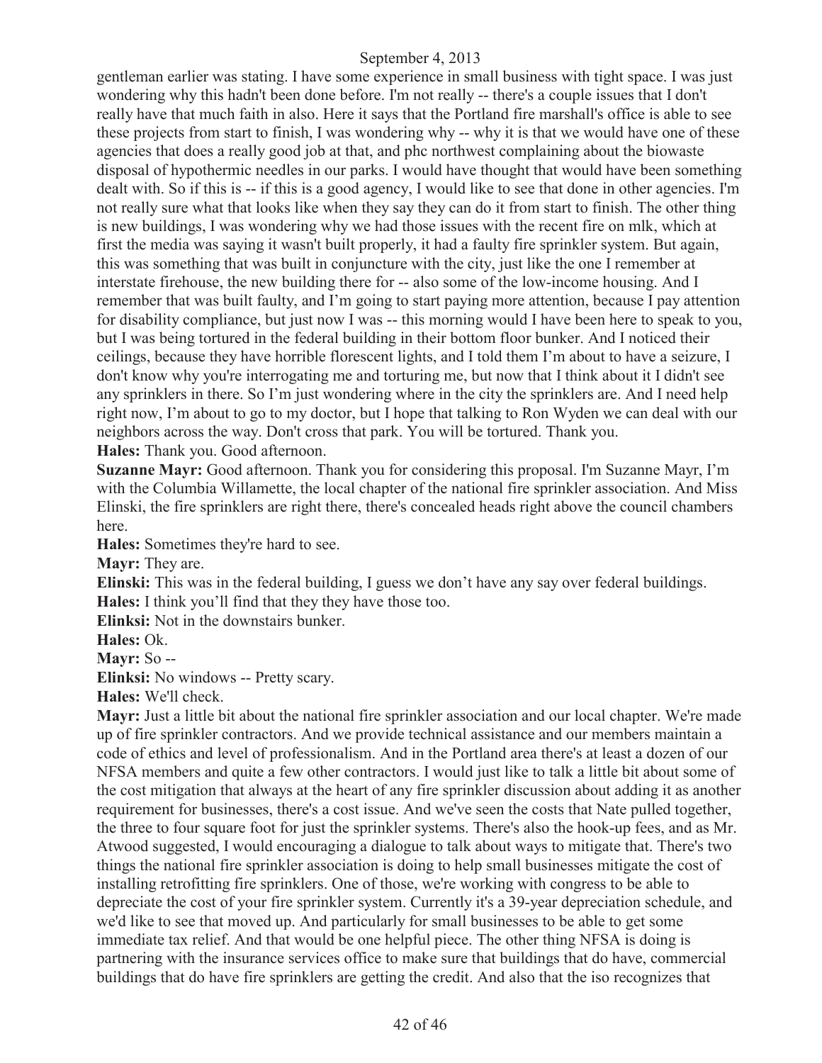gentleman earlier was stating. I have some experience in small business with tight space. I was just wondering why this hadn't been done before. I'm not really -- there's a couple issues that I don't really have that much faith in also. Here it says that the Portland fire marshall's office is able to see these projects from start to finish, I was wondering why -- why it is that we would have one of these agencies that does a really good job at that, and phc northwest complaining about the biowaste disposal of hypothermic needles in our parks. I would have thought that would have been something dealt with. So if this is -- if this is a good agency, I would like to see that done in other agencies. I'm not really sure what that looks like when they say they can do it from start to finish. The other thing is new buildings, I was wondering why we had those issues with the recent fire on mlk, which at first the media was saying it wasn't built properly, it had a faulty fire sprinkler system. But again, this was something that was built in conjuncture with the city, just like the one I remember at interstate firehouse, the new building there for -- also some of the low-income housing. And I remember that was built faulty, and I'm going to start paying more attention, because I pay attention for disability compliance, but just now I was -- this morning would I have been here to speak to you, but I was being tortured in the federal building in their bottom floor bunker. And I noticed their ceilings, because they have horrible florescent lights, and I told them I'm about to have a seizure, I don't know why you're interrogating me and torturing me, but now that I think about it I didn't see any sprinklers in there. So I'm just wondering where in the city the sprinklers are. And I need help right now, I'm about to go to my doctor, but I hope that talking to Ron Wyden we can deal with our neighbors across the way. Don't cross that park. You will be tortured. Thank you.

**Hales:** Thank you. Good afternoon.

**Suzanne Mayr:** Good afternoon. Thank you for considering this proposal. I'm Suzanne Mayr, I'm with the Columbia Willamette, the local chapter of the national fire sprinkler association. And Miss Elinski, the fire sprinklers are right there, there's concealed heads right above the council chambers here.

**Hales:** Sometimes they're hard to see.

**Mayr:** They are.

**Elinski:** This was in the federal building, I guess we don't have any say over federal buildings.

**Hales:** I think you'll find that they they have those too.

**Elinksi:** Not in the downstairs bunker.

**Hales:** Ok.

**Mayr:** So --

**Elinksi:** No windows -- Pretty scary.

**Hales:** We'll check.

**Mayr:** Just a little bit about the national fire sprinkler association and our local chapter. We're made up of fire sprinkler contractors. And we provide technical assistance and our members maintain a code of ethics and level of professionalism. And in the Portland area there's at least a dozen of our NFSA members and quite a few other contractors. I would just like to talk a little bit about some of the cost mitigation that always at the heart of any fire sprinkler discussion about adding it as another requirement for businesses, there's a cost issue. And we've seen the costs that Nate pulled together, the three to four square foot for just the sprinkler systems. There's also the hook-up fees, and as Mr. Atwood suggested, I would encouraging a dialogue to talk about ways to mitigate that. There's two things the national fire sprinkler association is doing to help small businesses mitigate the cost of installing retrofitting fire sprinklers. One of those, we're working with congress to be able to depreciate the cost of your fire sprinkler system. Currently it's a 39-year depreciation schedule, and we'd like to see that moved up. And particularly for small businesses to be able to get some immediate tax relief. And that would be one helpful piece. The other thing NFSA is doing is partnering with the insurance services office to make sure that buildings that do have, commercial buildings that do have fire sprinklers are getting the credit. And also that the iso recognizes that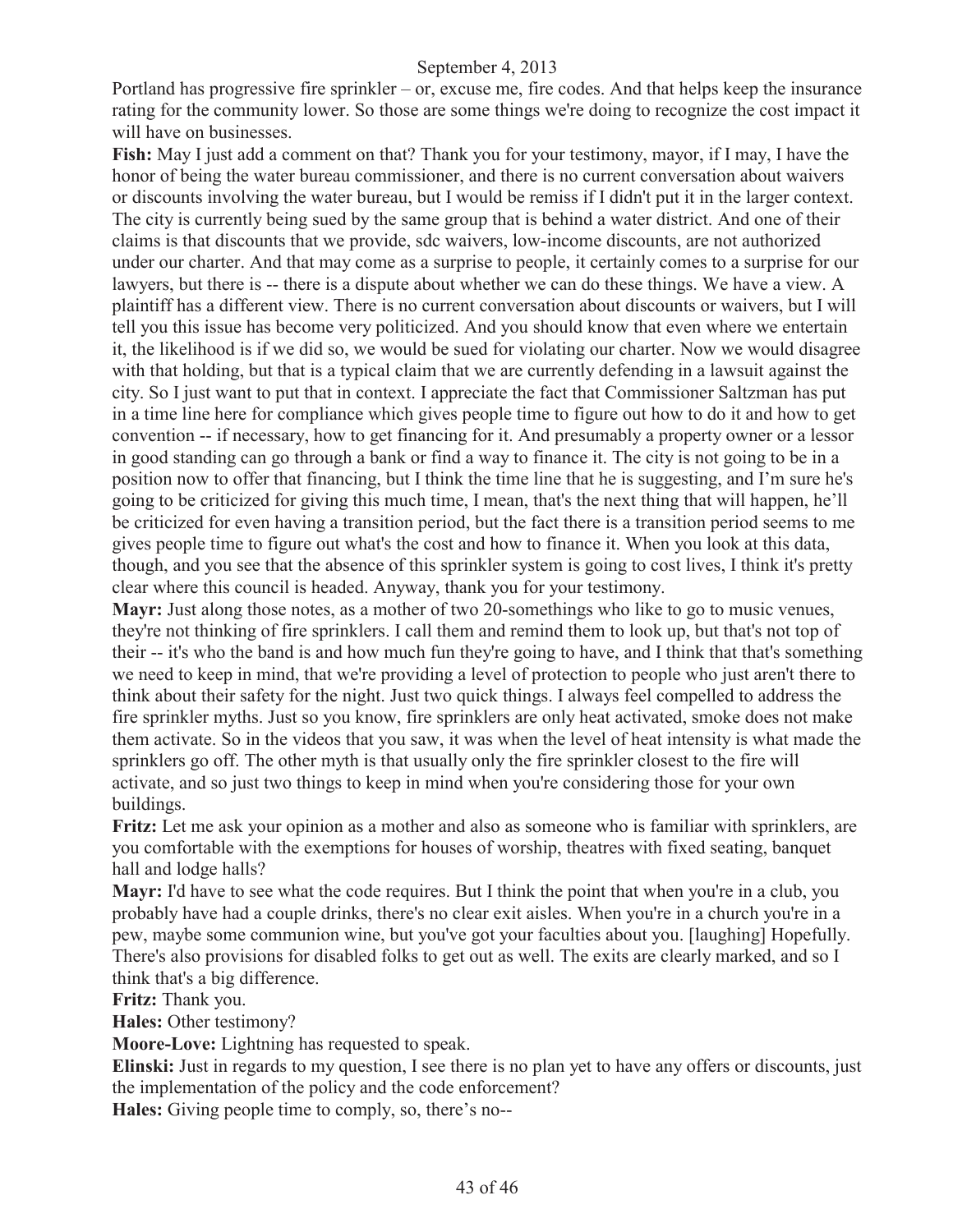Portland has progressive fire sprinkler – or, excuse me, fire codes. And that helps keep the insurance rating for the community lower. So those are some things we're doing to recognize the cost impact it will have on businesses.

**Fish:** May I just add a comment on that? Thank you for your testimony, mayor, if I may, I have the honor of being the water bureau commissioner, and there is no current conversation about waivers or discounts involving the water bureau, but I would be remiss if I didn't put it in the larger context. The city is currently being sued by the same group that is behind a water district. And one of their claims is that discounts that we provide, sdc waivers, low-income discounts, are not authorized under our charter. And that may come as a surprise to people, it certainly comes to a surprise for our lawyers, but there is -- there is a dispute about whether we can do these things. We have a view. A plaintiff has a different view. There is no current conversation about discounts or waivers, but I will tell you this issue has become very politicized. And you should know that even where we entertain it, the likelihood is if we did so, we would be sued for violating our charter. Now we would disagree with that holding, but that is a typical claim that we are currently defending in a lawsuit against the city. So I just want to put that in context. I appreciate the fact that Commissioner Saltzman has put in a time line here for compliance which gives people time to figure out how to do it and how to get convention -- if necessary, how to get financing for it. And presumably a property owner or a lessor in good standing can go through a bank or find a way to finance it. The city is not going to be in a position now to offer that financing, but I think the time line that he is suggesting, and I'm sure he's going to be criticized for giving this much time, I mean, that's the next thing that will happen, he'll be criticized for even having a transition period, but the fact there is a transition period seems to me gives people time to figure out what's the cost and how to finance it. When you look at this data, though, and you see that the absence of this sprinkler system is going to cost lives, I think it's pretty clear where this council is headed. Anyway, thank you for your testimony.

**Mayr:** Just along those notes, as a mother of two 20-somethings who like to go to music venues, they're not thinking of fire sprinklers. I call them and remind them to look up, but that's not top of their -- it's who the band is and how much fun they're going to have, and I think that that's something we need to keep in mind, that we're providing a level of protection to people who just aren't there to think about their safety for the night. Just two quick things. I always feel compelled to address the fire sprinkler myths. Just so you know, fire sprinklers are only heat activated, smoke does not make them activate. So in the videos that you saw, it was when the level of heat intensity is what made the sprinklers go off. The other myth is that usually only the fire sprinkler closest to the fire will activate, and so just two things to keep in mind when you're considering those for your own buildings.

**Fritz:** Let me ask your opinion as a mother and also as someone who is familiar with sprinklers, are you comfortable with the exemptions for houses of worship, theatres with fixed seating, banquet hall and lodge halls?

**Mayr:** I'd have to see what the code requires. But I think the point that when you're in a club, you probably have had a couple drinks, there's no clear exit aisles. When you're in a church you're in a pew, maybe some communion wine, but you've got your faculties about you. [laughing] Hopefully. There's also provisions for disabled folks to get out as well. The exits are clearly marked, and so I think that's a big difference.

**Fritz:** Thank you.

**Hales:** Other testimony?

**Moore-Love:** Lightning has requested to speak.

**Elinski:** Just in regards to my question, I see there is no plan yet to have any offers or discounts, just the implementation of the policy and the code enforcement?

**Hales:** Giving people time to comply, so, there's no--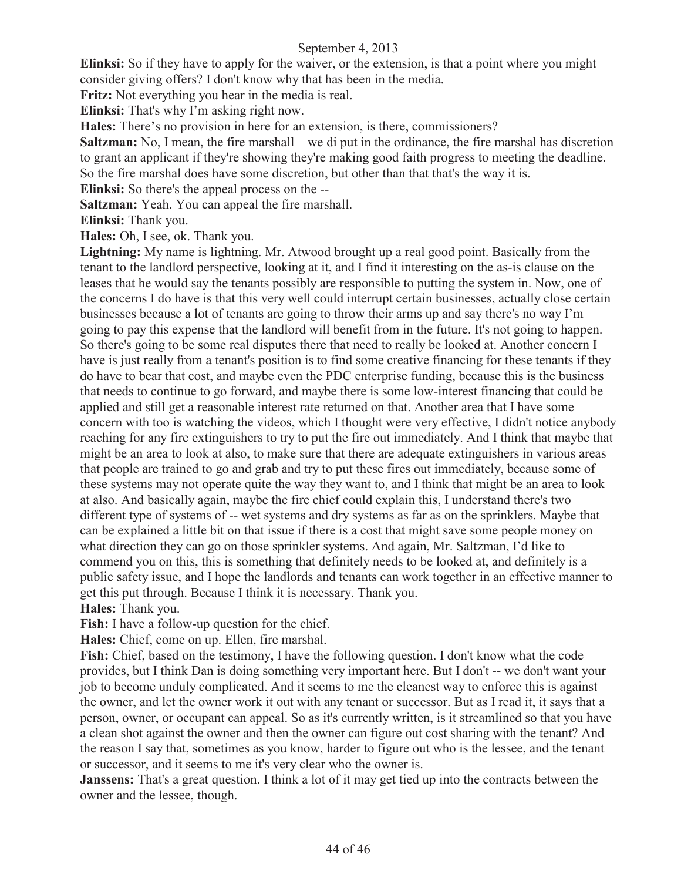**Elinksi:** So if they have to apply for the waiver, or the extension, is that a point where you might consider giving offers? I don't know why that has been in the media.

**Fritz:** Not everything you hear in the media is real.

**Elinksi:** That's why I'm asking right now.

**Hales:** There's no provision in here for an extension, is there, commissioners?

**Saltzman:** No, I mean, the fire marshall—we di put in the ordinance, the fire marshal has discretion to grant an applicant if they're showing they're making good faith progress to meeting the deadline. So the fire marshal does have some discretion, but other than that that's the way it is.

**Elinksi:** So there's the appeal process on the --

**Saltzman:** Yeah. You can appeal the fire marshall.

**Elinksi:** Thank you.

**Hales:** Oh, I see, ok. Thank you.

**Lightning:** My name is lightning. Mr. Atwood brought up a real good point. Basically from the tenant to the landlord perspective, looking at it, and I find it interesting on the as-is clause on the leases that he would say the tenants possibly are responsible to putting the system in. Now, one of the concerns I do have is that this very well could interrupt certain businesses, actually close certain businesses because a lot of tenants are going to throw their arms up and say there's no way I'm going to pay this expense that the landlord will benefit from in the future. It's not going to happen. So there's going to be some real disputes there that need to really be looked at. Another concern I have is just really from a tenant's position is to find some creative financing for these tenants if they do have to bear that cost, and maybe even the PDC enterprise funding, because this is the business that needs to continue to go forward, and maybe there is some low-interest financing that could be applied and still get a reasonable interest rate returned on that. Another area that I have some concern with too is watching the videos, which I thought were very effective, I didn't notice anybody reaching for any fire extinguishers to try to put the fire out immediately. And I think that maybe that might be an area to look at also, to make sure that there are adequate extinguishers in various areas that people are trained to go and grab and try to put these fires out immediately, because some of these systems may not operate quite the way they want to, and I think that might be an area to look at also. And basically again, maybe the fire chief could explain this, I understand there's two different type of systems of -- wet systems and dry systems as far as on the sprinklers. Maybe that can be explained a little bit on that issue if there is a cost that might save some people money on what direction they can go on those sprinkler systems. And again, Mr. Saltzman, I'd like to commend you on this, this is something that definitely needs to be looked at, and definitely is a public safety issue, and I hope the landlords and tenants can work together in an effective manner to get this put through. Because I think it is necessary. Thank you.

**Hales:** Thank you.

**Fish:** I have a follow-up question for the chief.

**Hales:** Chief, come on up. Ellen, fire marshal.

**Fish:** Chief, based on the testimony, I have the following question. I don't know what the code provides, but I think Dan is doing something very important here. But I don't -- we don't want your job to become unduly complicated. And it seems to me the cleanest way to enforce this is against the owner, and let the owner work it out with any tenant or successor. But as I read it, it says that a person, owner, or occupant can appeal. So as it's currently written, is it streamlined so that you have a clean shot against the owner and then the owner can figure out cost sharing with the tenant? And the reason I say that, sometimes as you know, harder to figure out who is the lessee, and the tenant or successor, and it seems to me it's very clear who the owner is.

**Janssens:** That's a great question. I think a lot of it may get tied up into the contracts between the owner and the lessee, though.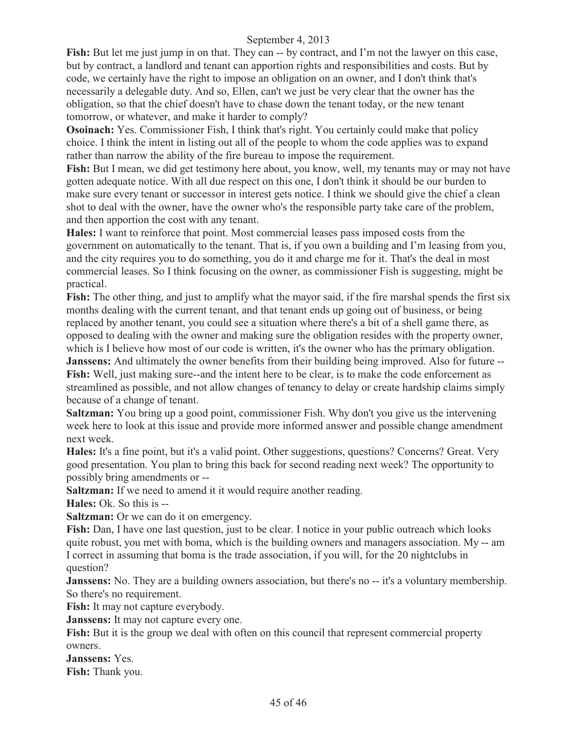**Fish:** But let me just jump in on that. They can -- by contract, and I'm not the lawyer on this case, but by contract, a landlord and tenant can apportion rights and responsibilities and costs. But by code, we certainly have the right to impose an obligation on an owner, and I don't think that's necessarily a delegable duty. And so, Ellen, can't we just be very clear that the owner has the obligation, so that the chief doesn't have to chase down the tenant today, or the new tenant tomorrow, or whatever, and make it harder to comply?

**Osoinach:** Yes. Commissioner Fish, I think that's right. You certainly could make that policy choice. I think the intent in listing out all of the people to whom the code applies was to expand rather than narrow the ability of the fire bureau to impose the requirement.

**Fish:** But I mean, we did get testimony here about, you know, well, my tenants may or may not have gotten adequate notice. With all due respect on this one, I don't think it should be our burden to make sure every tenant or successor in interest gets notice. I think we should give the chief a clean shot to deal with the owner, have the owner who's the responsible party take care of the problem, and then apportion the cost with any tenant.

**Hales:** I want to reinforce that point. Most commercial leases pass imposed costs from the government on automatically to the tenant. That is, if you own a building and I'm leasing from you, and the city requires you to do something, you do it and charge me for it. That's the deal in most commercial leases. So I think focusing on the owner, as commissioner Fish is suggesting, might be practical.

**Fish:** The other thing, and just to amplify what the mayor said, if the fire marshal spends the first six months dealing with the current tenant, and that tenant ends up going out of business, or being replaced by another tenant, you could see a situation where there's a bit of a shell game there, as opposed to dealing with the owner and making sure the obligation resides with the property owner, which is I believe how most of our code is written, it's the owner who has the primary obligation.

**Janssens:** And ultimately the owner benefits from their building being improved. Also for future --

**Fish:** Well, just making sure--and the intent here to be clear, is to make the code enforcement as streamlined as possible, and not allow changes of tenancy to delay or create hardship claims simply because of a change of tenant.

**Saltzman:** You bring up a good point, commissioner Fish. Why don't you give us the intervening week here to look at this issue and provide more informed answer and possible change amendment next week.

**Hales:** It's a fine point, but it's a valid point. Other suggestions, questions? Concerns? Great. Very good presentation. You plan to bring this back for second reading next week? The opportunity to possibly bring amendments or --

**Saltzman:** If we need to amend it it would require another reading.

**Hales:** Ok. So this is --

**Saltzman:** Or we can do it on emergency.

**Fish:** Dan, I have one last question, just to be clear. I notice in your public outreach which looks quite robust, you met with boma, which is the building owners and managers association. My -- am I correct in assuming that boma is the trade association, if you will, for the 20 nightclubs in question?

**Janssens:** No. They are a building owners association, but there's no -- it's a voluntary membership. So there's no requirement.

**Fish:** It may not capture everybody.

**Janssens:** It may not capture every one.

**Fish:** But it is the group we deal with often on this council that represent commercial property owners.

**Janssens:** Yes.

**Fish:** Thank you.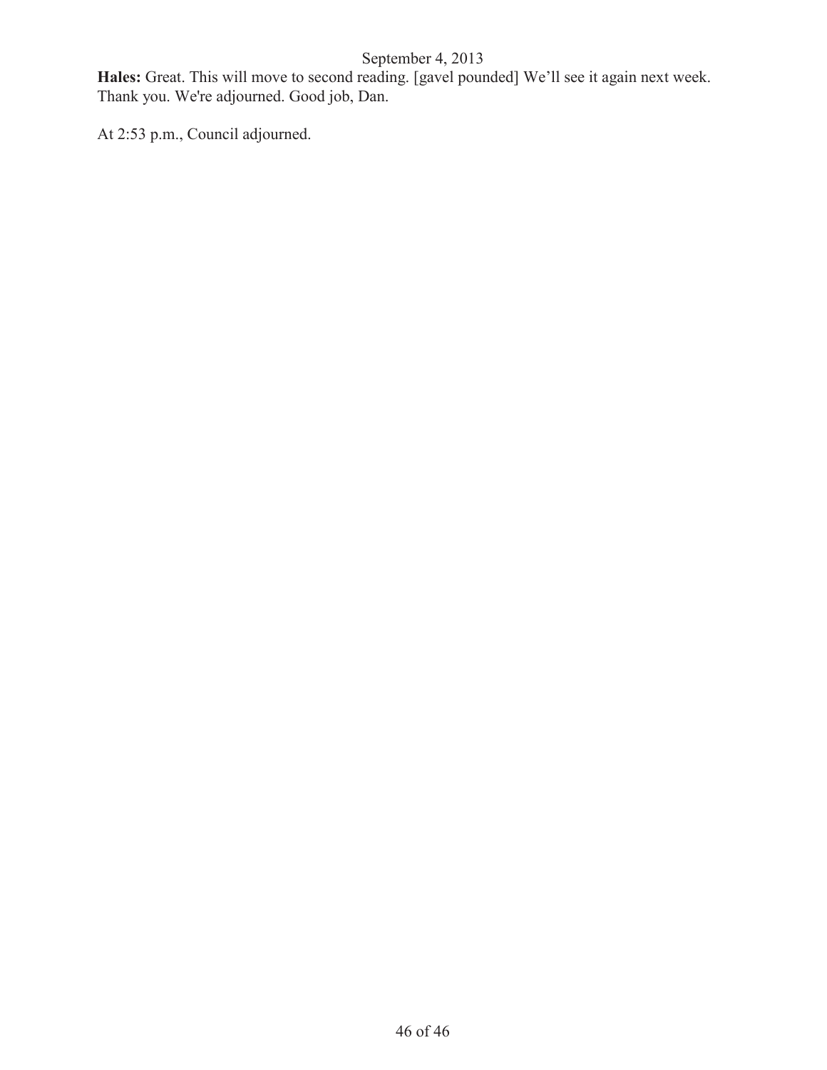**Hales:** Great. This will move to second reading. [gavel pounded] We'll see it again next week. Thank you. We're adjourned. Good job, Dan.

At 2:53 p.m., Council adjourned.